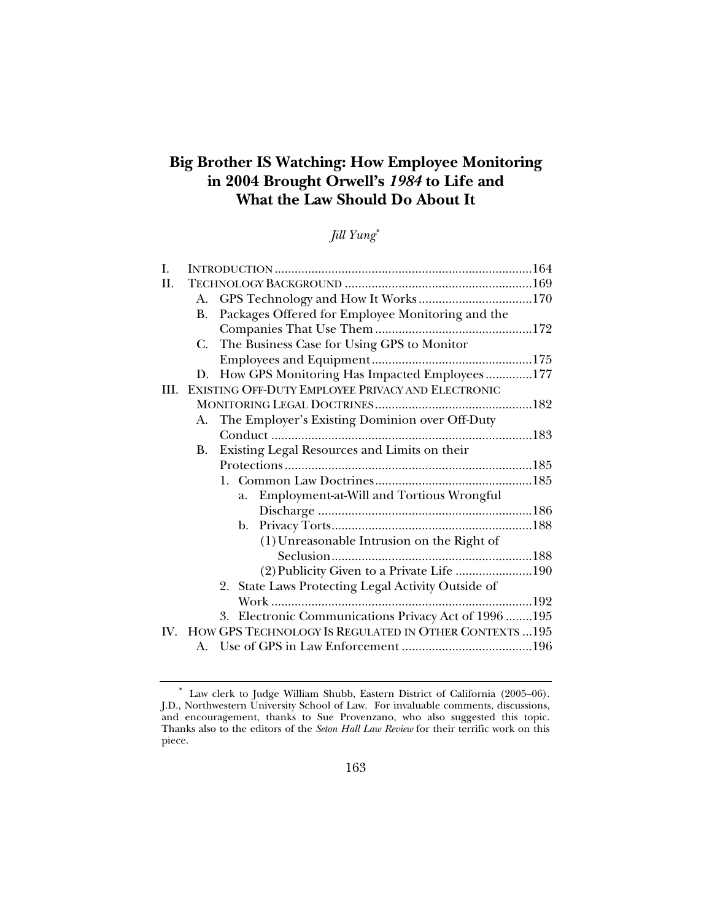# Big Brother IS Watching: How Employee Monitoring in 2004 Brought Orwell's *1984* to Life and What the Law Should Do About It

*Jill Yung*[*]

I. INTRODUCTION ............................................................................164

II. TECHNOLOGY BACKGROUND ........................................................169

- A. GPS Technology and How It Works ..................................170
- B. Packages Offered for Employee Monitoring and the Companies That Use Them ...............................................172
- C. The Business Case for Using GPS to Monitor Employees and Equipment................................................175
- D. How GPS Monitoring Has Impacted Employees..............177

III. EXISTING OFF-DUTY EMPLOYEE PRIVACY AND ELECTRONIC MONITORING LEGAL DOCTRINES...............................................182

- A. The Employer's Existing Dominion over Off-Duty Conduct ..............................................................................183
- B. Existing Legal Resources and Limits on their Protections..........................................................................185
  - 1. Common Law Doctrines...............................................185
    - a. Employment-at-Will and Tortious Wrongful Discharge ................................................................186
    - b. Privacy Torts............................................................188
      - (1) Unreasonable Intrusion on the Right of Seclusion............................................................188
      - (2) Publicity Given to a Private Life .......................190
  - 2. State Laws Protecting Legal Activity Outside of Work ..............................................................................192
  - 3. Electronic Communications Privacy Act of 1996 ........195

IV. HOW GPS TECHNOLOGY IS REGULATED IN OTHER CONTEXTS ...195

- A. Use of GPS in Law Enforcement .......................................196

---

[*] Law clerk to Judge William Shubb, Eastern District of California (2005–06). J.D., Northwestern University School of Law. For invaluable comments, discussions, and encouragement, thanks to Sue Provenzano, who also suggested this topic. Thanks also to the editors of the *Seton Hall Law Review* for their terrific work on this piece.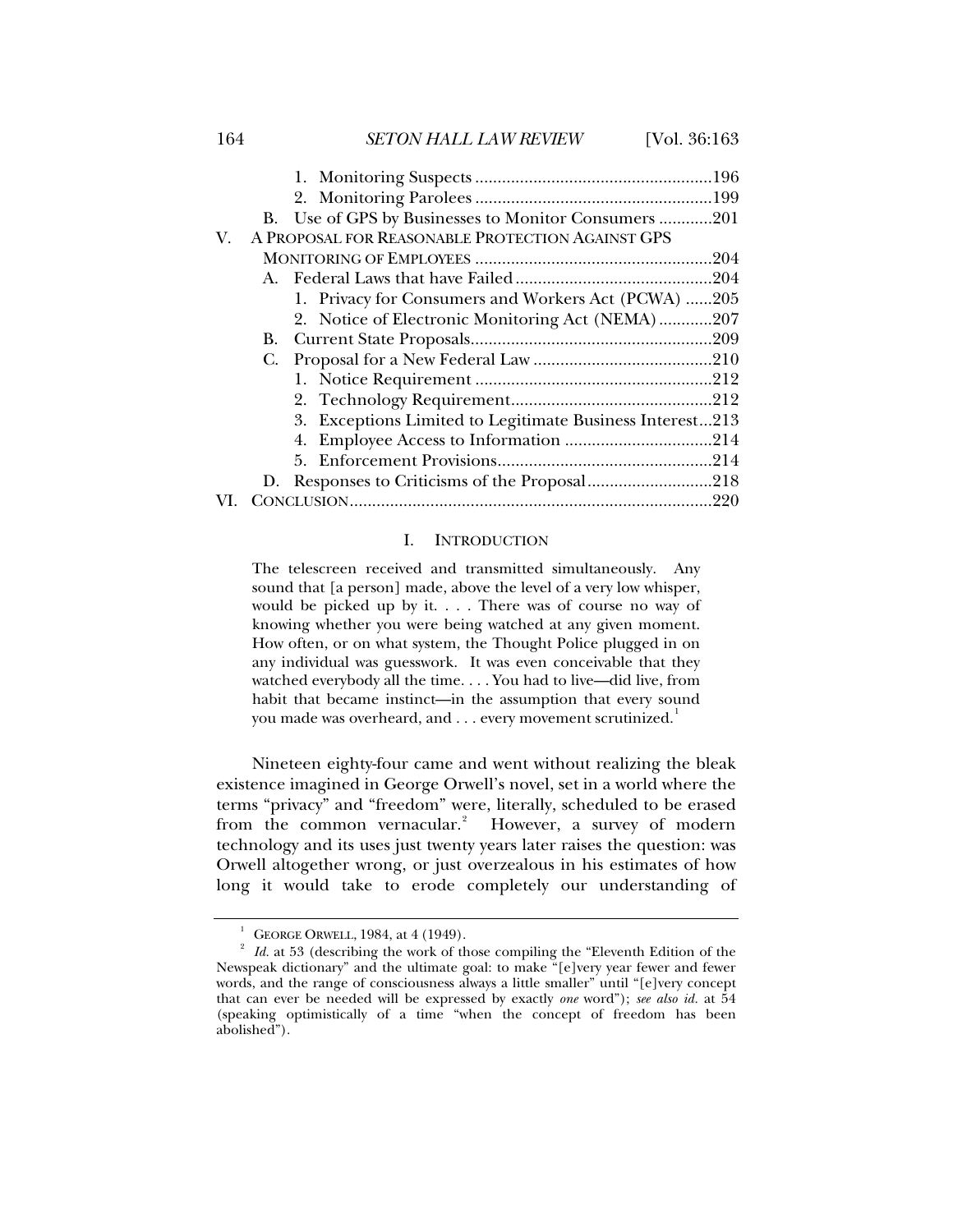1. Monitoring Suspects .....................................................196
2. Monitoring Parolees .....................................................199

B. Use of GPS by Businesses to Monitor Consumers ............201

V. A PROPOSAL FOR REASONABLE PROTECTION AGAINST GPS MONITORING OF EMPLOYEES .....................................................204

A. Federal Laws that have Failed ............................................204
1. Privacy for Consumers and Workers Act (PCWA) ......205
2. Notice of Electronic Monitoring Act (NEMA) ............207

B. Current State Proposals......................................................209

C. Proposal for a New Federal Law ........................................210
1. Notice Requirement .....................................................212
2. Technology Requirement.............................................212
3. Exceptions Limited to Legitimate Business Interest...213
4. Employee Access to Information .................................214
5. Enforcement Provisions................................................214

D. Responses to Criticisms of the Proposal............................218

VI. CONCLUSION.................................................................................220

## I. INTRODUCTION

> The telescreen received and transmitted simultaneously. Any sound that [a person] made, above the level of a very low whisper, would be picked up by it. . . . There was of course no way of knowing whether you were being watched at any given moment. How often, or on what system, the Thought Police plugged in on any individual was guesswork. It was even conceivable that they watched everybody all the time. . . . You had to live—did live, from habit that became instinct—in the assumption that every sound you made was overheard, and . . . every movement scrutinized.[1]

Nineteen eighty-four came and went without realizing the bleak existence imagined in George Orwell's novel, set in a world where the terms "privacy" and "freedom" were, literally, scheduled to be erased from the common vernacular.[2] However, a survey of modern technology and its uses just twenty years later raises the question: was Orwell altogether wrong, or just overzealous in his estimates of how long it would take to erode completely our understanding of

---

[1] GEORGE ORWELL, 1984, at 4 (1949).

[2] *Id.* at 53 (describing the work of those compiling the "Eleventh Edition of the Newspeak dictionary" and the ultimate goal: to make "[e]very year fewer and fewer words, and the range of consciousness always a little smaller" until "[e]very concept that can ever be needed will be expressed by exactly *one* word"); *see also id.* at 54 (speaking optimistically of a time "when the concept of freedom has been abolished").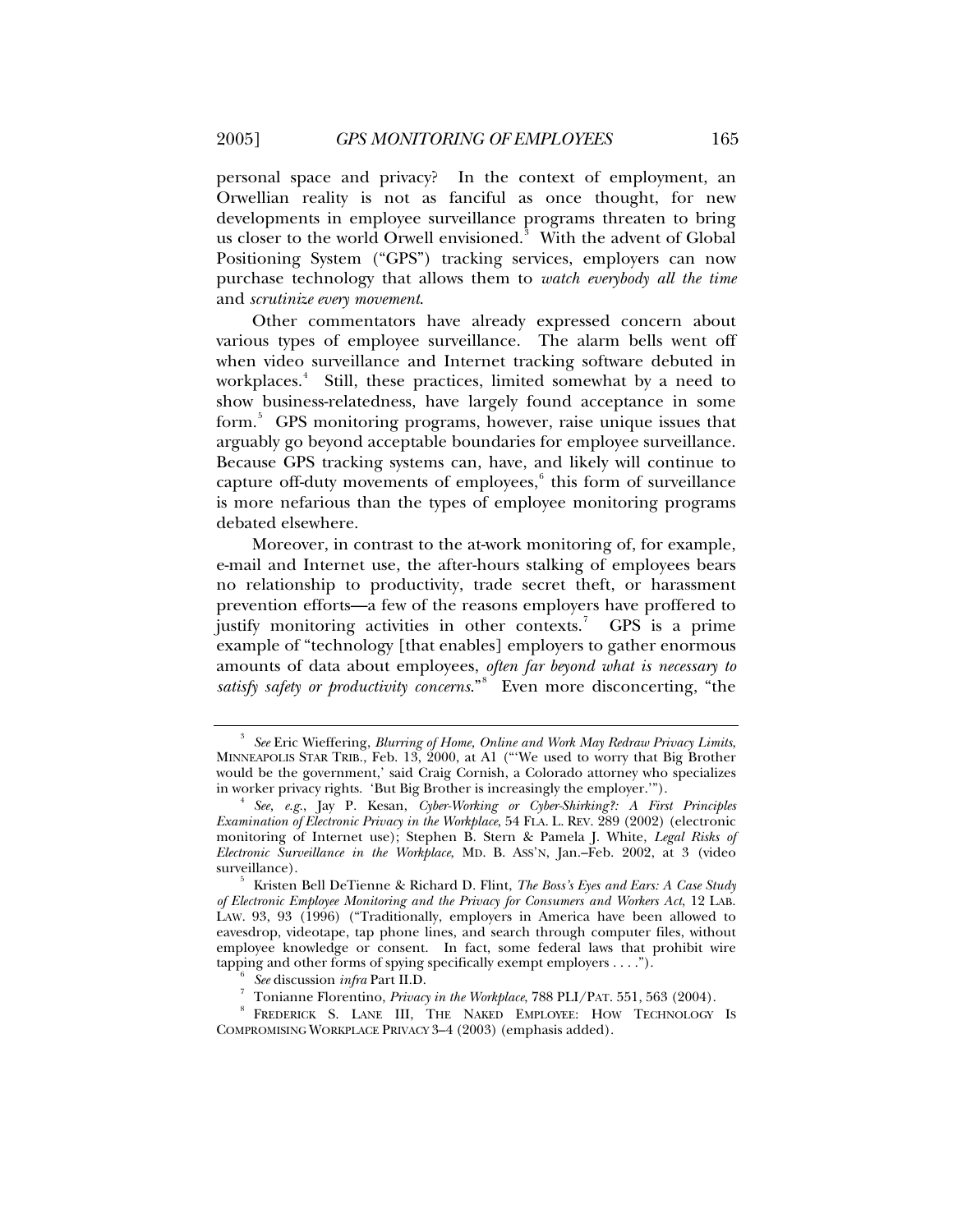personal space and privacy? In the context of employment, an Orwellian reality is not as fanciful as once thought, for new developments in employee surveillance programs threaten to bring us closer to the world Orwell envisioned.[3] With the advent of Global Positioning System ("GPS") tracking services, employers can now purchase technology that allows them to *watch everybody all the time* and *scrutinize every movement*.

Other commentators have already expressed concern about various types of employee surveillance. The alarm bells went off when video surveillance and Internet tracking software debuted in workplaces.[4] Still, these practices, limited somewhat by a need to show business-relatedness, have largely found acceptance in some form.[5] GPS monitoring programs, however, raise unique issues that arguably go beyond acceptable boundaries for employee surveillance. Because GPS tracking systems can, have, and likely will continue to capture off-duty movements of employees,[6] this form of surveillance is more nefarious than the types of employee monitoring programs debated elsewhere.

Moreover, in contrast to the at-work monitoring of, for example, e-mail and Internet use, the after-hours stalking of employees bears no relationship to productivity, trade secret theft, or harassment prevention efforts—a few of the reasons employers have proffered to justify monitoring activities in other contexts.[7] GPS is a prime example of "technology [that enables] employers to gather enormous amounts of data about employees, *often far beyond what is necessary to satisfy safety or productivity concerns*."[8] Even more disconcerting, "the

---

[3] *See* Eric Wieffering, *Blurring of Home, Online and Work May Redraw Privacy Limits*, MINNEAPOLIS STAR TRIB., Feb. 13, 2000, at A1 ("'We used to worry that Big Brother would be the government,' said Craig Cornish, a Colorado attorney who specializes in worker privacy rights. 'But Big Brother is increasingly the employer.'").

[4] *See, e.g.*, Jay P. Kesan, *Cyber-Working or Cyber-Shirking?: A First Principles Examination of Electronic Privacy in the Workplace*, 54 FLA. L. REV. 289 (2002) (electronic monitoring of Internet use); Stephen B. Stern & Pamela J. White, *Legal Risks of Electronic Surveillance in the Workplace*, MD. B. ASS'N, Jan.–Feb. 2002, at 3 (video surveillance).

[5] Kristen Bell DeTienne & Richard D. Flint, *The Boss's Eyes and Ears: A Case Study of Electronic Employee Monitoring and the Privacy for Consumers and Workers Act*, 12 LAB. LAW. 93, 93 (1996) ("Traditionally, employers in America have been allowed to eavesdrop, videotape, tap phone lines, and search through computer files, without employee knowledge or consent. In fact, some federal laws that prohibit wire tapping and other forms of spying specifically exempt employers . . . .").

[6] *See* discussion *infra* Part II.D.

[7] Tonianne Florentino, *Privacy in the Workplace*, 788 PLI/PAT. 551, 563 (2004).

[8] FREDERICK S. LANE III, THE NAKED EMPLOYEE: HOW TECHNOLOGY IS COMPROMISING WORKPLACE PRIVACY 3–4 (2003) (emphasis added).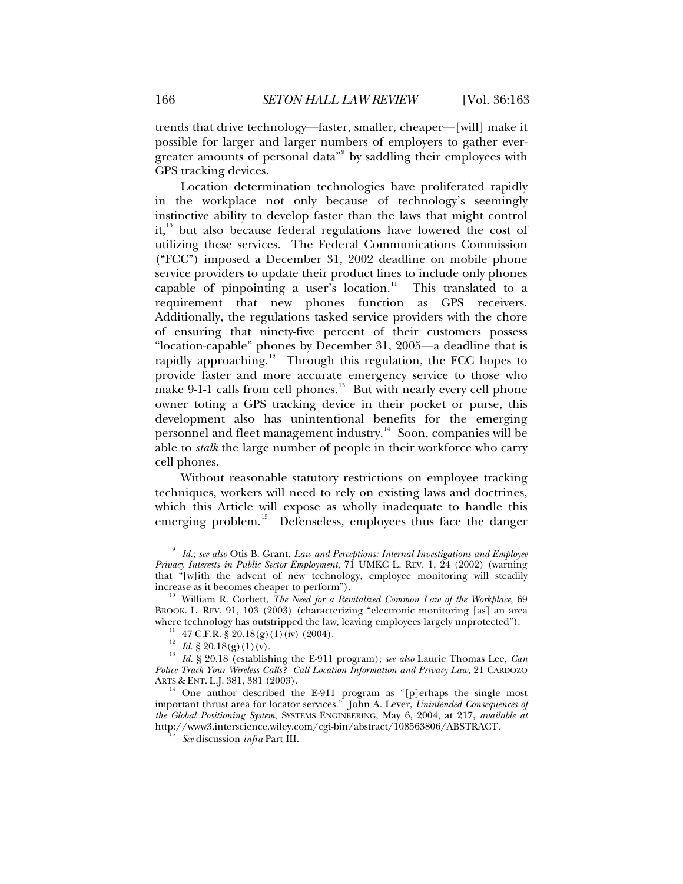trends that drive technology—faster, smaller, cheaper—[will] make it possible for larger and larger numbers of employers to gather ever-greater amounts of personal data"[9] by saddling their employees with GPS tracking devices.

Location determination technologies have proliferated rapidly in the workplace not only because of technology's seemingly instinctive ability to develop faster than the laws that might control it,[10] but also because federal regulations have lowered the cost of utilizing these services. The Federal Communications Commission ("FCC") imposed a December 31, 2002 deadline on mobile phone service providers to update their product lines to include only phones capable of pinpointing a user's location.[11] This translated to a requirement that new phones function as GPS receivers. Additionally, the regulations tasked service providers with the chore of ensuring that ninety-five percent of their customers possess "location-capable" phones by December 31, 2005—a deadline that is rapidly approaching.[12] Through this regulation, the FCC hopes to provide faster and more accurate emergency service to those who make 9-1-1 calls from cell phones.[13] But with nearly every cell phone owner toting a GPS tracking device in their pocket or purse, this development also has unintentional benefits for the emerging personnel and fleet management industry.[14] Soon, companies will be able to *stalk* the large number of people in their workforce who carry cell phones.

Without reasonable statutory restrictions on employee tracking techniques, workers will need to rely on existing laws and doctrines, which this Article will expose as wholly inadequate to handle this emerging problem.[15] Defenseless, employees thus face the danger

---

[9] *Id.*; *see also* Otis B. Grant, *Law and Perceptions: Internal Investigations and Employee Privacy Interests in Public Sector Employment*, 71 UMKC L. REV. 1, 24 (2002) (warning that "[w]ith the advent of new technology, employee monitoring will steadily increase as it becomes cheaper to perform").

[10] William R. Corbett, *The Need for a Revitalized Common Law of the Workplace*, 69 BROOK. L. REV. 91, 103 (2003) (characterizing "electronic monitoring [as] an area where technology has outstripped the law, leaving employees largely unprotected").

[11] 47 C.F.R. § 20.18(g)(1)(iv) (2004).

[12] *Id.* § 20.18(g)(1)(v).

[13] *Id.* § 20.18 (establishing the E-911 program); *see also* Laurie Thomas Lee, *Can Police Track Your Wireless Calls? Call Location Information and Privacy Law*, 21 CARDOZO ARTS & ENT. L.J. 381, 381 (2003).

[14] One author described the E-911 program as "[p]erhaps the single most important thrust area for locator services." John A. Lever, *Unintended Consequences of the Global Positioning System*, SYSTEMS ENGINEERING, May 6, 2004, at 217, *available at* http://www3.interscience.wiley.com/cgi-bin/abstract/108563806/ABSTRACT.

[15] *See* discussion *infra* Part III.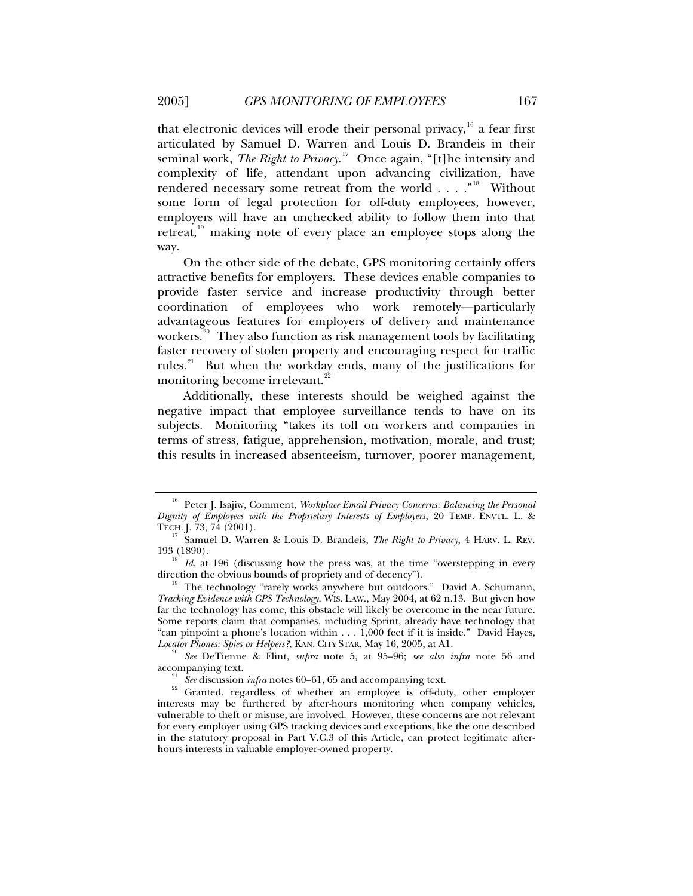that electronic devices will erode their personal privacy,[16] a fear first articulated by Samuel D. Warren and Louis D. Brandeis in their seminal work, *The Right to Privacy*.[17] Once again, "[t]he intensity and complexity of life, attendant upon advancing civilization, have rendered necessary some retreat from the world . . . ."[18] Without some form of legal protection for off-duty employees, however, employers will have an unchecked ability to follow them into that retreat,[19] making note of every place an employee stops along the way.

On the other side of the debate, GPS monitoring certainly offers attractive benefits for employers. These devices enable companies to provide faster service and increase productivity through better coordination of employees who work remotely—particularly advantageous features for employers of delivery and maintenance workers.[20] They also function as risk management tools by facilitating faster recovery of stolen property and encouraging respect for traffic rules.[21] But when the workday ends, many of the justifications for monitoring become irrelevant.[22]

Additionally, these interests should be weighed against the negative impact that employee surveillance tends to have on its subjects. Monitoring "takes its toll on workers and companies in terms of stress, fatigue, apprehension, motivation, morale, and trust; this results in increased absenteeism, turnover, poorer management,

---

[16] Peter J. Isajiw, Comment, *Workplace Email Privacy Concerns: Balancing the Personal Dignity of Employees with the Proprietary Interests of Employers*, 20 TEMP. ENVTL. L. & TECH. J. 73, 74 (2001).

[17] Samuel D. Warren & Louis D. Brandeis, *The Right to Privacy*, 4 HARV. L. REV. 193 (1890).

[18] *Id.* at 196 (discussing how the press was, at the time "overstepping in every direction the obvious bounds of propriety and of decency").

[19] The technology "rarely works anywhere but outdoors." David A. Schumann, *Tracking Evidence with GPS Technology*, WIS. LAW., May 2004, at 62 n.13. But given how far the technology has come, this obstacle will likely be overcome in the near future. Some reports claim that companies, including Sprint, already have technology that "can pinpoint a phone's location within . . . 1,000 feet if it is inside." David Hayes, *Locator Phones: Spies or Helpers?*, KAN. CITY STAR, May 16, 2005, at A1.

[20] *See* DeTienne & Flint, *supra* note 5, at 95–96; *see also infra* note 56 and accompanying text.

[21] *See* discussion *infra* notes 60–61, 65 and accompanying text.

[22] Granted, regardless of whether an employee is off-duty, other employer interests may be furthered by after-hours monitoring when company vehicles, vulnerable to theft or misuse, are involved. However, these concerns are not relevant for every employer using GPS tracking devices and exceptions, like the one described in the statutory proposal in Part V.C.3 of this Article, can protect legitimate after-hours interests in valuable employer-owned property.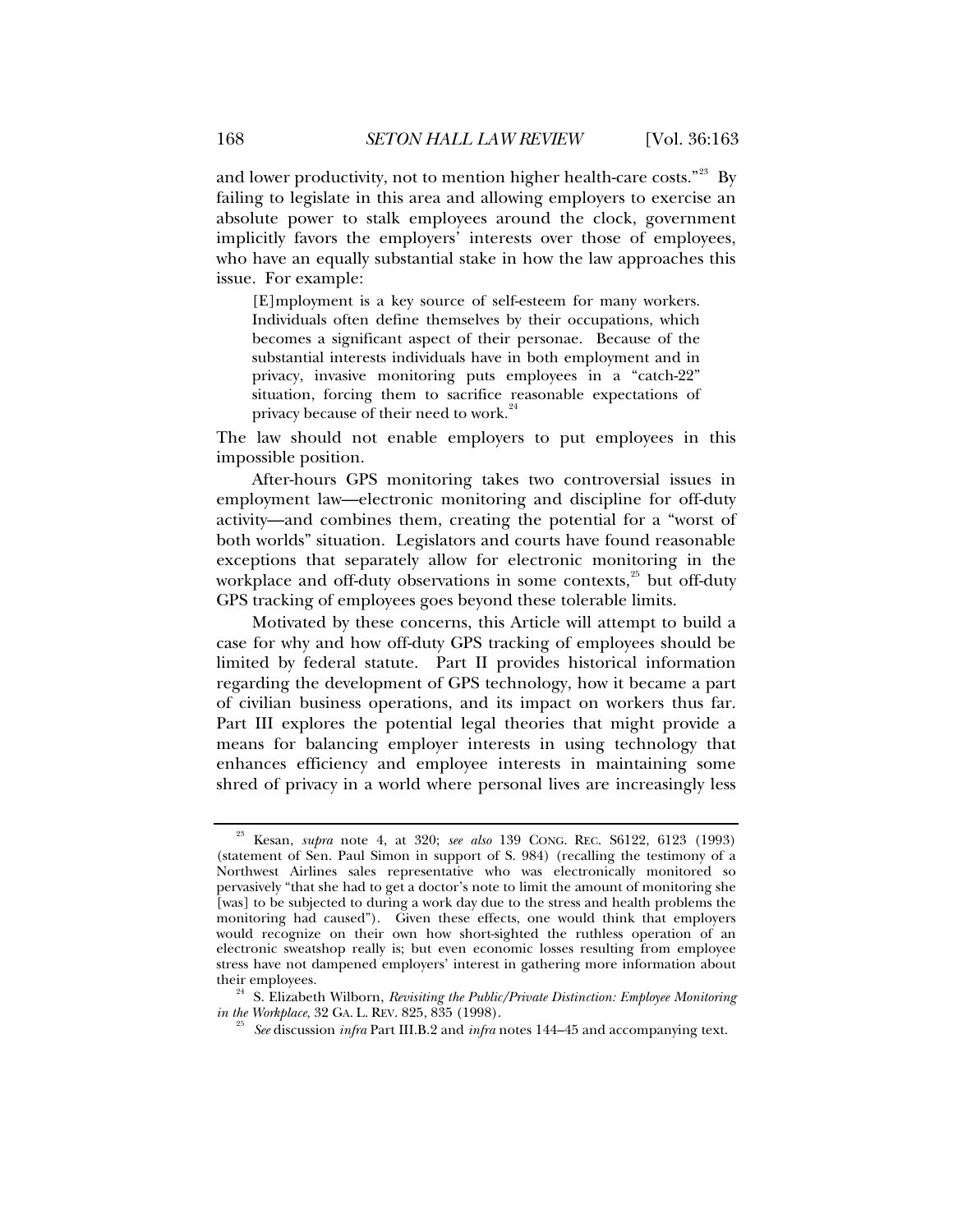and lower productivity, not to mention higher health-care costs."[23] By failing to legislate in this area and allowing employers to exercise an absolute power to stalk employees around the clock, government implicitly favors the employers' interests over those of employees, who have an equally substantial stake in how the law approaches this issue. For example:

> [E]mployment is a key source of self-esteem for many workers. Individuals often define themselves by their occupations, which becomes a significant aspect of their personae. Because of the substantial interests individuals have in both employment and in privacy, invasive monitoring puts employees in a "catch-22" situation, forcing them to sacrifice reasonable expectations of privacy because of their need to work.[24]

The law should not enable employers to put employees in this impossible position.

After-hours GPS monitoring takes two controversial issues in employment law—electronic monitoring and discipline for off-duty activity—and combines them, creating the potential for a "worst of both worlds" situation. Legislators and courts have found reasonable exceptions that separately allow for electronic monitoring in the workplace and off-duty observations in some contexts,[25] but off-duty GPS tracking of employees goes beyond these tolerable limits.

Motivated by these concerns, this Article will attempt to build a case for why and how off-duty GPS tracking of employees should be limited by federal statute. Part II provides historical information regarding the development of GPS technology, how it became a part of civilian business operations, and its impact on workers thus far. Part III explores the potential legal theories that might provide a means for balancing employer interests in using technology that enhances efficiency and employee interests in maintaining some shred of privacy in a world where personal lives are increasingly less

---

[23] Kesan, *supra* note 4, at 320; *see also* 139 CONG. REC. S6122, 6123 (1993) (statement of Sen. Paul Simon in support of S. 984) (recalling the testimony of a Northwest Airlines sales representative who was electronically monitored so pervasively "that she had to get a doctor's note to limit the amount of monitoring she [was] to be subjected to during a work day due to the stress and health problems the monitoring had caused"). Given these effects, one would think that employers would recognize on their own how short-sighted the ruthless operation of an electronic sweatshop really is; but even economic losses resulting from employee stress have not dampened employers' interest in gathering more information about their employees.

[24] S. Elizabeth Wilborn, *Revisiting the Public/Private Distinction: Employee Monitoring in the Workplace*, 32 GA. L. REV. 825, 835 (1998).

[25] *See* discussion *infra* Part III.B.2 and *infra* notes 144–45 and accompanying text.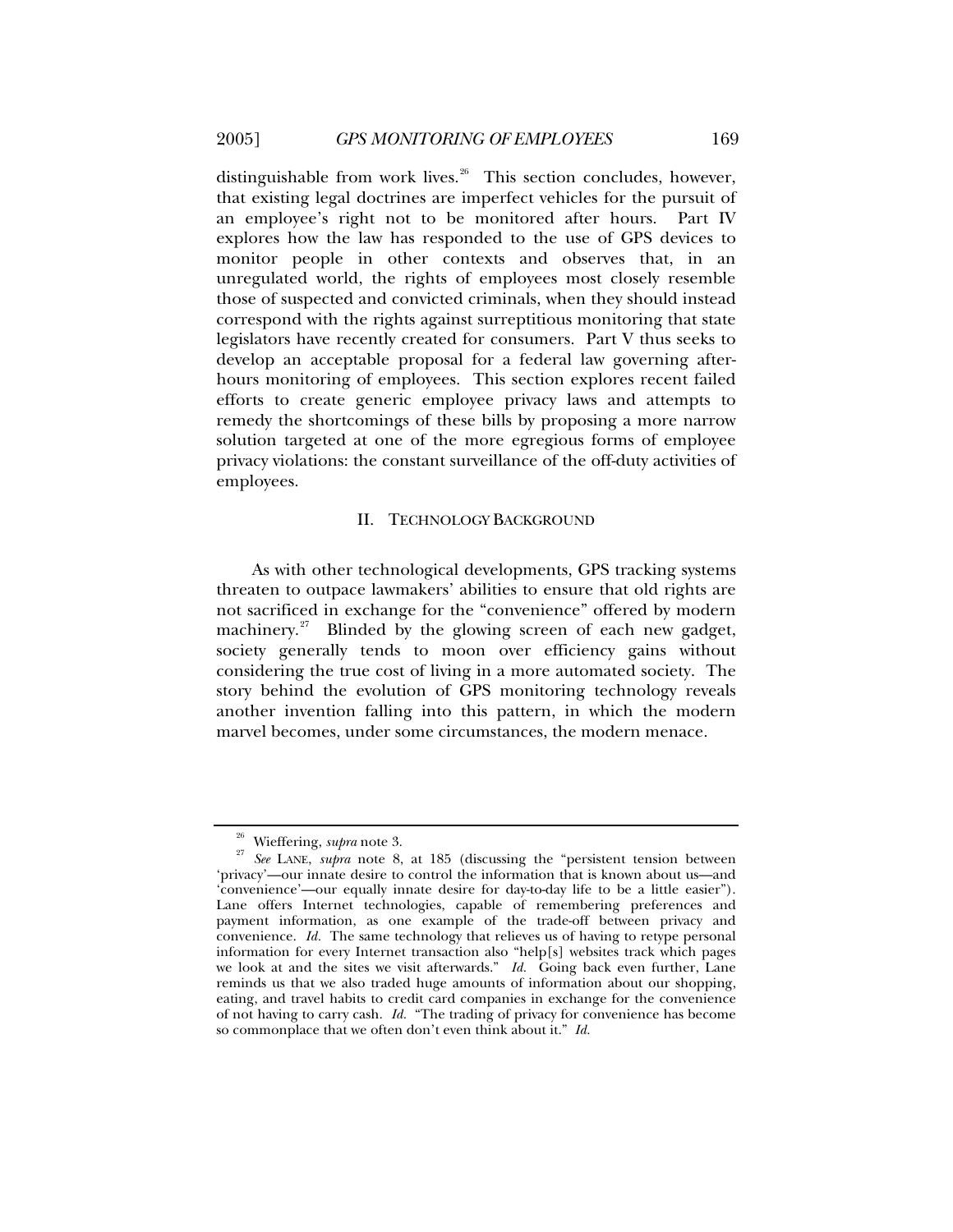distinguishable from work lives.[26] This section concludes, however, that existing legal doctrines are imperfect vehicles for the pursuit of an employee's right not to be monitored after hours. Part IV explores how the law has responded to the use of GPS devices to monitor people in other contexts and observes that, in an unregulated world, the rights of employees most closely resemble those of suspected and convicted criminals, when they should instead correspond with the rights against surreptitious monitoring that state legislators have recently created for consumers. Part V thus seeks to develop an acceptable proposal for a federal law governing after-hours monitoring of employees. This section explores recent failed efforts to create generic employee privacy laws and attempts to remedy the shortcomings of these bills by proposing a more narrow solution targeted at one of the more egregious forms of employee privacy violations: the constant surveillance of the off-duty activities of employees.

## II. TECHNOLOGY BACKGROUND

As with other technological developments, GPS tracking systems threaten to outpace lawmakers' abilities to ensure that old rights are not sacrificed in exchange for the "convenience" offered by modern machinery.[27] Blinded by the glowing screen of each new gadget, society generally tends to moon over efficiency gains without considering the true cost of living in a more automated society. The story behind the evolution of GPS monitoring technology reveals another invention falling into this pattern, in which the modern marvel becomes, under some circumstances, the modern menace.

---

[26] Wieffering, *supra* note 3.

[27] *See* LANE, *supra* note 8, at 185 (discussing the "persistent tension between 'privacy'—our innate desire to control the information that is known about us—and 'convenience'—our equally innate desire for day-to-day life to be a little easier"). Lane offers Internet technologies, capable of remembering preferences and payment information, as one example of the trade-off between privacy and convenience. *Id.* The same technology that relieves us of having to retype personal information for every Internet transaction also "help[s] websites track which pages we look at and the sites we visit afterwards." *Id.* Going back even further, Lane reminds us that we also traded huge amounts of information about our shopping, eating, and travel habits to credit card companies in exchange for the convenience of not having to carry cash. *Id.* "The trading of privacy for convenience has become so commonplace that we often don't even think about it." *Id.*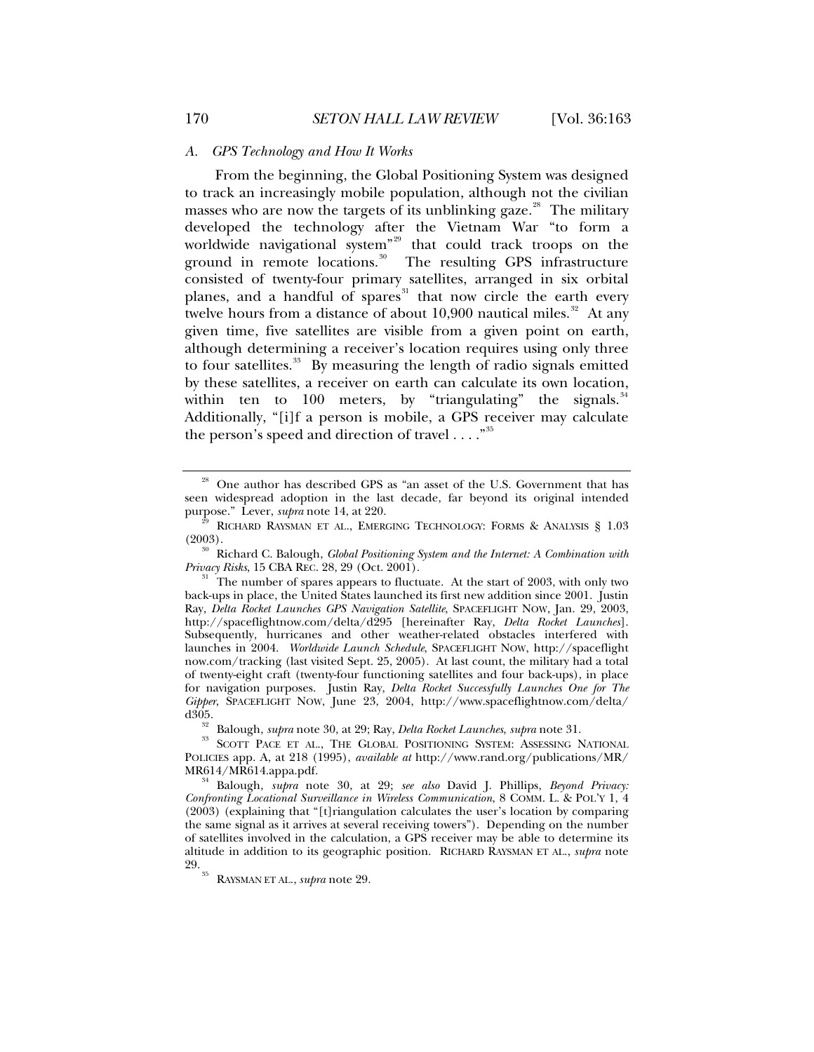### *A. GPS Technology and How It Works*

From the beginning, the Global Positioning System was designed to track an increasingly mobile population, although not the civilian masses who are now the targets of its unblinking gaze.[28] The military developed the technology after the Vietnam War "to form a worldwide navigational system"[29] that could track troops on the ground in remote locations.[30] The resulting GPS infrastructure consisted of twenty-four primary satellites, arranged in six orbital planes, and a handful of spares[31] that now circle the earth every twelve hours from a distance of about 10,900 nautical miles.[32] At any given time, five satellites are visible from a given point on earth, although determining a receiver's location requires using only three to four satellites.[33] By measuring the length of radio signals emitted by these satellites, a receiver on earth can calculate its own location, within ten to 100 meters, by "triangulating" the signals.[34] Additionally, "[i]f a person is mobile, a GPS receiver may calculate the person's speed and direction of travel . . . ."[35]

---

[28] One author has described GPS as "an asset of the U.S. Government that has seen widespread adoption in the last decade, far beyond its original intended purpose." Lever, *supra* note 14, at 220.

[29] RICHARD RAYSMAN ET AL., EMERGING TECHNOLOGY: FORMS & ANALYSIS § 1.03 (2003).

[30] Richard C. Balough, *Global Positioning System and the Internet: A Combination with Privacy Risks*, 15 CBA REC. 28, 29 (Oct. 2001).

[31] The number of spares appears to fluctuate. At the start of 2003, with only two back-ups in place, the United States launched its first new addition since 2001. Justin Ray, *Delta Rocket Launches GPS Navigation Satellite*, SPACEFLIGHT NOW, Jan. 29, 2003, http://spaceflightnow.com/delta/d295 [hereinafter Ray, *Delta Rocket Launches*]. Subsequently, hurricanes and other weather-related obstacles interfered with launches in 2004. *Worldwide Launch Schedule*, SPACEFLIGHT NOW, http://spaceflightnow.com/tracking (last visited Sept. 25, 2005). At last count, the military had a total of twenty-eight craft (twenty-four functioning satellites and four back-ups), in place for navigation purposes. Justin Ray, *Delta Rocket Successfully Launches One for The Gipper*, SPACEFLIGHT NOW, June 23, 2004, http://www.spaceflightnow.com/delta/d305.

[32] Balough, *supra* note 30, at 29; Ray, *Delta Rocket Launches*, *supra* note 31.

[33] SCOTT PACE ET AL., THE GLOBAL POSITIONING SYSTEM: ASSESSING NATIONAL POLICIES app. A, at 218 (1995), *available at* http://www.rand.org/publications/MR/MR614/MR614.appa.pdf.

[34] Balough, *supra* note 30, at 29; *see also* David J. Phillips, *Beyond Privacy: Confronting Locational Surveillance in Wireless Communication*, 8 COMM. L. & POL'Y 1, 4 (2003) (explaining that "[t]riangulation calculates the user's location by comparing the same signal as it arrives at several receiving towers"). Depending on the number of satellites involved in the calculation, a GPS receiver may be able to determine its altitude in addition to its geographic position. RICHARD RAYSMAN ET AL., *supra* note 29.

[35] RAYSMAN ET AL., *supra* note 29.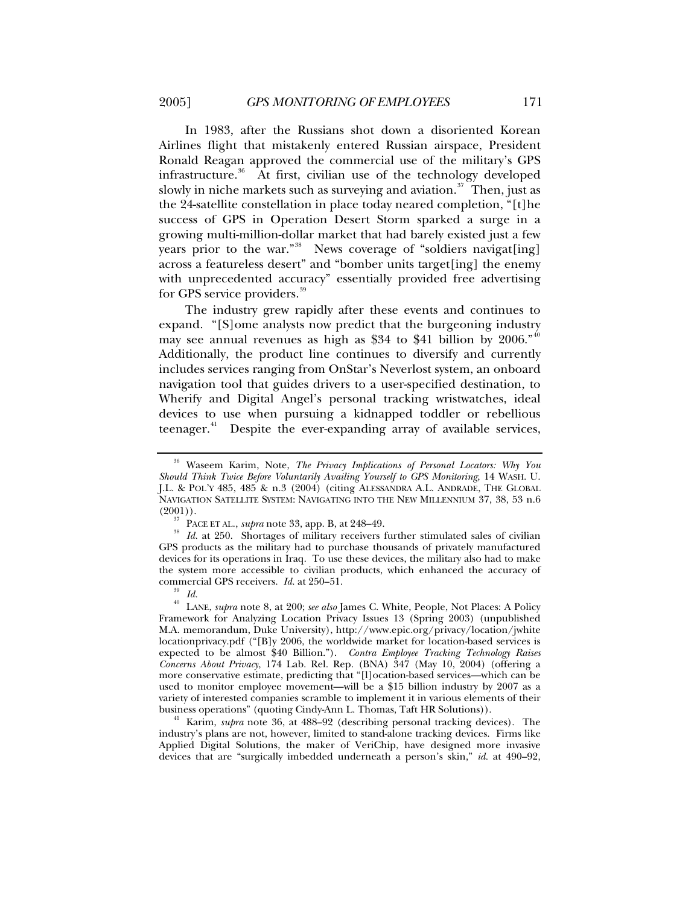In 1983, after the Russians shot down a disoriented Korean Airlines flight that mistakenly entered Russian airspace, President Ronald Reagan approved the commercial use of the military's GPS infrastructure.[36] At first, civilian use of the technology developed slowly in niche markets such as surveying and aviation.[37] Then, just as the 24-satellite constellation in place today neared completion, "[t]he success of GPS in Operation Desert Storm sparked a surge in a growing multi-million-dollar market that had barely existed just a few years prior to the war."[38] News coverage of "soldiers navigat[ing] across a featureless desert" and "bomber units target[ing] the enemy with unprecedented accuracy" essentially provided free advertising for GPS service providers.[39]

The industry grew rapidly after these events and continues to expand. "[S]ome analysts now predict that the burgeoning industry may see annual revenues as high as $34 to $41 billion by 2006."[40] Additionally, the product line continues to diversify and currently includes services ranging from OnStar's Neverlost system, an onboard navigation tool that guides drivers to a user-specified destination, to Wherify and Digital Angel's personal tracking wristwatches, ideal devices to use when pursuing a kidnapped toddler or rebellious teenager.[41] Despite the ever-expanding array of available services,

---

[36] Waseem Karim, Note, *The Privacy Implications of Personal Locators: Why You Should Think Twice Before Voluntarily Availing Yourself to GPS Monitoring*, 14 WASH. U. J.L. & POL'Y 485, 485 & n.3 (2004) (citing ALESSANDRA A.L. ANDRADE, THE GLOBAL NAVIGATION SATELLITE SYSTEM: NAVIGATING INTO THE NEW MILLENNIUM 37, 38, 53 n.6 (2001)).

[37] PACE ET AL., *supra* note 33, app. B, at 248–49.

[38] *Id.* at 250. Shortages of military receivers further stimulated sales of civilian GPS products as the military had to purchase thousands of privately manufactured devices for its operations in Iraq. To use these devices, the military also had to make the system more accessible to civilian products, which enhanced the accuracy of commercial GPS receivers. *Id.* at 250–51.

[39] *Id.*

[40] LANE, *supra* note 8, at 200; *see also* James C. White, People, Not Places: A Policy Framework for Analyzing Location Privacy Issues 13 (Spring 2003) (unpublished M.A. memorandum, Duke University), http://www.epic.org/privacy/location/jwhitelocationprivacy.pdf ("[B]y 2006, the worldwide market for location-based services is expected to be almost $40 Billion."). *Contra Employee Tracking Technology Raises Concerns About Privacy*, 174 Lab. Rel. Rep. (BNA) 347 (May 10, 2004) (offering a more conservative estimate, predicting that "[l]ocation-based services—which can be used to monitor employee movement—will be a $15 billion industry by 2007 as a variety of interested companies scramble to implement it in various elements of their business operations" (quoting Cindy-Ann L. Thomas, Taft HR Solutions)).

[41] Karim, *supra* note 36, at 488–92 (describing personal tracking devices). The industry's plans are not, however, limited to stand-alone tracking devices. Firms like Applied Digital Solutions, the maker of VeriChip, have designed more invasive devices that are "surgically imbedded underneath a person's skin," *id.* at 490–92,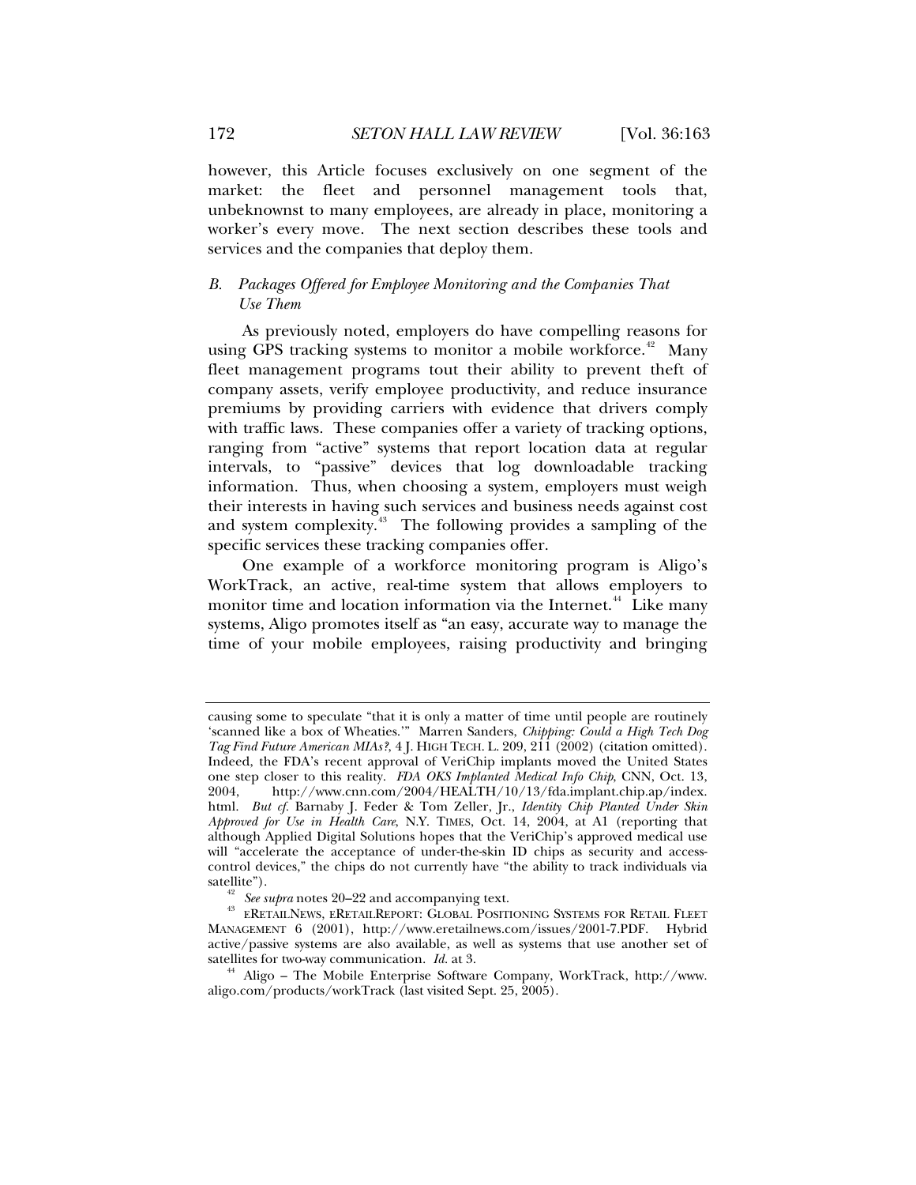however, this Article focuses exclusively on one segment of the market: the fleet and personnel management tools that, unbeknownst to many employees, are already in place, monitoring a worker's every move. The next section describes these tools and services and the companies that deploy them.

### *B. Packages Offered for Employee Monitoring and the Companies That Use Them*

As previously noted, employers do have compelling reasons for using GPS tracking systems to monitor a mobile workforce.[42] Many fleet management programs tout their ability to prevent theft of company assets, verify employee productivity, and reduce insurance premiums by providing carriers with evidence that drivers comply with traffic laws. These companies offer a variety of tracking options, ranging from "active" systems that report location data at regular intervals, to "passive" devices that log downloadable tracking information. Thus, when choosing a system, employers must weigh their interests in having such services and business needs against cost and system complexity.[43] The following provides a sampling of the specific services these tracking companies offer.

One example of a workforce monitoring program is Aligo's WorkTrack, an active, real-time system that allows employers to monitor time and location information via the Internet.[44] Like many systems, Aligo promotes itself as "an easy, accurate way to manage the time of your mobile employees, raising productivity and bringing

---

causing some to speculate "that it is only a matter of time until people are routinely 'scanned like a box of Wheaties.'" Marren Sanders, *Chipping: Could a High Tech Dog Tag Find Future American MIAs?*, 4 J. HIGH TECH. L. 209, 211 (2002) (citation omitted). Indeed, the FDA's recent approval of VeriChip implants moved the United States one step closer to this reality. *FDA OKS Implanted Medical Info Chip*, CNN, Oct. 13, 2004, http://www.cnn.com/2004/HEALTH/10/13/fda.implant.chip.ap/index.html. *But cf.* Barnaby J. Feder & Tom Zeller, Jr., *Identity Chip Planted Under Skin Approved for Use in Health Care*, N.Y. TIMES, Oct. 14, 2004, at A1 (reporting that although Applied Digital Solutions hopes that the VeriChip's approved medical use will "accelerate the acceptance of under-the-skin ID chips as security and access-control devices," the chips do not currently have "the ability to track individuals via satellite").

[42] *See supra* notes 20–22 and accompanying text.

[43] ERETAILNEWS, ERETAILREPORT: GLOBAL POSITIONING SYSTEMS FOR RETAIL FLEET MANAGEMENT 6 (2001), http://www.eretailnews.com/issues/2001-7.PDF. Hybrid active/passive systems are also available, as well as systems that use another set of satellites for two-way communication. *Id.* at 3.

[44] Aligo – The Mobile Enterprise Software Company, WorkTrack, http://www.aligo.com/products/workTrack (last visited Sept. 25, 2005).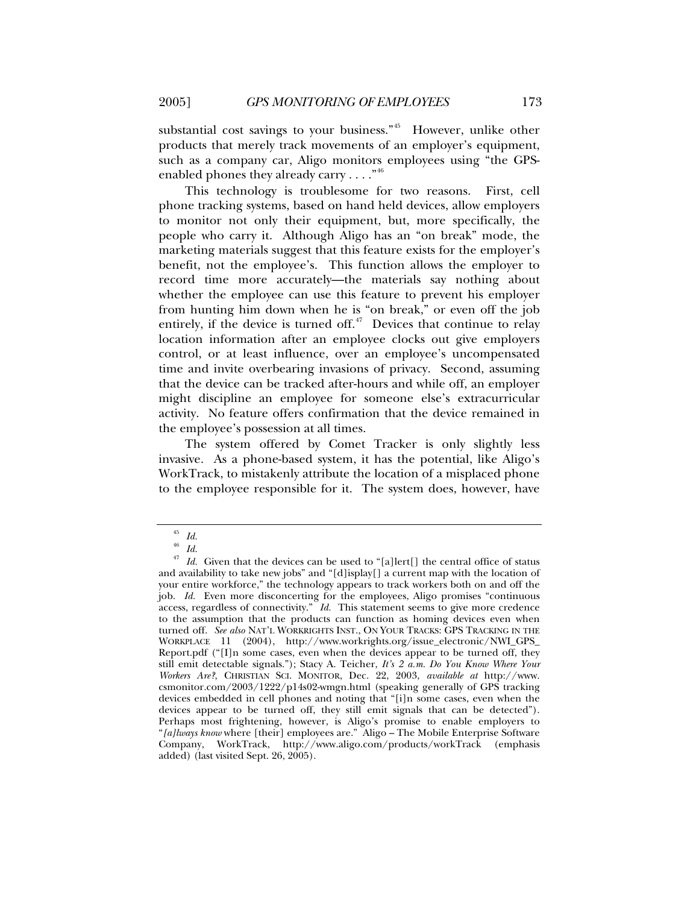substantial cost savings to your business."[45] However, unlike other products that merely track movements of an employer's equipment, such as a company car, Aligo monitors employees using "the GPS-enabled phones they already carry . . . ."[46]

This technology is troublesome for two reasons. First, cell phone tracking systems, based on hand held devices, allow employers to monitor not only their equipment, but, more specifically, the people who carry it. Although Aligo has an "on break" mode, the marketing materials suggest that this feature exists for the employer's benefit, not the employee's. This function allows the employer to record time more accurately—the materials say nothing about whether the employee can use this feature to prevent his employer from hunting him down when he is "on break," or even off the job entirely, if the device is turned off.[47] Devices that continue to relay location information after an employee clocks out give employers control, or at least influence, over an employee's uncompensated time and invite overbearing invasions of privacy. Second, assuming that the device can be tracked after-hours and while off, an employer might discipline an employee for someone else's extracurricular activity. No feature offers confirmation that the device remained in the employee's possession at all times.

The system offered by Comet Tracker is only slightly less invasive. As a phone-based system, it has the potential, like Aligo's WorkTrack, to mistakenly attribute the location of a misplaced phone to the employee responsible for it. The system does, however, have

---

[45] *Id.*

[46] *Id.*

[47] *Id.* Given that the devices can be used to "[a]lert[] the central office of status and availability to take new jobs" and "[d]isplay[] a current map with the location of your entire workforce," the technology appears to track workers both on and off the job. *Id.* Even more disconcerting for the employees, Aligo promises "continuous access, regardless of connectivity." *Id.* This statement seems to give more credence to the assumption that the products can function as homing devices even when turned off. *See also* NAT'L WORKRIGHTS INST., ON YOUR TRACKS: GPS TRACKING IN THE WORKPLACE 11 (2004), http://www.workrights.org/issue_electronic/NWI_GPS_Report.pdf ("[I]n some cases, even when the devices appear to be turned off, they still emit detectable signals."); Stacy A. Teicher, *It's 2 a.m. Do You Know Where Your Workers Are?*, CHRISTIAN SCI. MONITOR, Dec. 22, 2003, *available at* http://www.csmonitor.com/2003/1222/p14s02-wmgn.html (speaking generally of GPS tracking devices embedded in cell phones and noting that "[i]n some cases, even when the devices appear to be turned off, they still emit signals that can be detected"). Perhaps most frightening, however, is Aligo's promise to enable employers to "*[a]lways know* where [their] employees are." Aligo – The Mobile Enterprise Software Company, WorkTrack, http://www.aligo.com/products/workTrack (emphasis added) (last visited Sept. 26, 2005).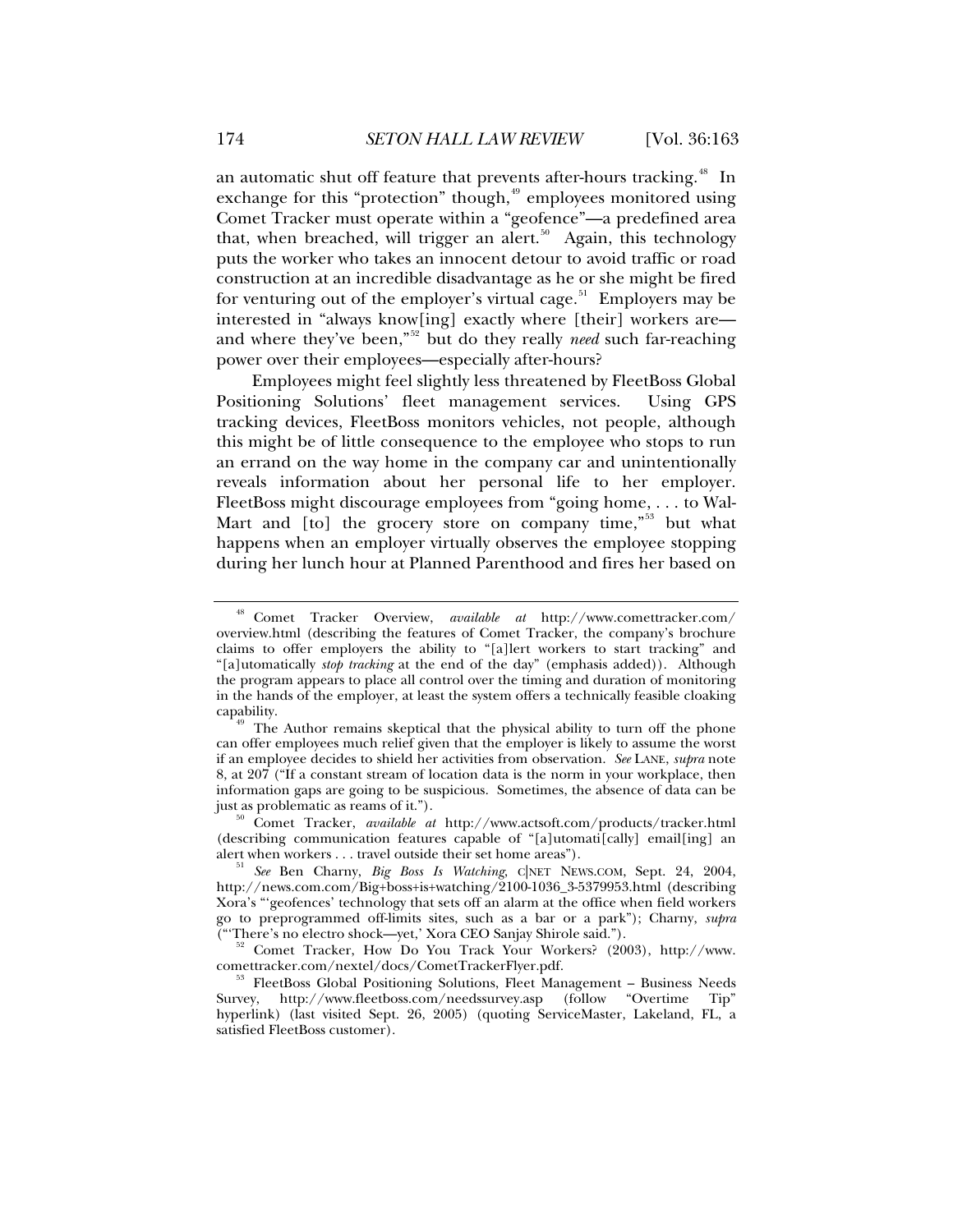an automatic shut off feature that prevents after-hours tracking.[48] In exchange for this "protection" though,[49] employees monitored using Comet Tracker must operate within a "geofence"—a predefined area that, when breached, will trigger an alert.[50] Again, this technology puts the worker who takes an innocent detour to avoid traffic or road construction at an incredible disadvantage as he or she might be fired for venturing out of the employer's virtual cage.[51] Employers may be interested in "always know[ing] exactly where [their] workers are—and where they've been,"[52] but do they really *need* such far-reaching power over their employees—especially after-hours?

Employees might feel slightly less threatened by FleetBoss Global Positioning Solutions' fleet management services. Using GPS tracking devices, FleetBoss monitors vehicles, not people, although this might be of little consequence to the employee who stops to run an errand on the way home in the company car and unintentionally reveals information about her personal life to her employer. FleetBoss might discourage employees from "going home, . . . to Wal-Mart and [to] the grocery store on company time,"[53] but what happens when an employer virtually observes the employee stopping during her lunch hour at Planned Parenthood and fires her based on

---

[48] Comet Tracker Overview, *available at* http://www.comettracker.com/overview.html (describing the features of Comet Tracker, the company's brochure claims to offer employers the ability to "[a]lert workers to start tracking" and "[a]utomatically *stop tracking* at the end of the day" (emphasis added)). Although the program appears to place all control over the timing and duration of monitoring in the hands of the employer, at least the system offers a technically feasible cloaking capability.

[49] The Author remains skeptical that the physical ability to turn off the phone can offer employees much relief given that the employer is likely to assume the worst if an employee decides to shield her activities from observation. *See* LANE, *supra* note 8, at 207 ("If a constant stream of location data is the norm in your workplace, then information gaps are going to be suspicious. Sometimes, the absence of data can be just as problematic as reams of it.").

[50] Comet Tracker, *available at* http://www.actsoft.com/products/tracker.html (describing communication features capable of "[a]utomati[cally] email[ing] an alert when workers . . . travel outside their set home areas").

[51] *See* Ben Charny, *Big Boss Is Watching*, C|NET NEWS.COM, Sept. 24, 2004, http://news.com.com/Big+boss+is+watching/2100-1036_3-5379953.html (describing Xora's "'geofences' technology that sets off an alarm at the office when field workers go to preprogrammed off-limits sites, such as a bar or a park"); Charny, *supra* ("'There's no electro shock—yet,' Xora CEO Sanjay Shirole said.").

[52] Comet Tracker, How Do You Track Your Workers? (2003), http://www.comettracker.com/nextel/docs/CometTrackerFlyer.pdf.

[53] FleetBoss Global Positioning Solutions, Fleet Management – Business Needs Survey, http://www.fleetboss.com/needssurvey.asp (follow "Overtime Tip" hyperlink) (last visited Sept. 26, 2005) (quoting ServiceMaster, Lakeland, FL, a satisfied FleetBoss customer).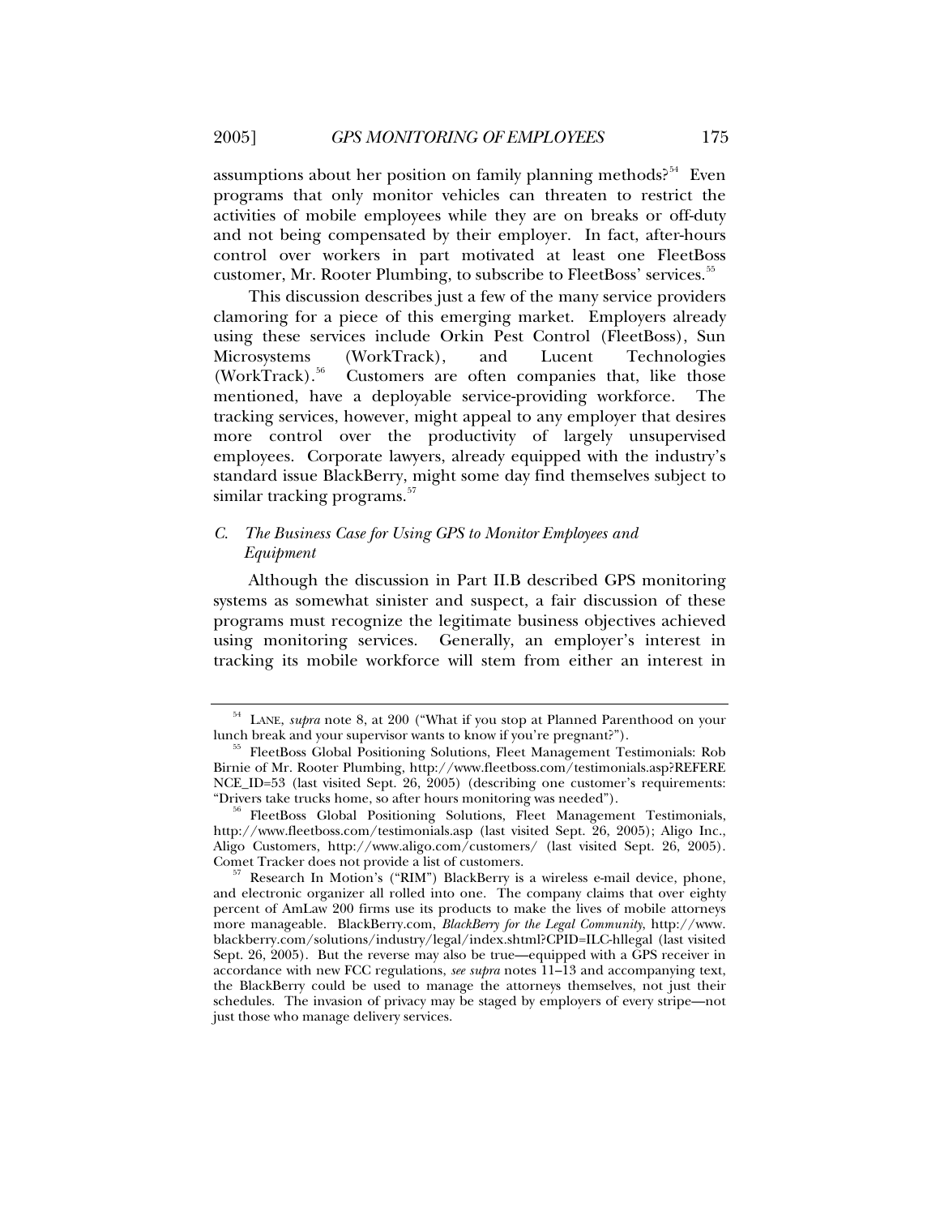assumptions about her position on family planning methods?[54] Even programs that only monitor vehicles can threaten to restrict the activities of mobile employees while they are on breaks or off-duty and not being compensated by their employer. In fact, after-hours control over workers in part motivated at least one FleetBoss customer, Mr. Rooter Plumbing, to subscribe to FleetBoss' services.[55]

This discussion describes just a few of the many service providers clamoring for a piece of this emerging market. Employers already using these services include Orkin Pest Control (FleetBoss), Sun Microsystems (WorkTrack), and Lucent Technologies (WorkTrack).[56] Customers are often companies that, like those mentioned, have a deployable service-providing workforce. The tracking services, however, might appeal to any employer that desires more control over the productivity of largely unsupervised employees. Corporate lawyers, already equipped with the industry's standard issue BlackBerry, might some day find themselves subject to similar tracking programs.[57]

### *C. The Business Case for Using GPS to Monitor Employees and Equipment*

Although the discussion in Part II.B described GPS monitoring systems as somewhat sinister and suspect, a fair discussion of these programs must recognize the legitimate business objectives achieved using monitoring services. Generally, an employer's interest in tracking its mobile workforce will stem from either an interest in

---

[54] LANE, *supra* note 8, at 200 ("What if you stop at Planned Parenthood on your lunch break and your supervisor wants to know if you're pregnant?").

[55] FleetBoss Global Positioning Solutions, Fleet Management Testimonials: Rob Birnie of Mr. Rooter Plumbing, http://www.fleetboss.com/testimonials.asp?REFERENCE_ID=53 (last visited Sept. 26, 2005) (describing one customer's requirements: "Drivers take trucks home, so after hours monitoring was needed").

[56] FleetBoss Global Positioning Solutions, Fleet Management Testimonials, http://www.fleetboss.com/testimonials.asp (last visited Sept. 26, 2005); Aligo Inc., Aligo Customers, http://www.aligo.com/customers/ (last visited Sept. 26, 2005). Comet Tracker does not provide a list of customers.

[57] Research In Motion's ("RIM") BlackBerry is a wireless e-mail device, phone, and electronic organizer all rolled into one. The company claims that over eighty percent of AmLaw 200 firms use its products to make the lives of mobile attorneys more manageable. BlackBerry.com, *BlackBerry for the Legal Community*, http://www.blackberry.com/solutions/industry/legal/index.shtml?CPID=ILC-hllegal (last visited Sept. 26, 2005). But the reverse may also be true—equipped with a GPS receiver in accordance with new FCC regulations, *see supra* notes 11–13 and accompanying text, the BlackBerry could be used to manage the attorneys themselves, not just their schedules. The invasion of privacy may be staged by employers of every stripe—not just those who manage delivery services.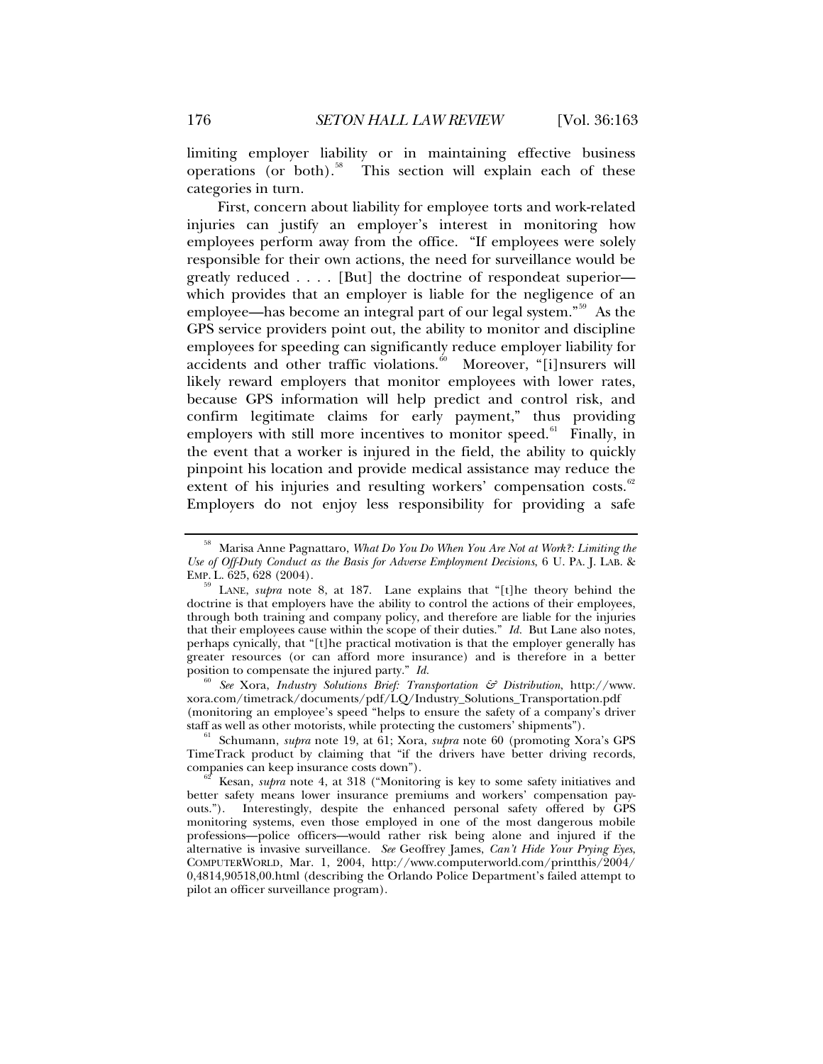limiting employer liability or in maintaining effective business operations (or both).[58] This section will explain each of these categories in turn.

First, concern about liability for employee torts and work-related injuries can justify an employer's interest in monitoring how employees perform away from the office. "If employees were solely responsible for their own actions, the need for surveillance would be greatly reduced . . . . [But] the doctrine of respondeat superior—which provides that an employer is liable for the negligence of an employee—has become an integral part of our legal system."[59] As the GPS service providers point out, the ability to monitor and discipline employees for speeding can significantly reduce employer liability for accidents and other traffic violations.[60] Moreover, "[i]nsurers will likely reward employers that monitor employees with lower rates, because GPS information will help predict and control risk, and confirm legitimate claims for early payment," thus providing employers with still more incentives to monitor speed.[61] Finally, in the event that a worker is injured in the field, the ability to quickly pinpoint his location and provide medical assistance may reduce the extent of his injuries and resulting workers' compensation costs.[62] Employers do not enjoy less responsibility for providing a safe

---

[58] Marisa Anne Pagnattaro, *What Do You Do When You Are Not at Work?: Limiting the Use of Off-Duty Conduct as the Basis for Adverse Employment Decisions*, 6 U. PA. J. LAB. & EMP. L. 625, 628 (2004).

[59] LANE, *supra* note 8, at 187. Lane explains that "[t]he theory behind the doctrine is that employers have the ability to control the actions of their employees, through both training and company policy, and therefore are liable for the injuries that their employees cause within the scope of their duties." *Id.* But Lane also notes, perhaps cynically, that "[t]he practical motivation is that the employer generally has greater resources (or can afford more insurance) and is therefore in a better position to compensate the injured party." *Id.*

[60] *See* Xora, *Industry Solutions Brief: Transportation & Distribution*, http://www.xora.com/timetrack/documents/pdf/LQ/Industry_Solutions_Transportation.pdf (monitoring an employee's speed "helps to ensure the safety of a company's driver staff as well as other motorists, while protecting the customers' shipments").

[61] Schumann, *supra* note 19, at 61; Xora, *supra* note 60 (promoting Xora's GPS TimeTrack product by claiming that "if the drivers have better driving records, companies can keep insurance costs down").

[62] Kesan, *supra* note 4, at 318 ("Monitoring is key to some safety initiatives and better safety means lower insurance premiums and workers' compensation payouts."). Interestingly, despite the enhanced personal safety offered by GPS monitoring systems, even those employed in one of the most dangerous mobile professions—police officers—would rather risk being alone and injured if the alternative is invasive surveillance. *See* Geoffrey James, *Can't Hide Your Prying Eyes*, COMPUTERWORLD, Mar. 1, 2004, http://www.computerworld.com/printthis/2004/0,4814,90518,00.html (describing the Orlando Police Department's failed attempt to pilot an officer surveillance program).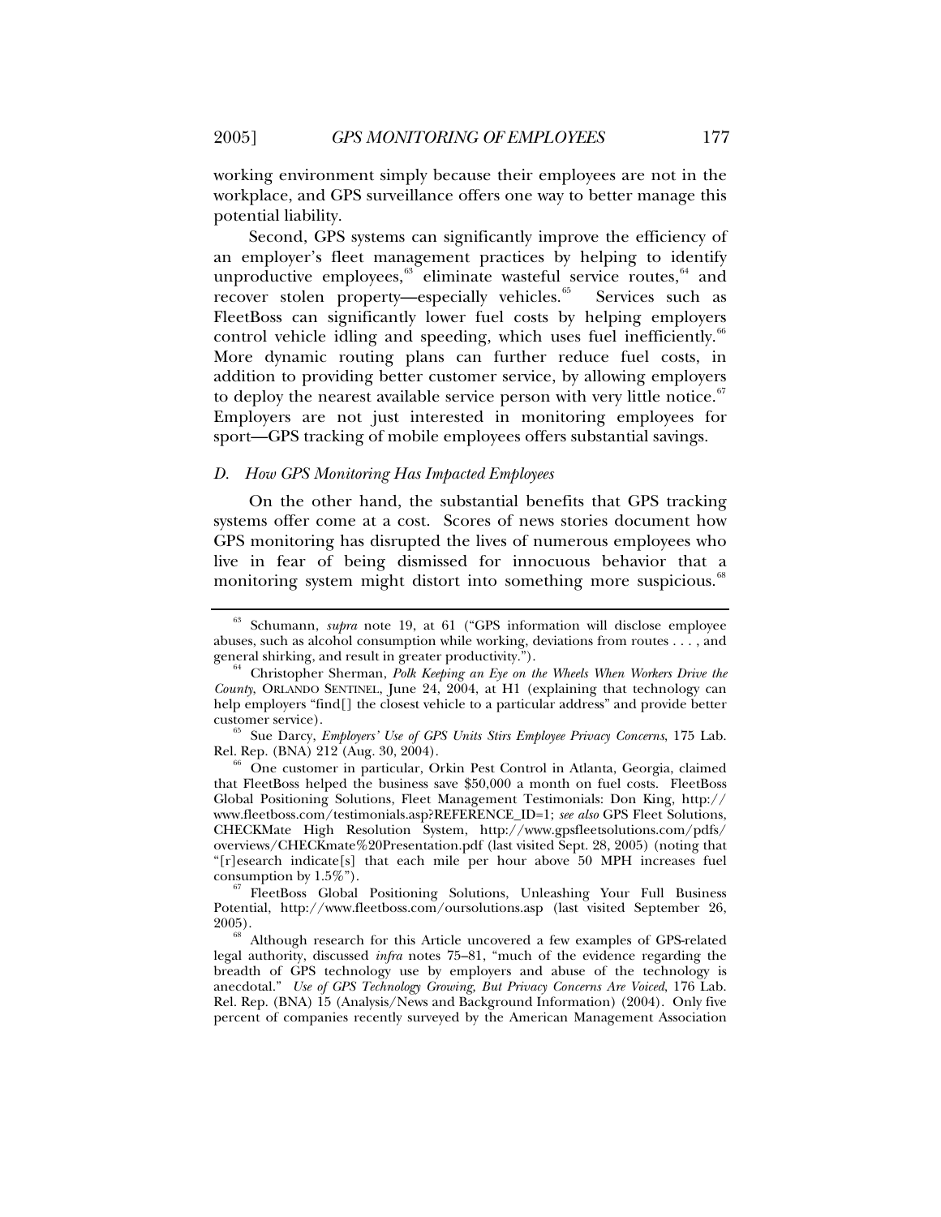working environment simply because their employees are not in the workplace, and GPS surveillance offers one way to better manage this potential liability.

Second, GPS systems can significantly improve the efficiency of an employer's fleet management practices by helping to identify unproductive employees,[63] eliminate wasteful service routes,[64] and recover stolen property—especially vehicles.[65] Services such as FleetBoss can significantly lower fuel costs by helping employers control vehicle idling and speeding, which uses fuel inefficiently.[66] More dynamic routing plans can further reduce fuel costs, in addition to providing better customer service, by allowing employers to deploy the nearest available service person with very little notice.[67] Employers are not just interested in monitoring employees for sport—GPS tracking of mobile employees offers substantial savings.

### *D. How GPS Monitoring Has Impacted Employees*

On the other hand, the substantial benefits that GPS tracking systems offer come at a cost. Scores of news stories document how GPS monitoring has disrupted the lives of numerous employees who live in fear of being dismissed for innocuous behavior that a monitoring system might distort into something more suspicious.[68]

---

[63] Schumann, *supra* note 19, at 61 ("GPS information will disclose employee abuses, such as alcohol consumption while working, deviations from routes . . . , and general shirking, and result in greater productivity.").

[64] Christopher Sherman, *Polk Keeping an Eye on the Wheels When Workers Drive the County*, ORLANDO SENTINEL, June 24, 2004, at H1 (explaining that technology can help employers "find[] the closest vehicle to a particular address" and provide better customer service).

[65] Sue Darcy, *Employers' Use of GPS Units Stirs Employee Privacy Concerns*, 175 Lab. Rel. Rep. (BNA) 212 (Aug. 30, 2004).

[66] One customer in particular, Orkin Pest Control in Atlanta, Georgia, claimed that FleetBoss helped the business save $50,000 a month on fuel costs. FleetBoss Global Positioning Solutions, Fleet Management Testimonials: Don King, http://www.fleetboss.com/testimonials.asp?REFERENCE_ID=1; *see also* GPS Fleet Solutions, CHECKMate High Resolution System, http://www.gpsfleetsolutions.com/pdfs/overviews/CHECKmate%20Presentation.pdf (last visited Sept. 28, 2005) (noting that "[r]esearch indicate[s] that each mile per hour above 50 MPH increases fuel consumption by 1.5%").

[67] FleetBoss Global Positioning Solutions, Unleashing Your Full Business Potential, http://www.fleetboss.com/oursolutions.asp (last visited September 26, 2005).

[68] Although research for this Article uncovered a few examples of GPS-related legal authority, discussed *infra* notes 75–81, "much of the evidence regarding the breadth of GPS technology use by employers and abuse of the technology is anecdotal." *Use of GPS Technology Growing, But Privacy Concerns Are Voiced*, 176 Lab. Rel. Rep. (BNA) 15 (Analysis/News and Background Information) (2004). Only five percent of companies recently surveyed by the American Management Association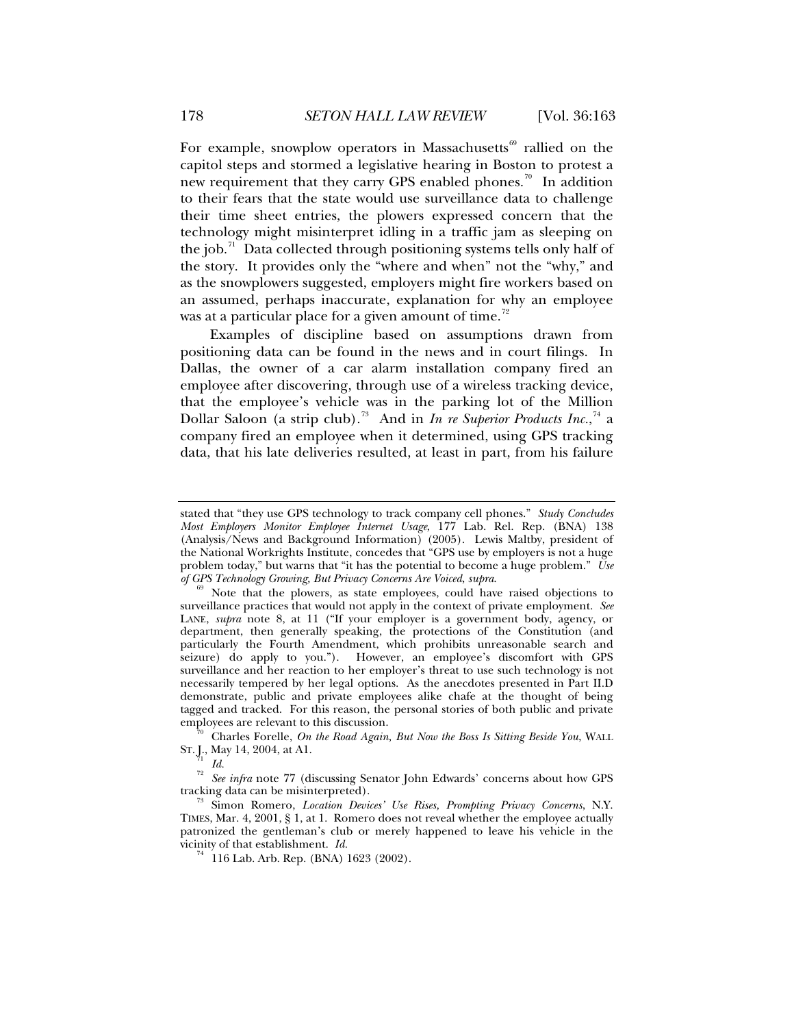For example, snowplow operators in Massachusetts[69] rallied on the capitol steps and stormed a legislative hearing in Boston to protest a new requirement that they carry GPS enabled phones.[70] In addition to their fears that the state would use surveillance data to challenge their time sheet entries, the plowers expressed concern that the technology might misinterpret idling in a traffic jam as sleeping on the job.[71] Data collected through positioning systems tells only half of the story. It provides only the "where and when" not the "why," and as the snowplowers suggested, employers might fire workers based on an assumed, perhaps inaccurate, explanation for why an employee was at a particular place for a given amount of time.[72]

Examples of discipline based on assumptions drawn from positioning data can be found in the news and in court filings. In Dallas, the owner of a car alarm installation company fired an employee after discovering, through use of a wireless tracking device, that the employee's vehicle was in the parking lot of the Million Dollar Saloon (a strip club).[73] And in *In re Superior Products Inc.*,[74] a company fired an employee when it determined, using GPS tracking data, that his late deliveries resulted, at least in part, from his failure

---

stated that "they use GPS technology to track company cell phones." *Study Concludes Most Employers Monitor Employee Internet Usage*, 177 Lab. Rel. Rep. (BNA) 138 (Analysis/News and Background Information) (2005). Lewis Maltby, president of the National Workrights Institute, concedes that "GPS use by employers is not a huge problem today," but warns that "it has the potential to become a huge problem." *Use of GPS Technology Growing, But Privacy Concerns Are Voiced*, *supra*.

[69] Note that the plowers, as state employees, could have raised objections to surveillance practices that would not apply in the context of private employment. *See* LANE, *supra* note 8, at 11 ("If your employer is a government body, agency, or department, then generally speaking, the protections of the Constitution (and particularly the Fourth Amendment, which prohibits unreasonable search and seizure) do apply to you."). However, an employee's discomfort with GPS surveillance and her reaction to her employer's threat to use such technology is not necessarily tempered by her legal options. As the anecdotes presented in Part II.D demonstrate, public and private employees alike chafe at the thought of being tagged and tracked. For this reason, the personal stories of both public and private employees are relevant to this discussion.

[70] Charles Forelle, *On the Road Again, But Now the Boss Is Sitting Beside You*, WALL ST. J., May 14, 2004, at A1.

[71] *Id.*

[72] *See infra* note 77 (discussing Senator John Edwards' concerns about how GPS tracking data can be misinterpreted).

[73] Simon Romero, *Location Devices' Use Rises, Prompting Privacy Concerns*, N.Y. TIMES, Mar. 4, 2001, § 1, at 1. Romero does not reveal whether the employee actually patronized the gentleman's club or merely happened to leave his vehicle in the vicinity of that establishment. *Id.*

[74] 116 Lab. Arb. Rep. (BNA) 1623 (2002).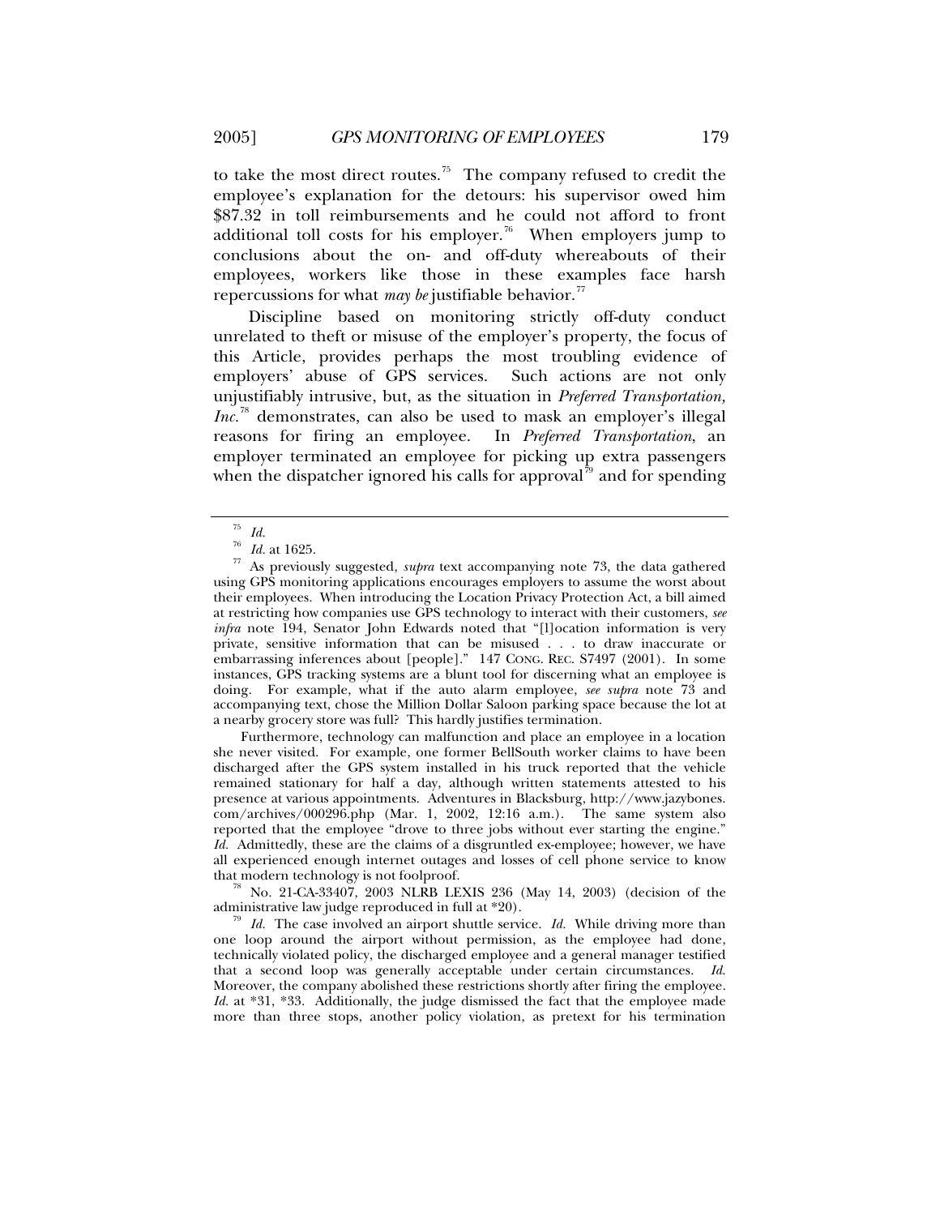to take the most direct routes.[75] The company refused to credit the employee's explanation for the detours: his supervisor owed him $87.32 in toll reimbursements and he could not afford to front additional toll costs for his employer.[76] When employers jump to conclusions about the on- and off-duty whereabouts of their employees, workers like those in these examples face harsh repercussions for what *may be* justifiable behavior.[77]

Discipline based on monitoring strictly off-duty conduct unrelated to theft or misuse of the employer's property, the focus of this Article, provides perhaps the most troubling evidence of employers' abuse of GPS services. Such actions are not only unjustifiably intrusive, but, as the situation in *Preferred Transportation, Inc.*[78] demonstrates, can also be used to mask an employer's illegal reasons for firing an employee. In *Preferred Transportation*, an employer terminated an employee for picking up extra passengers when the dispatcher ignored his calls for approval[79] and for spending

---

[75] *Id.*

[76] *Id.* at 1625.

[77] As previously suggested, *supra* text accompanying note 73, the data gathered using GPS monitoring applications encourages employers to assume the worst about their employees. When introducing the Location Privacy Protection Act, a bill aimed at restricting how companies use GPS technology to interact with their customers, *see infra* note 194, Senator John Edwards noted that "[l]ocation information is very private, sensitive information that can be misused . . . to draw inaccurate or embarrassing inferences about [people]." 147 CONG. REC. S7497 (2001). In some instances, GPS tracking systems are a blunt tool for discerning what an employee is doing. For example, what if the auto alarm employee, *see supra* note 73 and accompanying text, chose the Million Dollar Saloon parking space because the lot at a nearby grocery store was full? This hardly justifies termination.

Furthermore, technology can malfunction and place an employee in a location she never visited. For example, one former BellSouth worker claims to have been discharged after the GPS system installed in his truck reported that the vehicle remained stationary for half a day, although written statements attested to his presence at various appointments. Adventures in Blacksburg, http://www.jazybones.com/archives/000296.php (Mar. 1, 2002, 12:16 a.m.). The same system also reported that the employee "drove to three jobs without ever starting the engine." *Id.* Admittedly, these are the claims of a disgruntled ex-employee; however, we have all experienced enough internet outages and losses of cell phone service to know that modern technology is not foolproof.

[78] No. 21-CA-33407, 2003 NLRB LEXIS 236 (May 14, 2003) (decision of the administrative law judge reproduced in full at *20).

[79] *Id.* The case involved an airport shuttle service. *Id.* While driving more than one loop around the airport without permission, as the employee had done, technically violated policy, the discharged employee and a general manager testified that a second loop was generally acceptable under certain circumstances. *Id.* Moreover, the company abolished these restrictions shortly after firing the employee. *Id.* at *31, *33. Additionally, the judge dismissed the fact that the employee made more than three stops, another policy violation, as pretext for his termination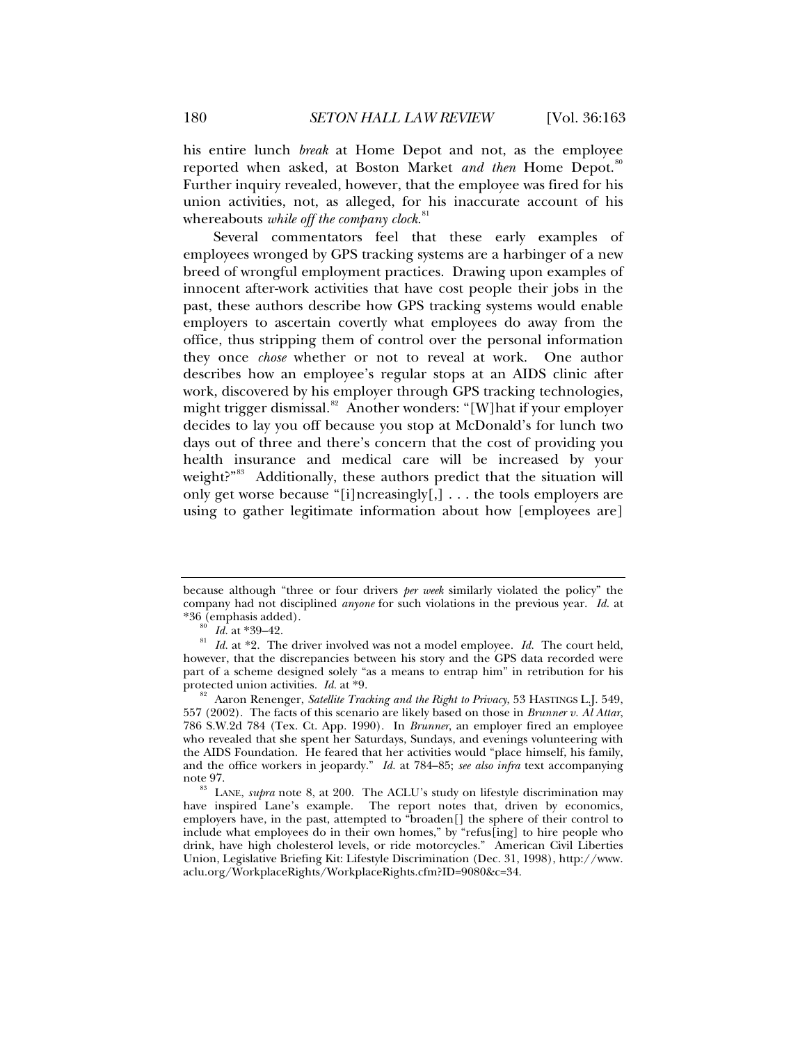his entire lunch *break* at Home Depot and not, as the employee reported when asked, at Boston Market *and then* Home Depot.[80] Further inquiry revealed, however, that the employee was fired for his union activities, not, as alleged, for his inaccurate account of his whereabouts *while off the company clock*.[81]

Several commentators feel that these early examples of employees wronged by GPS tracking systems are a harbinger of a new breed of wrongful employment practices. Drawing upon examples of innocent after-work activities that have cost people their jobs in the past, these authors describe how GPS tracking systems would enable employers to ascertain covertly what employees do away from the office, thus stripping them of control over the personal information they once *chose* whether or not to reveal at work. One author describes how an employee's regular stops at an AIDS clinic after work, discovered by his employer through GPS tracking technologies, might trigger dismissal.[82] Another wonders: "[W]hat if your employer decides to lay you off because you stop at McDonald's for lunch two days out of three and there's concern that the cost of providing you health insurance and medical care will be increased by your weight?"[83] Additionally, these authors predict that the situation will only get worse because "[i]ncreasingly[,] . . . the tools employers are using to gather legitimate information about how [employees are]

---

because although "three or four drivers *per week* similarly violated the policy" the company had not disciplined *anyone* for such violations in the previous year. *Id.* at *36 (emphasis added).

[80] *Id.* at *39–42.

[81] *Id.* at *2. The driver involved was not a model employee. *Id.* The court held, however, that the discrepancies between his story and the GPS data recorded were part of a scheme designed solely "as a means to entrap him" in retribution for his protected union activities. *Id.* at *9.

[82] Aaron Renenger, *Satellite Tracking and the Right to Privacy*, 53 HASTINGS L.J. 549, 557 (2002). The facts of this scenario are likely based on those in *Brunner v. Al Attar*, 786 S.W.2d 784 (Tex. Ct. App. 1990). In *Brunner*, an employer fired an employee who revealed that she spent her Saturdays, Sundays, and evenings volunteering with the AIDS Foundation. He feared that her activities would "place himself, his family, and the office workers in jeopardy." *Id.* at 784–85; *see also infra* text accompanying note 97.

[83] LANE, *supra* note 8, at 200. The ACLU's study on lifestyle discrimination may have inspired Lane's example. The report notes that, driven by economics, employers have, in the past, attempted to "broaden[] the sphere of their control to include what employees do in their own homes," by "refus[ing] to hire people who drink, have high cholesterol levels, or ride motorcycles." American Civil Liberties Union, Legislative Briefing Kit: Lifestyle Discrimination (Dec. 31, 1998), http://www.aclu.org/WorkplaceRights/WorkplaceRights.cfm?ID=9080&c=34.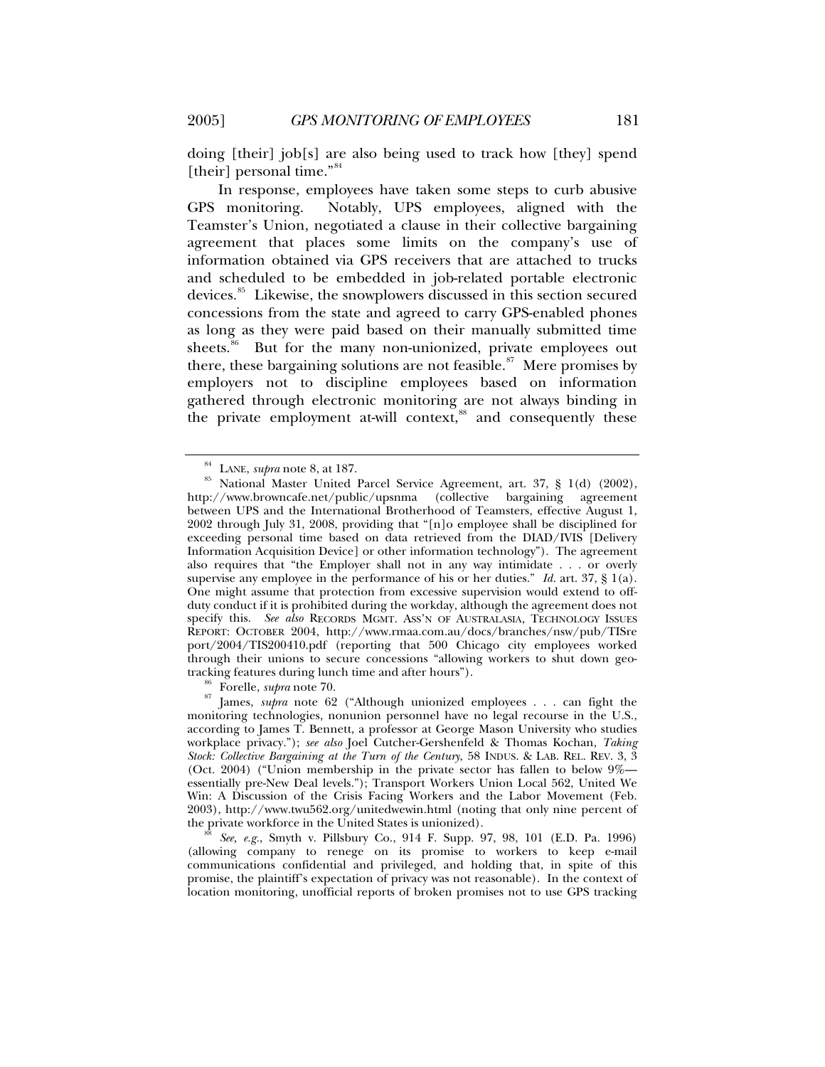doing [their] job[s] are also being used to track how [they] spend [their] personal time."[84]

In response, employees have taken some steps to curb abusive GPS monitoring. Notably, UPS employees, aligned with the Teamster's Union, negotiated a clause in their collective bargaining agreement that places some limits on the company's use of information obtained via GPS receivers that are attached to trucks and scheduled to be embedded in job-related portable electronic devices.[85] Likewise, the snowplowers discussed in this section secured concessions from the state and agreed to carry GPS-enabled phones as long as they were paid based on their manually submitted time sheets.[86] But for the many non-unionized, private employees out there, these bargaining solutions are not feasible.[87] Mere promises by employers not to discipline employees based on information gathered through electronic monitoring are not always binding in the private employment at-will context,[88] and consequently these

---

[84] LANE, *supra* note 8, at 187.

[85] National Master United Parcel Service Agreement, art. 37, § 1(d) (2002), http://www.browncafe.net/public/upsnma (collective bargaining agreement between UPS and the International Brotherhood of Teamsters, effective August 1, 2002 through July 31, 2008, providing that "[n]o employee shall be disciplined for exceeding personal time based on data retrieved from the DIAD/IVIS [Delivery Information Acquisition Device] or other information technology"). The agreement also requires that "the Employer shall not in any way intimidate . . . or overly supervise any employee in the performance of his or her duties." *Id.* art. 37, § 1(a). One might assume that protection from excessive supervision would extend to off-duty conduct if it is prohibited during the workday, although the agreement does not specify this. *See also* RECORDS MGMT. ASS'N OF AUSTRALASIA, TECHNOLOGY ISSUES REPORT: OCTOBER 2004, http://www.rmaa.com.au/docs/branches/nsw/pub/TISreport/2004/TIS200410.pdf (reporting that 500 Chicago city employees worked through their unions to secure concessions "allowing workers to shut down geo-tracking features during lunch time and after hours").

[86] Forelle, *supra* note 70.

[87] James, *supra* note 62 ("Although unionized employees . . . can fight the monitoring technologies, nonunion personnel have no legal recourse in the U.S., according to James T. Bennett, a professor at George Mason University who studies workplace privacy."); *see also* Joel Cutcher-Gershenfeld & Thomas Kochan, *Taking Stock: Collective Bargaining at the Turn of the Century*, 58 INDUS. & LAB. REL. REV. 3, 3 (Oct. 2004) ("Union membership in the private sector has fallen to below 9%—essentially pre-New Deal levels."); Transport Workers Union Local 562, United We Win: A Discussion of the Crisis Facing Workers and the Labor Movement (Feb. 2003), http://www.twu562.org/unitedwewin.html (noting that only nine percent of the private workforce in the United States is unionized).

[88] *See, e.g.*, Smyth v. Pillsbury Co., 914 F. Supp. 97, 98, 101 (E.D. Pa. 1996) (allowing company to renege on its promise to workers to keep e-mail communications confidential and privileged, and holding that, in spite of this promise, the plaintiff's expectation of privacy was not reasonable). In the context of location monitoring, unofficial reports of broken promises not to use GPS tracking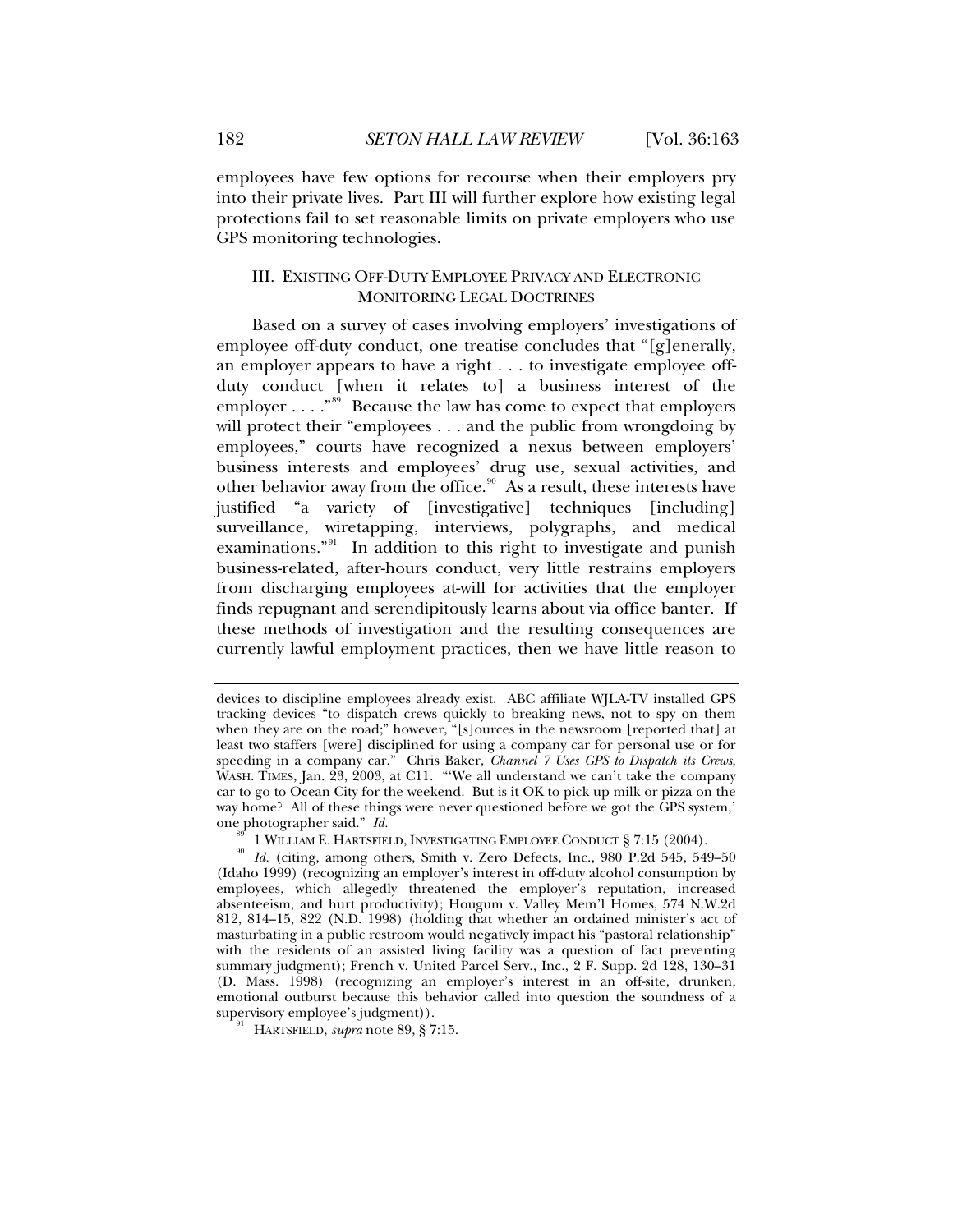employees have few options for recourse when their employers pry into their private lives. Part III will further explore how existing legal protections fail to set reasonable limits on private employers who use GPS monitoring technologies.

## III. EXISTING OFF-DUTY EMPLOYEE PRIVACY AND ELECTRONIC MONITORING LEGAL DOCTRINES

Based on a survey of cases involving employers' investigations of employee off-duty conduct, one treatise concludes that "[g]enerally, an employer appears to have a right . . . to investigate employee off-duty conduct [when it relates to] a business interest of the employer . . . ."[89] Because the law has come to expect that employers will protect their "employees . . . and the public from wrongdoing by employees," courts have recognized a nexus between employers' business interests and employees' drug use, sexual activities, and other behavior away from the office.[90] As a result, these interests have justified "a variety of [investigative] techniques [including] surveillance, wiretapping, interviews, polygraphs, and medical examinations."[91] In addition to this right to investigate and punish business-related, after-hours conduct, very little restrains employers from discharging employees at-will for activities that the employer finds repugnant and serendipitously learns about via office banter. If these methods of investigation and the resulting consequences are currently lawful employment practices, then we have little reason to

---

devices to discipline employees already exist. ABC affiliate WJLA-TV installed GPS tracking devices "to dispatch crews quickly to breaking news, not to spy on them when they are on the road;" however, "[s]ources in the newsroom [reported that] at least two staffers [were] disciplined for using a company car for personal use or for speeding in a company car." Chris Baker, *Channel 7 Uses GPS to Dispatch its Crews*, WASH. TIMES, Jan. 23, 2003, at C11. "'We all understand we can't take the company car to go to Ocean City for the weekend. But is it OK to pick up milk or pizza on the way home? All of these things were never questioned before we got the GPS system,' one photographer said." *Id.*

[89] 1 WILLIAM E. HARTSFIELD, INVESTIGATING EMPLOYEE CONDUCT § 7:15 (2004).

[90] *Id.* (citing, among others, Smith v. Zero Defects, Inc., 980 P.2d 545, 549–50 (Idaho 1999) (recognizing an employer's interest in off-duty alcohol consumption by employees, which allegedly threatened the employer's reputation, increased absenteeism, and hurt productivity); Hougum v. Valley Mem'l Homes, 574 N.W.2d 812, 814–15, 822 (N.D. 1998) (holding that whether an ordained minister's act of masturbating in a public restroom would negatively impact his "pastoral relationship" with the residents of an assisted living facility was a question of fact preventing summary judgment); French v. United Parcel Serv., Inc., 2 F. Supp. 2d 128, 130–31 (D. Mass. 1998) (recognizing an employer's interest in an off-site, drunken, emotional outburst because this behavior called into question the soundness of a supervisory employee's judgment)).

[91] HARTSFIELD, *supra* note 89, § 7:15.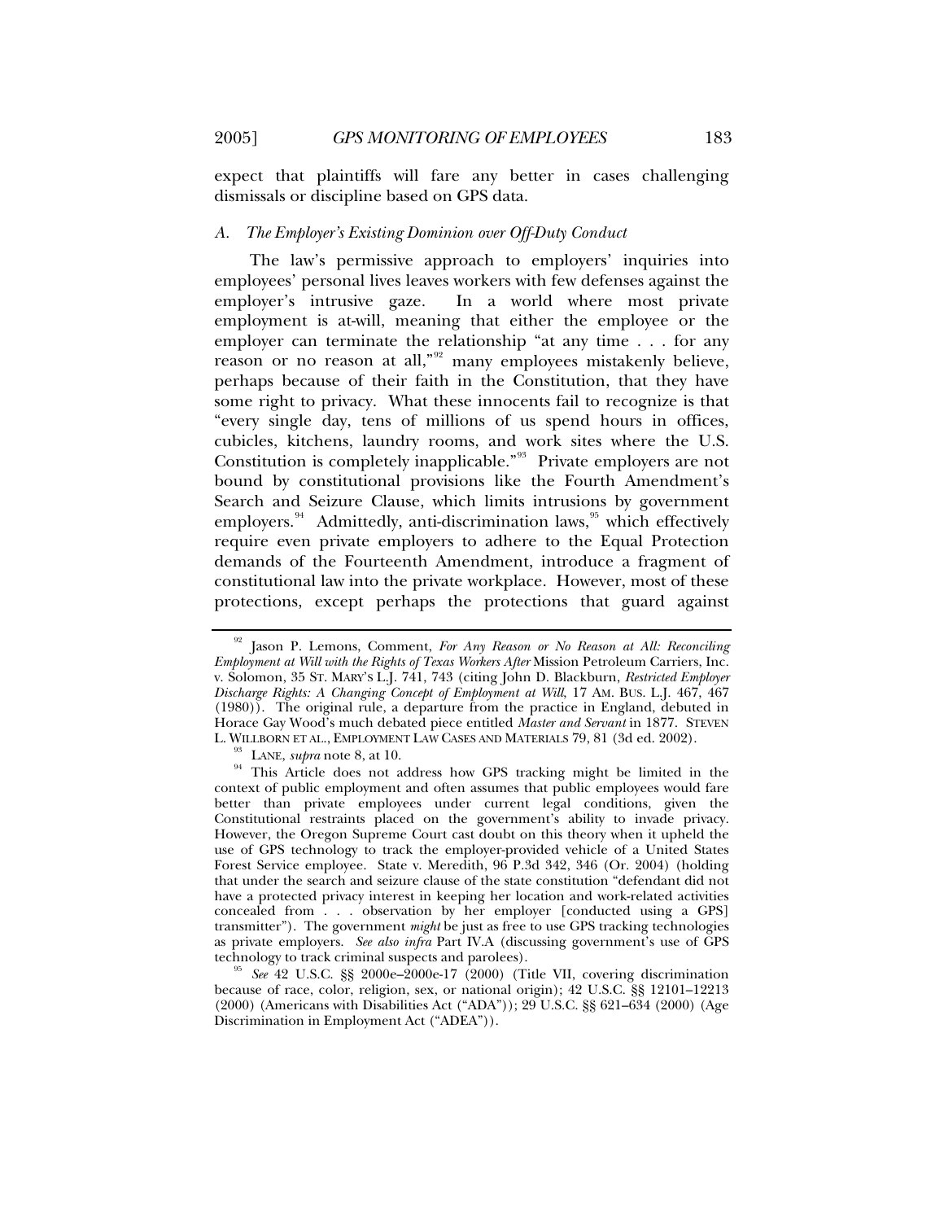expect that plaintiffs will fare any better in cases challenging dismissals or discipline based on GPS data.

### *A. The Employer's Existing Dominion over Off-Duty Conduct*

The law's permissive approach to employers' inquiries into employees' personal lives leaves workers with few defenses against the employer's intrusive gaze. In a world where most private employment is at-will, meaning that either the employee or the employer can terminate the relationship "at any time . . . for any reason or no reason at all,"[92] many employees mistakenly believe, perhaps because of their faith in the Constitution, that they have some right to privacy. What these innocents fail to recognize is that "every single day, tens of millions of us spend hours in offices, cubicles, kitchens, laundry rooms, and work sites where the U.S. Constitution is completely inapplicable."[93] Private employers are not bound by constitutional provisions like the Fourth Amendment's Search and Seizure Clause, which limits intrusions by government employers.[94] Admittedly, anti-discrimination laws,[95] which effectively require even private employers to adhere to the Equal Protection demands of the Fourteenth Amendment, introduce a fragment of constitutional law into the private workplace. However, most of these protections, except perhaps the protections that guard against

---

[92] Jason P. Lemons, Comment, *For Any Reason or No Reason at All: Reconciling Employment at Will with the Rights of Texas Workers After* Mission Petroleum Carriers, Inc. v. Solomon, 35 ST. MARY'S L.J. 741, 743 (citing John D. Blackburn, *Restricted Employer Discharge Rights: A Changing Concept of Employment at Will*, 17 AM. BUS. L.J. 467, 467 (1980)). The original rule, a departure from the practice in England, debuted in Horace Gay Wood's much debated piece entitled *Master and Servant* in 1877. STEVEN L. WILLBORN ET AL., EMPLOYMENT LAW CASES AND MATERIALS 79, 81 (3d ed. 2002).

[93] LANE, *supra* note 8, at 10.

[94] This Article does not address how GPS tracking might be limited in the context of public employment and often assumes that public employees would fare better than private employees under current legal conditions, given the Constitutional restraints placed on the government's ability to invade privacy. However, the Oregon Supreme Court cast doubt on this theory when it upheld the use of GPS technology to track the employer-provided vehicle of a United States Forest Service employee. State v. Meredith, 96 P.3d 342, 346 (Or. 2004) (holding that under the search and seizure clause of the state constitution "defendant did not have a protected privacy interest in keeping her location and work-related activities concealed from . . . observation by her employer [conducted using a GPS] transmitter"). The government *might* be just as free to use GPS tracking technologies as private employers. *See also infra* Part IV.A (discussing government's use of GPS technology to track criminal suspects and parolees).

[95] *See* 42 U.S.C. §§ 2000e–2000e-17 (2000) (Title VII, covering discrimination because of race, color, religion, sex, or national origin); 42 U.S.C. §§ 12101–12213 (2000) (Americans with Disabilities Act ("ADA")); 29 U.S.C. §§ 621–634 (2000) (Age Discrimination in Employment Act ("ADEA")).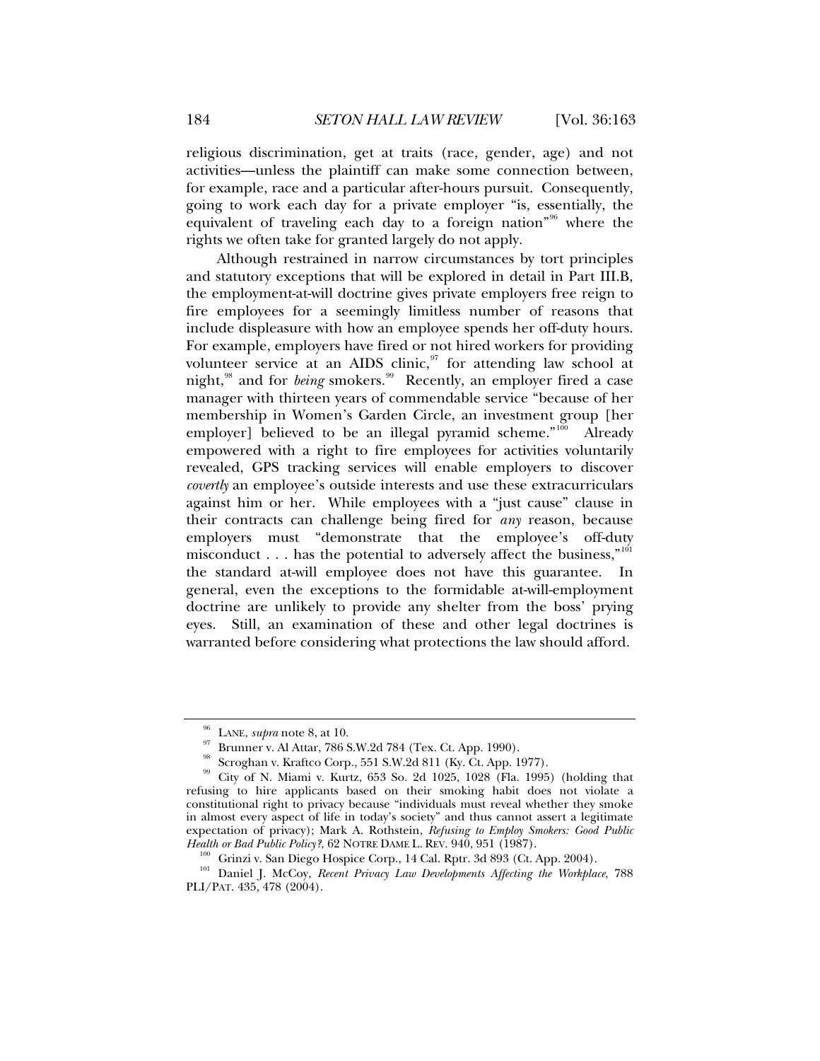religious discrimination, get at traits (race, gender, age) and not activities—unless the plaintiff can make some connection between, for example, race and a particular after-hours pursuit. Consequently, going to work each day for a private employer "is, essentially, the equivalent of traveling each day to a foreign nation"[96] where the rights we often take for granted largely do not apply.

Although restrained in narrow circumstances by tort principles and statutory exceptions that will be explored in detail in Part III.B, the employment-at-will doctrine gives private employers free reign to fire employees for a seemingly limitless number of reasons that include displeasure with how an employee spends her off-duty hours. For example, employers have fired or not hired workers for providing volunteer service at an AIDS clinic,[97] for attending law school at night,[98] and for *being* smokers.[99] Recently, an employer fired a case manager with thirteen years of commendable service "because of her membership in Women's Garden Circle, an investment group [her employer] believed to be an illegal pyramid scheme."[100] Already empowered with a right to fire employees for activities voluntarily revealed, GPS tracking services will enable employers to discover *covertly* an employee's outside interests and use these extracurriculars against him or her. While employees with a "just cause" clause in their contracts can challenge being fired for *any* reason, because employers must "demonstrate that the employee's off-duty misconduct . . . has the potential to adversely affect the business,"[101] the standard at-will employee does not have this guarantee. In general, even the exceptions to the formidable at-will-employment doctrine are unlikely to provide any shelter from the boss' prying eyes. Still, an examination of these and other legal doctrines is warranted before considering what protections the law should afford.

---

[96] LANE, *supra* note 8, at 10.

[97] Brunner v. Al Attar, 786 S.W.2d 784 (Tex. Ct. App. 1990).

[98] Scroghan v. Kraftco Corp., 551 S.W.2d 811 (Ky. Ct. App. 1977).

[99] City of N. Miami v. Kurtz, 653 So. 2d 1025, 1028 (Fla. 1995) (holding that refusing to hire applicants based on their smoking habit does not violate a constitutional right to privacy because "individuals must reveal whether they smoke in almost every aspect of life in today's society" and thus cannot assert a legitimate expectation of privacy); Mark A. Rothstein, *Refusing to Employ Smokers: Good Public Health or Bad Public Policy?*, 62 NOTRE DAME L. REV. 940, 951 (1987).

[100] Grinzi v. San Diego Hospice Corp., 14 Cal. Rptr. 3d 893 (Ct. App. 2004).

[101] Daniel J. McCoy, *Recent Privacy Law Developments Affecting the Workplace*, 788 PLI/PAT. 435, 478 (2004).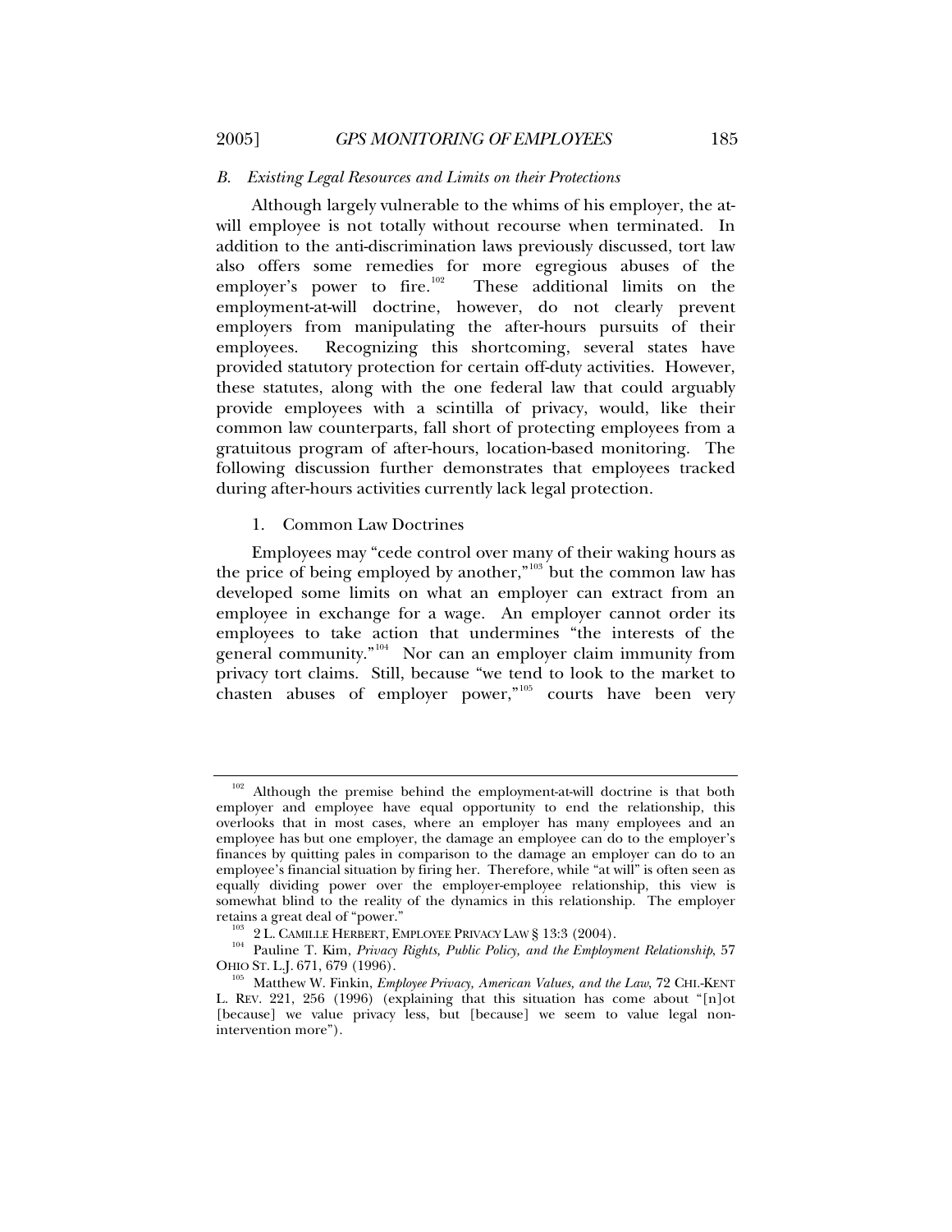### *B. Existing Legal Resources and Limits on their Protections*

Although largely vulnerable to the whims of his employer, the at-will employee is not totally without recourse when terminated. In addition to the anti-discrimination laws previously discussed, tort law also offers some remedies for more egregious abuses of the employer's power to fire.[102] These additional limits on the employment-at-will doctrine, however, do not clearly prevent employers from manipulating the after-hours pursuits of their employees. Recognizing this shortcoming, several states have provided statutory protection for certain off-duty activities. However, these statutes, along with the one federal law that could arguably provide employees with a scintilla of privacy, would, like their common law counterparts, fall short of protecting employees from a gratuitous program of after-hours, location-based monitoring. The following discussion further demonstrates that employees tracked during after-hours activities currently lack legal protection.

#### 1. Common Law Doctrines

Employees may "cede control over many of their waking hours as the price of being employed by another,"[103] but the common law has developed some limits on what an employer can extract from an employee in exchange for a wage. An employer cannot order its employees to take action that undermines "the interests of the general community."[104] Nor can an employer claim immunity from privacy tort claims. Still, because "we tend to look to the market to chasten abuses of employer power,"[105] courts have been very

---

[102] Although the premise behind the employment-at-will doctrine is that both employer and employee have equal opportunity to end the relationship, this overlooks that in most cases, where an employer has many employees and an employee has but one employer, the damage an employee can do to the employer's finances by quitting pales in comparison to the damage an employer can do to an employee's financial situation by firing her. Therefore, while "at will" is often seen as equally dividing power over the employer-employee relationship, this view is somewhat blind to the reality of the dynamics in this relationship. The employer retains a great deal of "power."

[103] 2 L. CAMILLE HERBERT, EMPLOYEE PRIVACY LAW § 13:3 (2004).

[104] Pauline T. Kim, *Privacy Rights, Public Policy, and the Employment Relationship*, 57 OHIO ST. L.J. 671, 679 (1996).

[105] Matthew W. Finkin, *Employee Privacy, American Values, and the Law*, 72 CHI.-KENT L. REV. 221, 256 (1996) (explaining that this situation has come about "[n]ot [because] we value privacy less, but [because] we seem to value legal non-intervention more").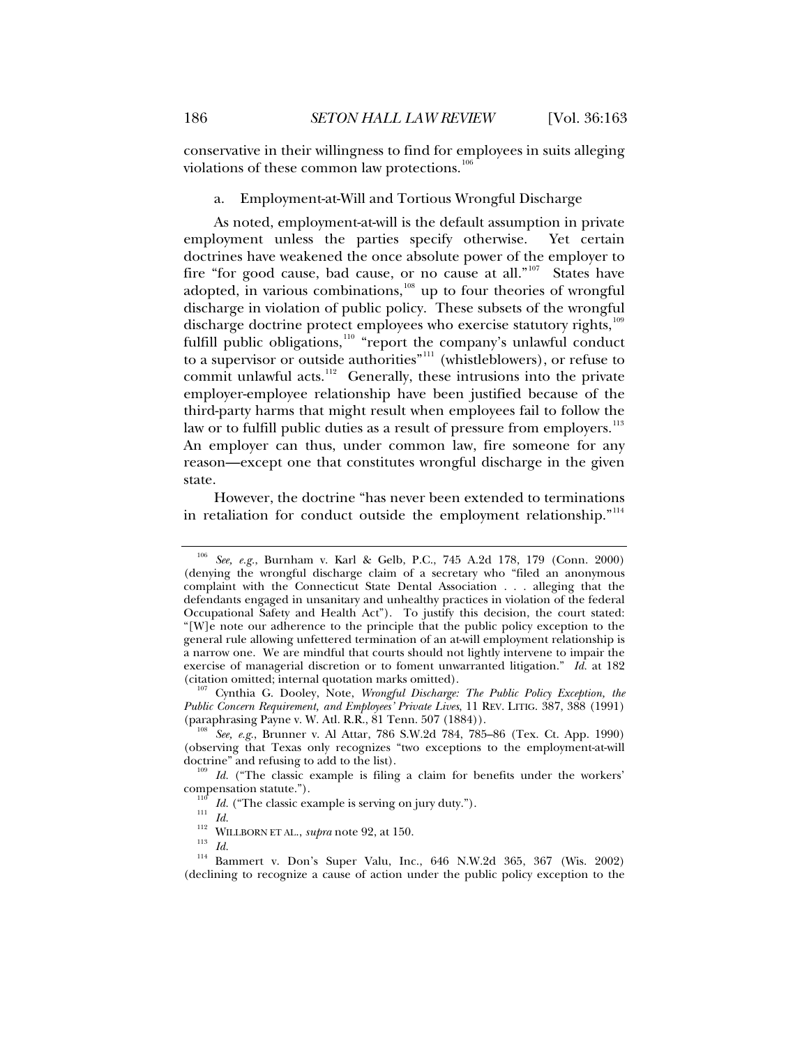conservative in their willingness to find for employees in suits alleging violations of these common law protections.[106]

a. Employment-at-Will and Tortious Wrongful Discharge

As noted, employment-at-will is the default assumption in private employment unless the parties specify otherwise. Yet certain doctrines have weakened the once absolute power of the employer to fire "for good cause, bad cause, or no cause at all."[107] States have adopted, in various combinations,[108] up to four theories of wrongful discharge in violation of public policy. These subsets of the wrongful discharge doctrine protect employees who exercise statutory rights,[109] fulfill public obligations,[110] "report the company's unlawful conduct to a supervisor or outside authorities"[111] (whistleblowers), or refuse to commit unlawful acts.[112] Generally, these intrusions into the private employer-employee relationship have been justified because of the third-party harms that might result when employees fail to follow the law or to fulfill public duties as a result of pressure from employers.[113] An employer can thus, under common law, fire someone for any reason—except one that constitutes wrongful discharge in the given state.

However, the doctrine "has never been extended to terminations in retaliation for conduct outside the employment relationship."[114]

---

[106] *See, e.g.*, Burnham v. Karl & Gelb, P.C., 745 A.2d 178, 179 (Conn. 2000) (denying the wrongful discharge claim of a secretary who "filed an anonymous complaint with the Connecticut State Dental Association . . . alleging that the defendants engaged in unsanitary and unhealthy practices in violation of the federal Occupational Safety and Health Act"). To justify this decision, the court stated: "[W]e note our adherence to the principle that the public policy exception to the general rule allowing unfettered termination of an at-will employment relationship is a narrow one. We are mindful that courts should not lightly intervene to impair the exercise of managerial discretion or to foment unwarranted litigation." *Id.* at 182 (citation omitted; internal quotation marks omitted).

[107] Cynthia G. Dooley, Note, *Wrongful Discharge: The Public Policy Exception, the Public Concern Requirement, and Employees' Private Lives*, 11 REV. LITIG. 387, 388 (1991) (paraphrasing Payne v. W. Atl. R.R., 81 Tenn. 507 (1884)).

[108] *See, e.g.*, Brunner v. Al Attar, 786 S.W.2d 784, 785–86 (Tex. Ct. App. 1990) (observing that Texas only recognizes "two exceptions to the employment-at-will doctrine" and refusing to add to the list).

[109] *Id.* ("The classic example is filing a claim for benefits under the workers' compensation statute.").

[110] *Id.* ("The classic example is serving on jury duty.").

[111] *Id.*

[112] WILLBORN ET AL., *supra* note 92, at 150.

[113] *Id.*

[114] Bammert v. Don's Super Valu, Inc., 646 N.W.2d 365, 367 (Wis. 2002) (declining to recognize a cause of action under the public policy exception to the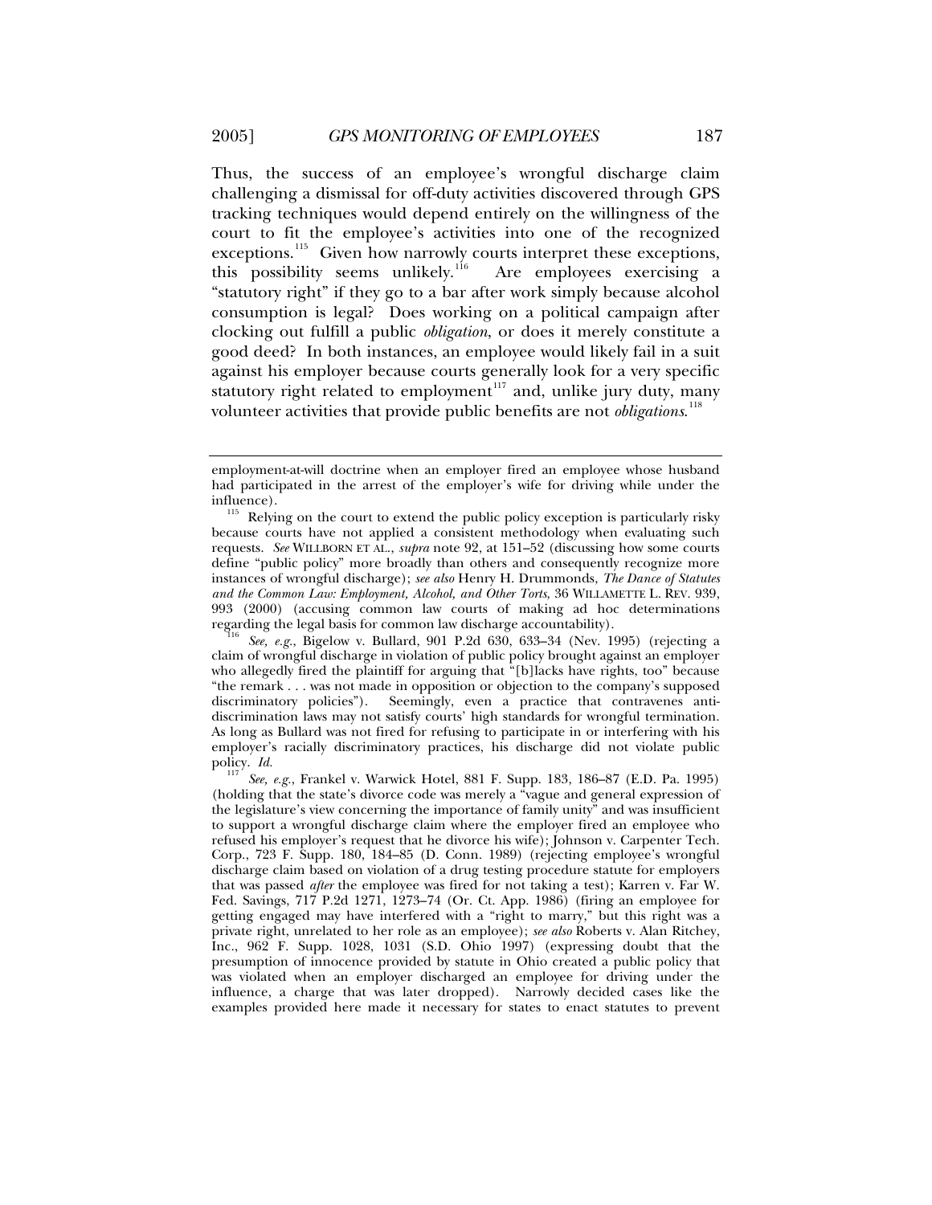Thus, the success of an employee's wrongful discharge claim challenging a dismissal for off-duty activities discovered through GPS tracking techniques would depend entirely on the willingness of the court to fit the employee's activities into one of the recognized exceptions.[115] Given how narrowly courts interpret these exceptions, this possibility seems unlikely.[116] Are employees exercising a "statutory right" if they go to a bar after work simply because alcohol consumption is legal? Does working on a political campaign after clocking out fulfill a public *obligation*, or does it merely constitute a good deed? In both instances, an employee would likely fail in a suit against his employer because courts generally look for a very specific statutory right related to employment[117] and, unlike jury duty, many volunteer activities that provide public benefits are not *obligations*.[118]

---

employment-at-will doctrine when an employer fired an employee whose husband had participated in the arrest of the employer's wife for driving while under the influence).

[115] Relying on the court to extend the public policy exception is particularly risky because courts have not applied a consistent methodology when evaluating such requests. *See* WILLBORN ET AL., *supra* note 92, at 151–52 (discussing how some courts define "public policy" more broadly than others and consequently recognize more instances of wrongful discharge); *see also* Henry H. Drummonds, *The Dance of Statutes and the Common Law: Employment, Alcohol, and Other Torts*, 36 WILLAMETTE L. REV. 939, 993 (2000) (accusing common law courts of making ad hoc determinations regarding the legal basis for common law discharge accountability).

[116] *See, e.g.*, Bigelow v. Bullard, 901 P.2d 630, 633–34 (Nev. 1995) (rejecting a claim of wrongful discharge in violation of public policy brought against an employer who allegedly fired the plaintiff for arguing that "[b]lacks have rights, too" because "the remark . . . was not made in opposition or objection to the company's supposed discriminatory policies"). Seemingly, even a practice that contravenes anti-discrimination laws may not satisfy courts' high standards for wrongful termination. As long as Bullard was not fired for refusing to participate in or interfering with his employer's racially discriminatory practices, his discharge did not violate public policy. *Id.*

[117] *See, e.g.*, Frankel v. Warwick Hotel, 881 F. Supp. 183, 186–87 (E.D. Pa. 1995) (holding that the state's divorce code was merely a "vague and general expression of the legislature's view concerning the importance of family unity" and was insufficient to support a wrongful discharge claim where the employer fired an employee who refused his employer's request that he divorce his wife); Johnson v. Carpenter Tech. Corp., 723 F. Supp. 180, 184–85 (D. Conn. 1989) (rejecting employee's wrongful discharge claim based on violation of a drug testing procedure statute for employers that was passed *after* the employee was fired for not taking a test); Karren v. Far W. Fed. Savings, 717 P.2d 1271, 1273–74 (Or. Ct. App. 1986) (firing an employee for getting engaged may have interfered with a "right to marry," but this right was a private right, unrelated to her role as an employee); *see also* Roberts v. Alan Ritchey, Inc., 962 F. Supp. 1028, 1031 (S.D. Ohio 1997) (expressing doubt that the presumption of innocence provided by statute in Ohio created a public policy that was violated when an employer discharged an employee for driving under the influence, a charge that was later dropped). Narrowly decided cases like the examples provided here made it necessary for states to enact statutes to prevent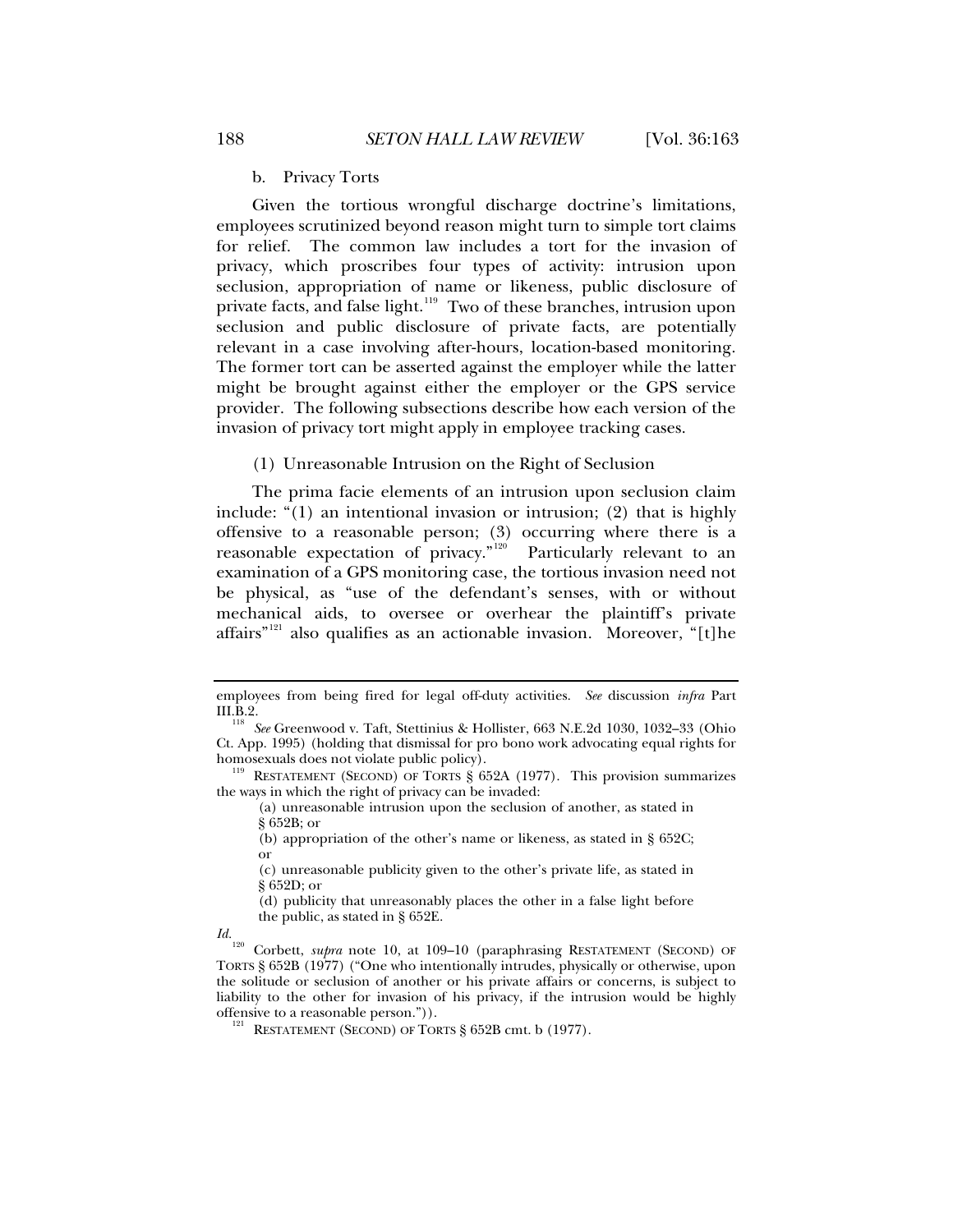b. Privacy Torts

Given the tortious wrongful discharge doctrine's limitations, employees scrutinized beyond reason might turn to simple tort claims for relief. The common law includes a tort for the invasion of privacy, which proscribes four types of activity: intrusion upon seclusion, appropriation of name or likeness, public disclosure of private facts, and false light.[119] Two of these branches, intrusion upon seclusion and public disclosure of private facts, are potentially relevant in a case involving after-hours, location-based monitoring. The former tort can be asserted against the employer while the latter might be brought against either the employer or the GPS service provider. The following subsections describe how each version of the invasion of privacy tort might apply in employee tracking cases.

(1) Unreasonable Intrusion on the Right of Seclusion

The prima facie elements of an intrusion upon seclusion claim include: "(1) an intentional invasion or intrusion; (2) that is highly offensive to a reasonable person; (3) occurring where there is a reasonable expectation of privacy."[120] Particularly relevant to an examination of a GPS monitoring case, the tortious invasion need not be physical, as "use of the defendant's senses, with or without mechanical aids, to oversee or overhear the plaintiff's private affairs"[121] also qualifies as an actionable invasion. Moreover, "[t]he

---

employees from being fired for legal off-duty activities. *See* discussion *infra* Part III.B.2.

[118] *See* Greenwood v. Taft, Stettinius & Hollister, 663 N.E.2d 1030, 1032–33 (Ohio Ct. App. 1995) (holding that dismissal for pro bono work advocating equal rights for homosexuals does not violate public policy).

[119] RESTATEMENT (SECOND) OF TORTS § 652A (1977). This provision summarizes the ways in which the right of privacy can be invaded:

> (a) unreasonable intrusion upon the seclusion of another, as stated in § 652B; or
>
> (b) appropriation of the other's name or likeness, as stated in § 652C; or
>
> (c) unreasonable publicity given to the other's private life, as stated in § 652D; or
>
> (d) publicity that unreasonably places the other in a false light before the public, as stated in § 652E.

*Id.*

[120] Corbett, *supra* note 10, at 109–10 (paraphrasing RESTATEMENT (SECOND) OF TORTS § 652B (1977) ("One who intentionally intrudes, physically or otherwise, upon the solitude or seclusion of another or his private affairs or concerns, is subject to liability to the other for invasion of his privacy, if the intrusion would be highly offensive to a reasonable person.")).

[121] RESTATEMENT (SECOND) OF TORTS § 652B cmt. b (1977).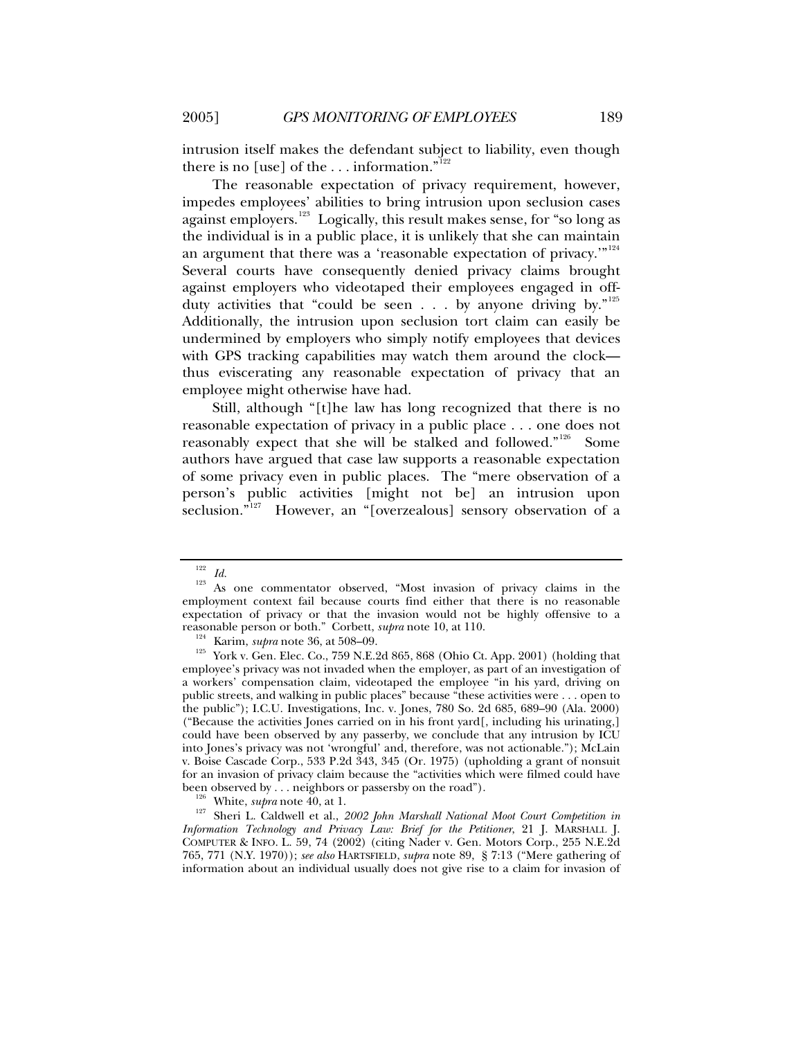intrusion itself makes the defendant subject to liability, even though there is no [use] of the . . . information."[122]

The reasonable expectation of privacy requirement, however, impedes employees' abilities to bring intrusion upon seclusion cases against employers.[123] Logically, this result makes sense, for "so long as the individual is in a public place, it is unlikely that she can maintain an argument that there was a 'reasonable expectation of privacy.'"[124] Several courts have consequently denied privacy claims brought against employers who videotaped their employees engaged in off-duty activities that "could be seen . . . by anyone driving by."[125] Additionally, the intrusion upon seclusion tort claim can easily be undermined by employers who simply notify employees that devices with GPS tracking capabilities may watch them around the clock—thus eviscerating any reasonable expectation of privacy that an employee might otherwise have had.

Still, although "[t]he law has long recognized that there is no reasonable expectation of privacy in a public place . . . one does not reasonably expect that she will be stalked and followed."[126] Some authors have argued that case law supports a reasonable expectation of some privacy even in public places. The "mere observation of a person's public activities [might not be] an intrusion upon seclusion."[127] However, an "[overzealous] sensory observation of a

---

[122] *Id.*

[123] As one commentator observed, "Most invasion of privacy claims in the employment context fail because courts find either that there is no reasonable expectation of privacy or that the invasion would not be highly offensive to a reasonable person or both." Corbett, *supra* note 10, at 110.

[124] Karim, *supra* note 36, at 508–09.

[125] York v. Gen. Elec. Co., 759 N.E.2d 865, 868 (Ohio Ct. App. 2001) (holding that employee's privacy was not invaded when the employer, as part of an investigation of a workers' compensation claim, videotaped the employee "in his yard, driving on public streets, and walking in public places" because "these activities were . . . open to the public"); I.C.U. Investigations, Inc. v. Jones, 780 So. 2d 685, 689–90 (Ala. 2000) ("Because the activities Jones carried on in his front yard[, including his urinating,] could have been observed by any passerby, we conclude that any intrusion by ICU into Jones's privacy was not 'wrongful' and, therefore, was not actionable."); McLain v. Boise Cascade Corp., 533 P.2d 343, 345 (Or. 1975) (upholding a grant of nonsuit for an invasion of privacy claim because the "activities which were filmed could have been observed by . . . neighbors or passersby on the road").

[126] White, *supra* note 40, at 1.

[127] Sheri L. Caldwell et al., *2002 John Marshall National Moot Court Competition in Information Technology and Privacy Law: Brief for the Petitioner*, 21 J. MARSHALL J. COMPUTER & INFO. L. 59, 74 (2002) (citing Nader v. Gen. Motors Corp., 255 N.E.2d 765, 771 (N.Y. 1970)); *see also* HARTSFIELD, *supra* note 89, § 7:13 ("Mere gathering of information about an individual usually does not give rise to a claim for invasion of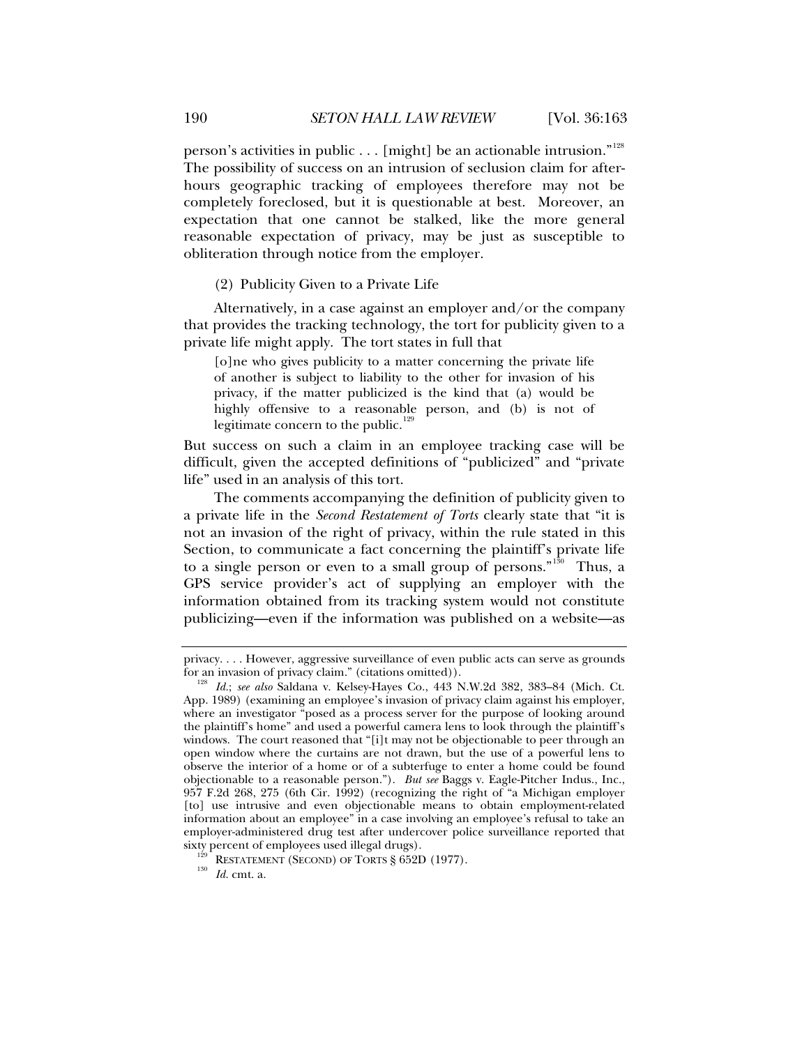person's activities in public . . . [might] be an actionable intrusion."[128] The possibility of success on an intrusion of seclusion claim for after-hours geographic tracking of employees therefore may not be completely foreclosed, but it is questionable at best. Moreover, an expectation that one cannot be stalked, like the more general reasonable expectation of privacy, may be just as susceptible to obliteration through notice from the employer.

(2) Publicity Given to a Private Life

Alternatively, in a case against an employer and/or the company that provides the tracking technology, the tort for publicity given to a private life might apply. The tort states in full that

> [o]ne who gives publicity to a matter concerning the private life of another is subject to liability to the other for invasion of his privacy, if the matter publicized is the kind that (a) would be highly offensive to a reasonable person, and (b) is not of legitimate concern to the public.[129]

But success on such a claim in an employee tracking case will be difficult, given the accepted definitions of "publicized" and "private life" used in an analysis of this tort.

The comments accompanying the definition of publicity given to a private life in the *Second Restatement of Torts* clearly state that "it is not an invasion of the right of privacy, within the rule stated in this Section, to communicate a fact concerning the plaintiff's private life to a single person or even to a small group of persons."[130] Thus, a GPS service provider's act of supplying an employer with the information obtained from its tracking system would not constitute publicizing—even if the information was published on a website—as

---

privacy. . . . However, aggressive surveillance of even public acts can serve as grounds for an invasion of privacy claim." (citations omitted)).

[128] *Id.*; *see also* Saldana v. Kelsey-Hayes Co., 443 N.W.2d 382, 383–84 (Mich. Ct. App. 1989) (examining an employee's invasion of privacy claim against his employer, where an investigator "posed as a process server for the purpose of looking around the plaintiff's home" and used a powerful camera lens to look through the plaintiff's windows. The court reasoned that "[i]t may not be objectionable to peer through an open window where the curtains are not drawn, but the use of a powerful lens to observe the interior of a home or of a subterfuge to enter a home could be found objectionable to a reasonable person."). *But see* Baggs v. Eagle-Pitcher Indus., Inc., 957 F.2d 268, 275 (6th Cir. 1992) (recognizing the right of "a Michigan employer [to] use intrusive and even objectionable means to obtain employment-related information about an employee" in a case involving an employee's refusal to take an employer-administered drug test after undercover police surveillance reported that sixty percent of employees used illegal drugs).

[129] RESTATEMENT (SECOND) OF TORTS § 652D (1977).

[130] *Id.* cmt. a.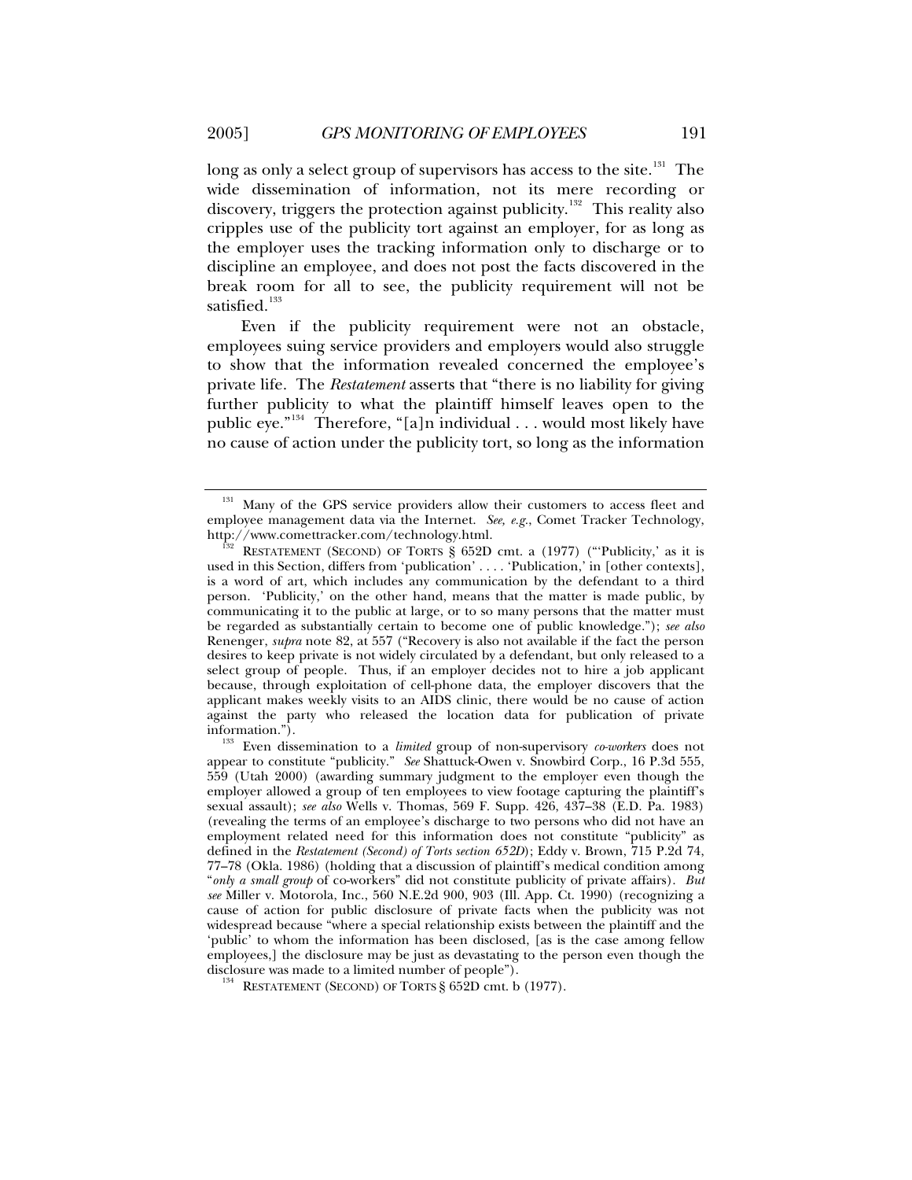long as only a select group of supervisors has access to the site.[131] The wide dissemination of information, not its mere recording or discovery, triggers the protection against publicity.[132] This reality also cripples use of the publicity tort against an employer, for as long as the employer uses the tracking information only to discharge or to discipline an employee, and does not post the facts discovered in the break room for all to see, the publicity requirement will not be satisfied.[133]

Even if the publicity requirement were not an obstacle, employees suing service providers and employers would also struggle to show that the information revealed concerned the employee's private life. The *Restatement* asserts that "there is no liability for giving further publicity to what the plaintiff himself leaves open to the public eye."[134] Therefore, "[a]n individual . . . would most likely have no cause of action under the publicity tort, so long as the information

---

[131] Many of the GPS service providers allow their customers to access fleet and employee management data via the Internet. *See, e.g.*, Comet Tracker Technology, http://www.comettracker.com/technology.html.

[132] RESTATEMENT (SECOND) OF TORTS § 652D cmt. a (1977) ("'Publicity,' as it is used in this Section, differs from 'publication' . . . . 'Publication,' in [other contexts], is a word of art, which includes any communication by the defendant to a third person. 'Publicity,' on the other hand, means that the matter is made public, by communicating it to the public at large, or to so many persons that the matter must be regarded as substantially certain to become one of public knowledge."); *see also* Renenger, *supra* note 82, at 557 ("Recovery is also not available if the fact the person desires to keep private is not widely circulated by a defendant, but only released to a select group of people. Thus, if an employer decides not to hire a job applicant because, through exploitation of cell-phone data, the employer discovers that the applicant makes weekly visits to an AIDS clinic, there would be no cause of action against the party who released the location data for publication of private information.").

[133] Even dissemination to a *limited* group of non-supervisory *co-workers* does not appear to constitute "publicity." *See* Shattuck-Owen v. Snowbird Corp., 16 P.3d 555, 559 (Utah 2000) (awarding summary judgment to the employer even though the employer allowed a group of ten employees to view footage capturing the plaintiff's sexual assault); *see also* Wells v. Thomas, 569 F. Supp. 426, 437–38 (E.D. Pa. 1983) (revealing the terms of an employee's discharge to two persons who did not have an employment related need for this information does not constitute "publicity" as defined in the *Restatement (Second) of Torts section 652D*); Eddy v. Brown, 715 P.2d 74, 77–78 (Okla. 1986) (holding that a discussion of plaintiff's medical condition among "*only a small group* of co-workers" did not constitute publicity of private affairs). *But see* Miller v. Motorola, Inc., 560 N.E.2d 900, 903 (Ill. App. Ct. 1990) (recognizing a cause of action for public disclosure of private facts when the publicity was not widespread because "where a special relationship exists between the plaintiff and the 'public' to whom the information has been disclosed, [as is the case among fellow employees,] the disclosure may be just as devastating to the person even though the disclosure was made to a limited number of people").

[134] RESTATEMENT (SECOND) OF TORTS § 652D cmt. b (1977).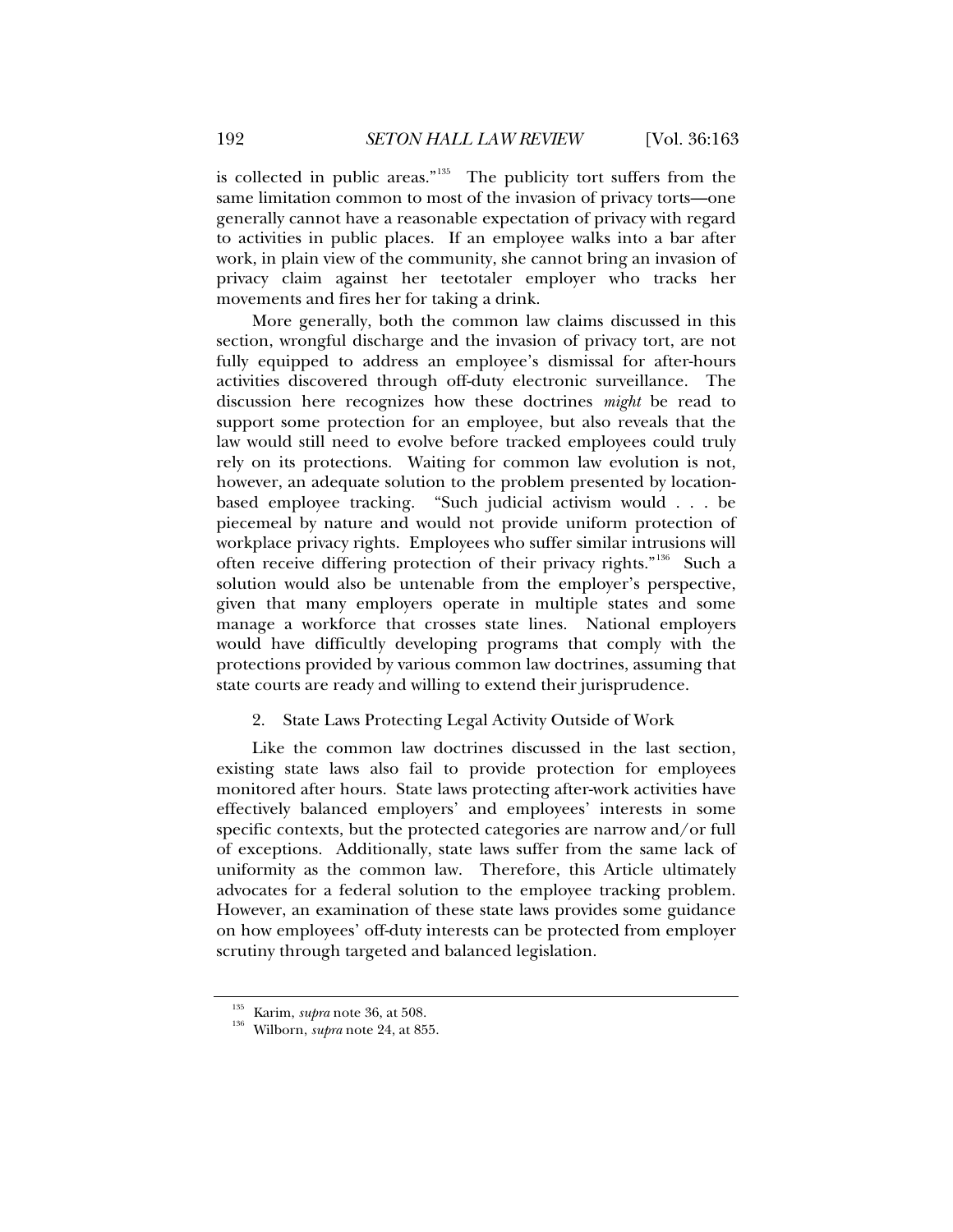is collected in public areas."[135] The publicity tort suffers from the same limitation common to most of the invasion of privacy torts—one generally cannot have a reasonable expectation of privacy with regard to activities in public places. If an employee walks into a bar after work, in plain view of the community, she cannot bring an invasion of privacy claim against her teetotaler employer who tracks her movements and fires her for taking a drink.

More generally, both the common law claims discussed in this section, wrongful discharge and the invasion of privacy tort, are not fully equipped to address an employee's dismissal for after-hours activities discovered through off-duty electronic surveillance. The discussion here recognizes how these doctrines *might* be read to support some protection for an employee, but also reveals that the law would still need to evolve before tracked employees could truly rely on its protections. Waiting for common law evolution is not, however, an adequate solution to the problem presented by location-based employee tracking. "Such judicial activism would . . . be piecemeal by nature and would not provide uniform protection of workplace privacy rights. Employees who suffer similar intrusions will often receive differing protection of their privacy rights."[136] Such a solution would also be untenable from the employer's perspective, given that many employers operate in multiple states and some manage a workforce that crosses state lines. National employers would have difficultly developing programs that comply with the protections provided by various common law doctrines, assuming that state courts are ready and willing to extend their jurisprudence.

2. State Laws Protecting Legal Activity Outside of Work

Like the common law doctrines discussed in the last section, existing state laws also fail to provide protection for employees monitored after hours. State laws protecting after-work activities have effectively balanced employers' and employees' interests in some specific contexts, but the protected categories are narrow and/or full of exceptions. Additionally, state laws suffer from the same lack of uniformity as the common law. Therefore, this Article ultimately advocates for a federal solution to the employee tracking problem. However, an examination of these state laws provides some guidance on how employees' off-duty interests can be protected from employer scrutiny through targeted and balanced legislation.

---

[135] Karim, *supra* note 36, at 508.

[136] Wilborn, *supra* note 24, at 855.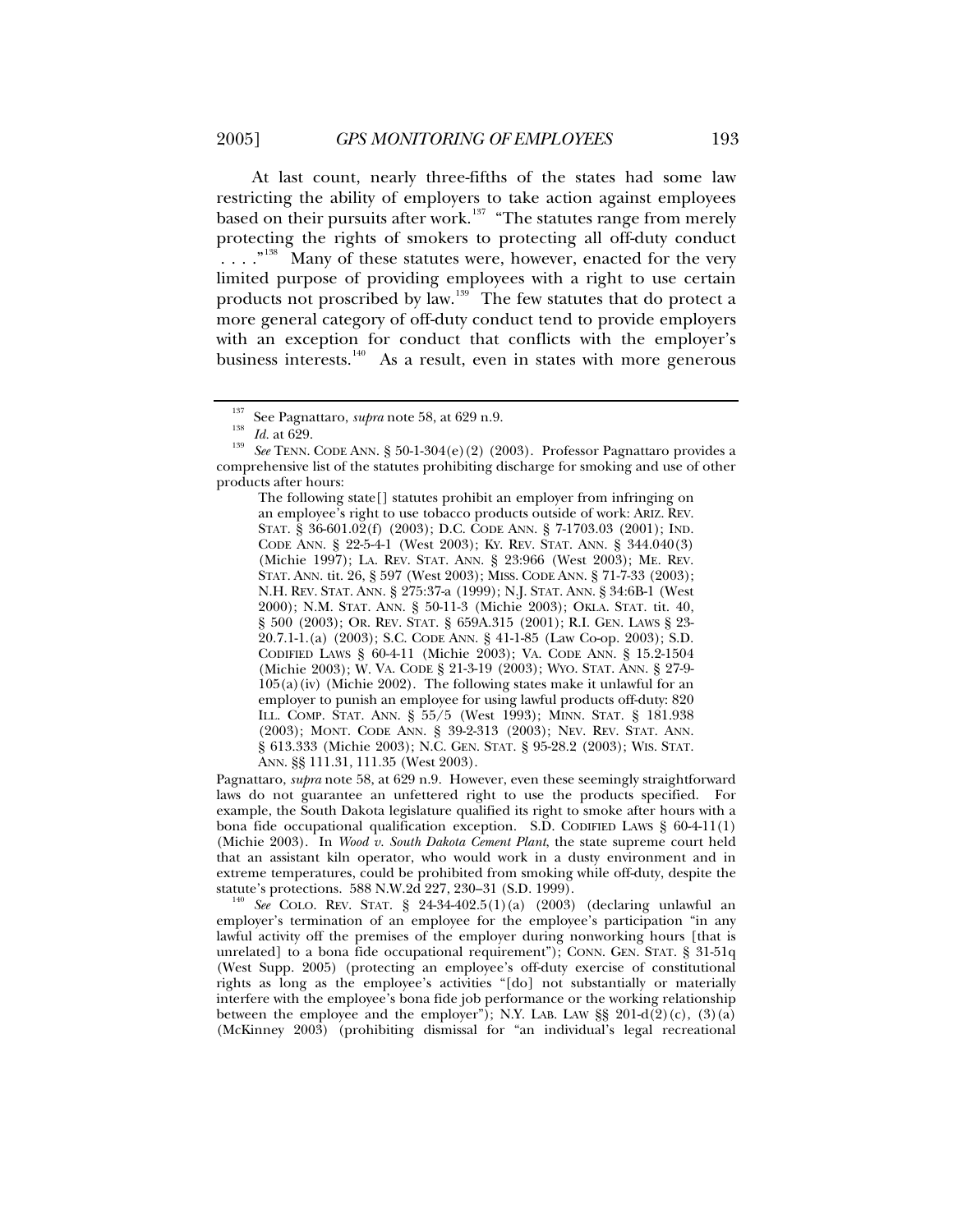At last count, nearly three-fifths of the states had some law restricting the ability of employers to take action against employees based on their pursuits after work.[137] "The statutes range from merely protecting the rights of smokers to protecting all off-duty conduct . . . ."[138] Many of these statutes were, however, enacted for the very limited purpose of providing employees with a right to use certain products not proscribed by law.[139] The few statutes that do protect a more general category of off-duty conduct tend to provide employers with an exception for conduct that conflicts with the employer's business interests.[140] As a result, even in states with more generous

---

[137] See Pagnattaro, *supra* note 58, at 629 n.9.

[138] *Id.* at 629.

[139] *See* TENN. CODE ANN. § 50-1-304(e)(2) (2003). Professor Pagnattaro provides a comprehensive list of the statutes prohibiting discharge for smoking and use of other products after hours:

> The following state[] statutes prohibit an employer from infringing on an employee's right to use tobacco products outside of work: ARIZ. REV. STAT. § 36-601.02(f) (2003); D.C. CODE ANN. § 7-1703.03 (2001); IND. CODE ANN. § 22-5-4-1 (West 2003); KY. REV. STAT. ANN. § 344.040(3) (Michie 1997); LA. REV. STAT. ANN. § 23:966 (West 2003); ME. REV. STAT. ANN. tit. 26, § 597 (West 2003); MISS. CODE ANN. § 71-7-33 (2003); N.H. REV. STAT. ANN. § 275:37-a (1999); N.J. STAT. ANN. § 34:6B-1 (West 2000); N.M. STAT. ANN. § 50-11-3 (Michie 2003); OKLA. STAT. tit. 40, § 500 (2003); OR. REV. STAT. § 659A.315 (2001); R.I. GEN. LAWS § 23-20.7.1-1.(a) (2003); S.C. CODE ANN. § 41-1-85 (Law Co-op. 2003); S.D. CODIFIED LAWS § 60-4-11 (Michie 2003); VA. CODE ANN. § 15.2-1504 (Michie 2003); W. VA. CODE § 21-3-19 (2003); WYO. STAT. ANN. § 27-9-105(a)(iv) (Michie 2002). The following states make it unlawful for an employer to punish an employee for using lawful products off-duty: 820 ILL. COMP. STAT. ANN. § 55/5 (West 1993); MINN. STAT. § 181.938 (2003); MONT. CODE ANN. § 39-2-313 (2003); NEV. REV. STAT. ANN. § 613.333 (Michie 2003); N.C. GEN. STAT. § 95-28.2 (2003); WIS. STAT. ANN. §§ 111.31, 111.35 (West 2003).

Pagnattaro, *supra* note 58, at 629 n.9. However, even these seemingly straightforward laws do not guarantee an unfettered right to use the products specified. For example, the South Dakota legislature qualified its right to smoke after hours with a bona fide occupational qualification exception. S.D. CODIFIED LAWS § 60-4-11(1) (Michie 2003). In *Wood v. South Dakota Cement Plant*, the state supreme court held that an assistant kiln operator, who would work in a dusty environment and in extreme temperatures, could be prohibited from smoking while off-duty, despite the statute's protections. 588 N.W.2d 227, 230–31 (S.D. 1999).

[140] *See* COLO. REV. STAT. § 24-34-402.5(1)(a) (2003) (declaring unlawful an employer's termination of an employee for the employee's participation "in any lawful activity off the premises of the employer during nonworking hours [that is unrelated] to a bona fide occupational requirement"); CONN. GEN. STAT. § 31-51q (West Supp. 2005) (protecting an employee's off-duty exercise of constitutional rights as long as the employee's activities "[do] not substantially or materially interfere with the employee's bona fide job performance or the working relationship between the employee and the employer"); N.Y. LAB. LAW §§ 201-d(2)(c), (3)(a) (McKinney 2003) (prohibiting dismissal for "an individual's legal recreational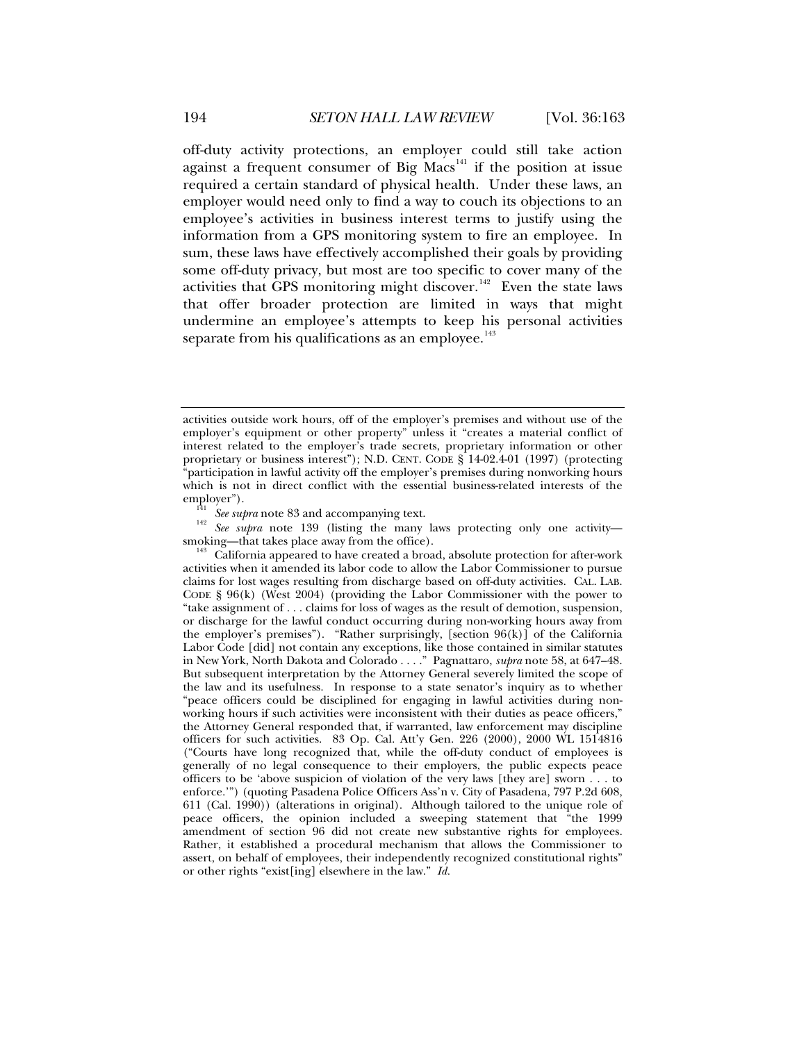off-duty activity protections, an employer could still take action against a frequent consumer of Big Macs[141] if the position at issue required a certain standard of physical health. Under these laws, an employer would need only to find a way to couch its objections to an employee's activities in business interest terms to justify using the information from a GPS monitoring system to fire an employee. In sum, these laws have effectively accomplished their goals by providing some off-duty privacy, but most are too specific to cover many of the activities that GPS monitoring might discover.[142] Even the state laws that offer broader protection are limited in ways that might undermine an employee's attempts to keep his personal activities separate from his qualifications as an employee.[143]

---

activities outside work hours, off of the employer's premises and without use of the employer's equipment or other property" unless it "creates a material conflict of interest related to the employer's trade secrets, proprietary information or other proprietary or business interest"); N.D. CENT. CODE § 14-02.4-01 (1997) (protecting "participation in lawful activity off the employer's premises during nonworking hours which is not in direct conflict with the essential business-related interests of the employer").

[141] *See supra* note 83 and accompanying text.

[142] *See supra* note 139 (listing the many laws protecting only one activity—smoking—that takes place away from the office).

[143] California appeared to have created a broad, absolute protection for after-work activities when it amended its labor code to allow the Labor Commissioner to pursue claims for lost wages resulting from discharge based on off-duty activities. CAL. LAB. CODE § 96(k) (West 2004) (providing the Labor Commissioner with the power to "take assignment of . . . claims for loss of wages as the result of demotion, suspension, or discharge for the lawful conduct occurring during non-working hours away from the employer's premises"). "Rather surprisingly, [section 96(k)] of the California Labor Code [did] not contain any exceptions, like those contained in similar statutes in New York, North Dakota and Colorado . . . ." Pagnattaro, *supra* note 58, at 647–48. But subsequent interpretation by the Attorney General severely limited the scope of the law and its usefulness. In response to a state senator's inquiry as to whether "peace officers could be disciplined for engaging in lawful activities during non-working hours if such activities were inconsistent with their duties as peace officers," the Attorney General responded that, if warranted, law enforcement may discipline officers for such activities. 83 Op. Cal. Att'y Gen. 226 (2000), 2000 WL 1514816 ("Courts have long recognized that, while the off-duty conduct of employees is generally of no legal consequence to their employers, the public expects peace officers to be 'above suspicion of violation of the very laws [they are] sworn . . . to enforce.'") (quoting Pasadena Police Officers Ass'n v. City of Pasadena, 797 P.2d 608, 611 (Cal. 1990)) (alterations in original). Although tailored to the unique role of peace officers, the opinion included a sweeping statement that "the 1999 amendment of section 96 did not create new substantive rights for employees. Rather, it established a procedural mechanism that allows the Commissioner to assert, on behalf of employees, their independently recognized constitutional rights" or other rights "exist[ing] elsewhere in the law." *Id.*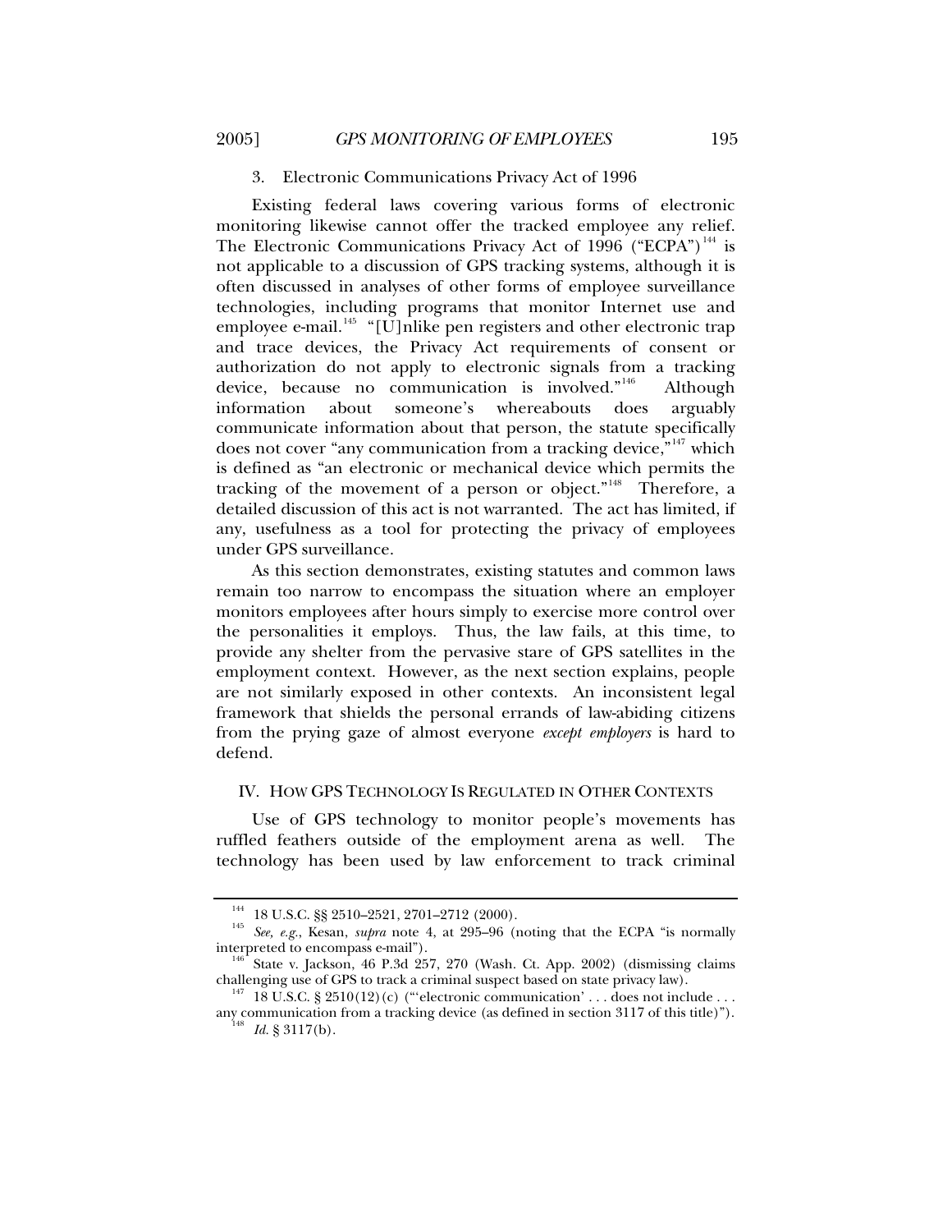### 3. Electronic Communications Privacy Act of 1996

Existing federal laws covering various forms of electronic monitoring likewise cannot offer the tracked employee any relief. The Electronic Communications Privacy Act of 1996 ("ECPA")[144] is not applicable to a discussion of GPS tracking systems, although it is often discussed in analyses of other forms of employee surveillance technologies, including programs that monitor Internet use and employee e-mail.[145] "[U]nlike pen registers and other electronic trap and trace devices, the Privacy Act requirements of consent or authorization do not apply to electronic signals from a tracking device, because no communication is involved."[146] Although information about someone's whereabouts does arguably communicate information about that person, the statute specifically does not cover "any communication from a tracking device,"[147] which is defined as "an electronic or mechanical device which permits the tracking of the movement of a person or object."[148] Therefore, a detailed discussion of this act is not warranted. The act has limited, if any, usefulness as a tool for protecting the privacy of employees under GPS surveillance.

As this section demonstrates, existing statutes and common laws remain too narrow to encompass the situation where an employer monitors employees after hours simply to exercise more control over the personalities it employs. Thus, the law fails, at this time, to provide any shelter from the pervasive stare of GPS satellites in the employment context. However, as the next section explains, people are not similarly exposed in other contexts. An inconsistent legal framework that shields the personal errands of law-abiding citizens from the prying gaze of almost everyone *except employers* is hard to defend.

## IV. How GPS Technology Is Regulated in Other Contexts

Use of GPS technology to monitor people's movements has ruffled feathers outside of the employment arena as well. The technology has been used by law enforcement to track criminal

---

[144] 18 U.S.C. §§ 2510–2521, 2701–2712 (2000).

[145] *See, e.g.*, Kesan, *supra* note 4, at 295–96 (noting that the ECPA "is normally interpreted to encompass e-mail").

[146] State v. Jackson, 46 P.3d 257, 270 (Wash. Ct. App. 2002) (dismissing claims challenging use of GPS to track a criminal suspect based on state privacy law).

[147] 18 U.S.C. § 2510(12)(c) ("'electronic communication' . . . does not include . . . any communication from a tracking device (as defined in section 3117 of this title)").

[148] *Id.* § 3117(b).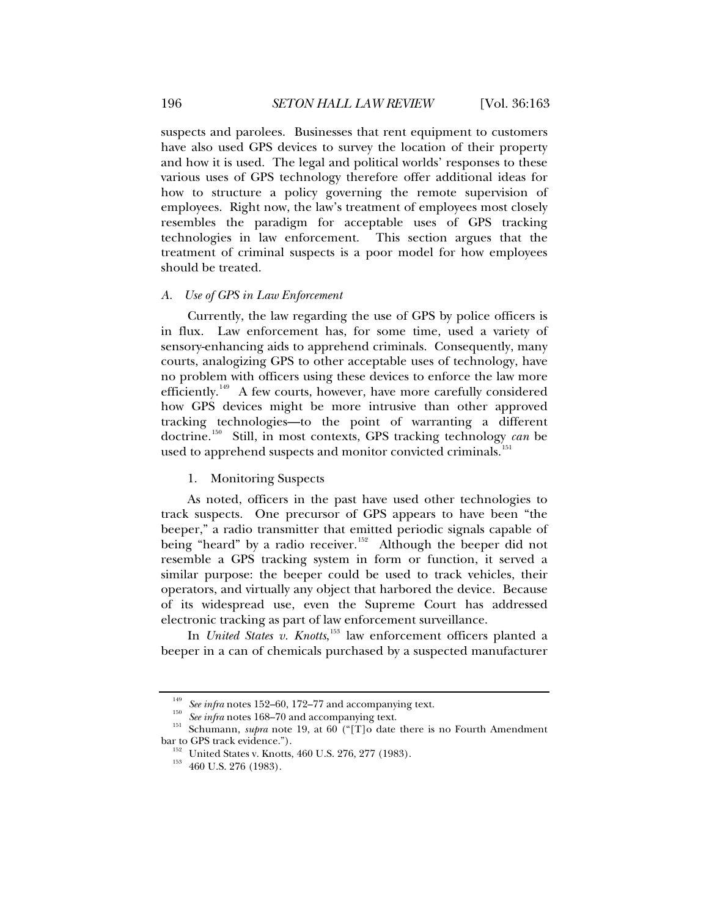suspects and parolees. Businesses that rent equipment to customers have also used GPS devices to survey the location of their property and how it is used. The legal and political worlds' responses to these various uses of GPS technology therefore offer additional ideas for how to structure a policy governing the remote supervision of employees. Right now, the law's treatment of employees most closely resembles the paradigm for acceptable uses of GPS tracking technologies in law enforcement. This section argues that the treatment of criminal suspects is a poor model for how employees should be treated.

### *A. Use of GPS in Law Enforcement*

Currently, the law regarding the use of GPS by police officers is in flux. Law enforcement has, for some time, used a variety of sensory-enhancing aids to apprehend criminals. Consequently, many courts, analogizing GPS to other acceptable uses of technology, have no problem with officers using these devices to enforce the law more efficiently.[149] A few courts, however, have more carefully considered how GPS devices might be more intrusive than other approved tracking technologies—to the point of warranting a different doctrine.[150] Still, in most contexts, GPS tracking technology *can* be used to apprehend suspects and monitor convicted criminals.[151]

#### 1. Monitoring Suspects

As noted, officers in the past have used other technologies to track suspects. One precursor of GPS appears to have been "the beeper," a radio transmitter that emitted periodic signals capable of being "heard" by a radio receiver.[152] Although the beeper did not resemble a GPS tracking system in form or function, it served a similar purpose: the beeper could be used to track vehicles, their operators, and virtually any object that harbored the device. Because of its widespread use, even the Supreme Court has addressed electronic tracking as part of law enforcement surveillance.

In *United States v. Knotts*,[153] law enforcement officers planted a beeper in a can of chemicals purchased by a suspected manufacturer

---

[149] *See infra* notes 152–60, 172–77 and accompanying text.

[150] *See infra* notes 168–70 and accompanying text.

[151] Schumann, *supra* note 19, at 60 ("[T]o date there is no Fourth Amendment bar to GPS track evidence.").

[152] United States v. Knotts, 460 U.S. 276, 277 (1983).

[153] 460 U.S. 276 (1983).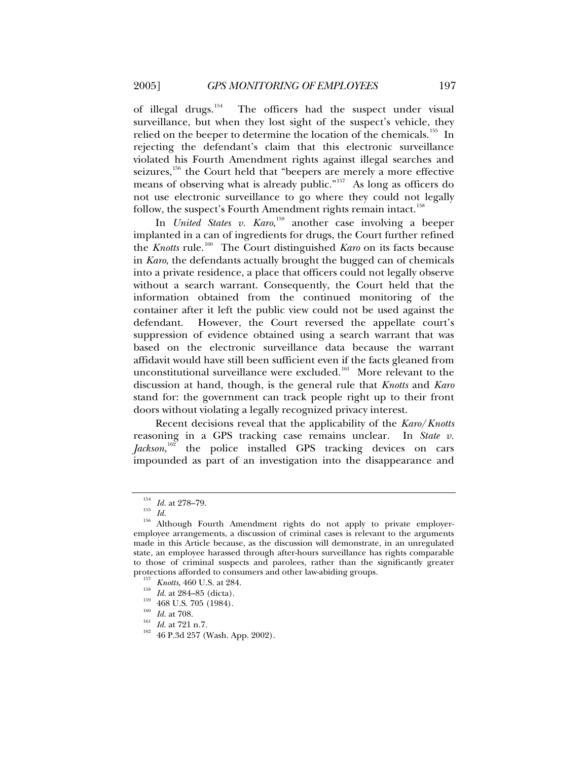of illegal drugs.[154] The officers had the suspect under visual surveillance, but when they lost sight of the suspect's vehicle, they relied on the beeper to determine the location of the chemicals.[155] In rejecting the defendant's claim that this electronic surveillance violated his Fourth Amendment rights against illegal searches and seizures,[156] the Court held that "beepers are merely a more effective means of observing what is already public."[157] As long as officers do not use electronic surveillance to go where they could not legally follow, the suspect's Fourth Amendment rights remain intact.[158]

In *United States v. Karo*,[159] another case involving a beeper implanted in a can of ingredients for drugs, the Court further refined the *Knotts* rule.[160] The Court distinguished *Karo* on its facts because in *Karo*, the defendants actually brought the bugged can of chemicals into a private residence, a place that officers could not legally observe without a search warrant. Consequently, the Court held that the information obtained from the continued monitoring of the container after it left the public view could not be used against the defendant. However, the Court reversed the appellate court's suppression of evidence obtained using a search warrant that was based on the electronic surveillance data because the warrant affidavit would have still been sufficient even if the facts gleaned from unconstitutional surveillance were excluded.[161] More relevant to the discussion at hand, though, is the general rule that *Knotts* and *Karo* stand for: the government can track people right up to their front doors without violating a legally recognized privacy interest.

Recent decisions reveal that the applicability of the *Karo/Knotts* reasoning in a GPS tracking case remains unclear. In *State v. Jackson*,[162] the police installed GPS tracking devices on cars impounded as part of an investigation into the disappearance and

---

[154] *Id.* at 278–79.

[155] *Id.*

[156] Although Fourth Amendment rights do not apply to private employer-employee arrangements, a discussion of criminal cases is relevant to the arguments made in this Article because, as the discussion will demonstrate, in an unregulated state, an employee harassed through after-hours surveillance has rights comparable to those of criminal suspects and parolees, rather than the significantly greater protections afforded to consumers and other law-abiding groups.

[157] *Knotts*, 460 U.S. at 284.

[158] *Id.* at 284–85 (dicta).

[159] 468 U.S. 705 (1984).

[160] *Id.* at 708.

[161] *Id.* at 721 n.7.

[162] 46 P.3d 257 (Wash. App. 2002).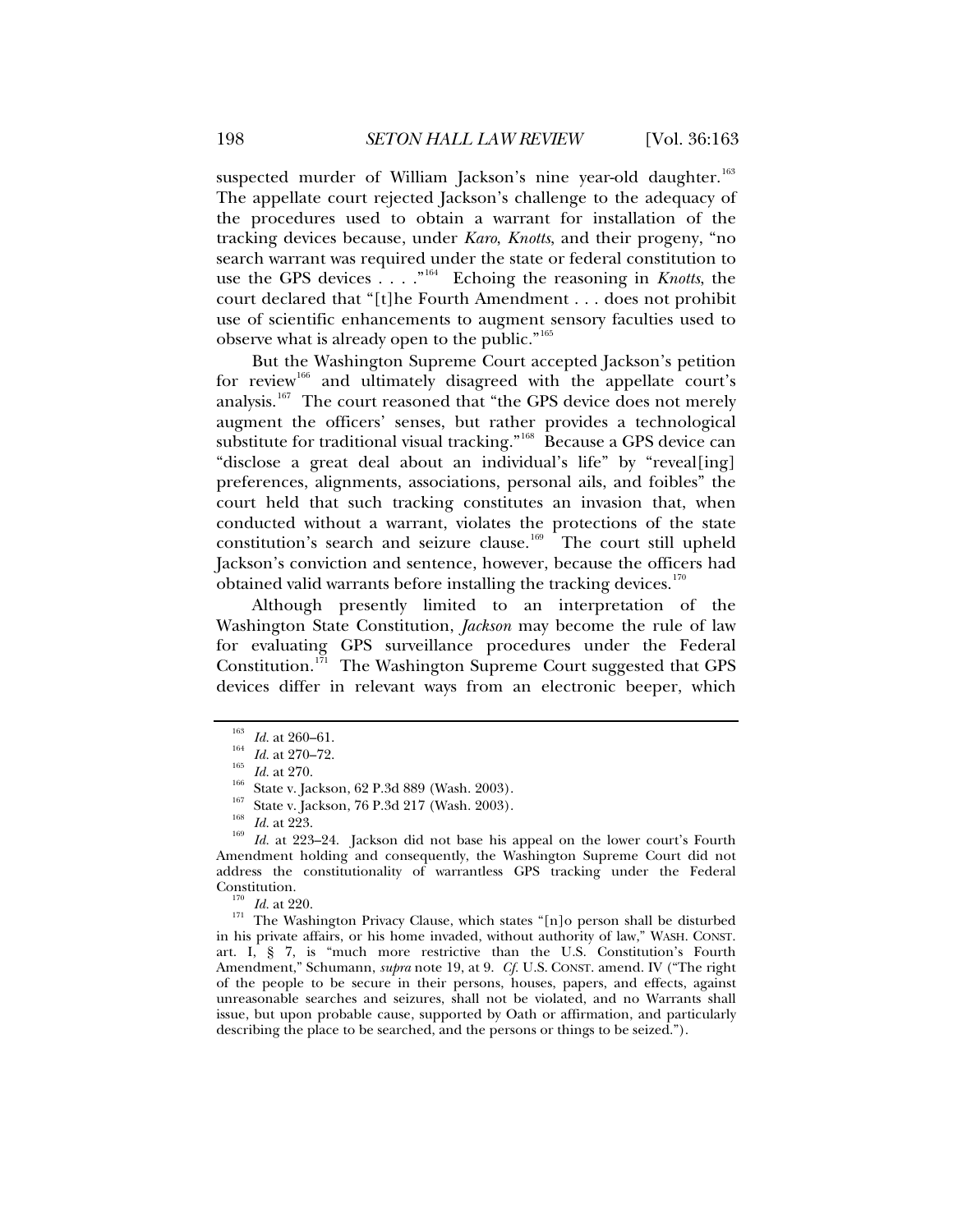suspected murder of William Jackson's nine year-old daughter.[163] The appellate court rejected Jackson's challenge to the adequacy of the procedures used to obtain a warrant for installation of the tracking devices because, under *Karo*, *Knotts*, and their progeny, "no search warrant was required under the state or federal constitution to use the GPS devices . . . ."[164] Echoing the reasoning in *Knotts*, the court declared that "[t]he Fourth Amendment . . . does not prohibit use of scientific enhancements to augment sensory faculties used to observe what is already open to the public."[165]

But the Washington Supreme Court accepted Jackson's petition for review[166] and ultimately disagreed with the appellate court's analysis.[167] The court reasoned that "the GPS device does not merely augment the officers' senses, but rather provides a technological substitute for traditional visual tracking."[168] Because a GPS device can "disclose a great deal about an individual's life" by "reveal[ing] preferences, alignments, associations, personal ails, and foibles" the court held that such tracking constitutes an invasion that, when conducted without a warrant, violates the protections of the state constitution's search and seizure clause.[169] The court still upheld Jackson's conviction and sentence, however, because the officers had obtained valid warrants before installing the tracking devices.[170]

Although presently limited to an interpretation of the Washington State Constitution, *Jackson* may become the rule of law for evaluating GPS surveillance procedures under the Federal Constitution.[171] The Washington Supreme Court suggested that GPS devices differ in relevant ways from an electronic beeper, which

---

[163] *Id.* at 260–61.

[164] *Id.* at 270–72.

[165] *Id.* at 270.

[166] State v. Jackson, 62 P.3d 889 (Wash. 2003).

[167] State v. Jackson, 76 P.3d 217 (Wash. 2003).

[168] *Id.* at 223.

[169] *Id.* at 223–24. Jackson did not base his appeal on the lower court's Fourth Amendment holding and consequently, the Washington Supreme Court did not address the constitutionality of warrantless GPS tracking under the Federal Constitution.

[170] *Id.* at 220.

[171] The Washington Privacy Clause, which states "[n]o person shall be disturbed in his private affairs, or his home invaded, without authority of law," WASH. CONST. art. I, § 7, is "much more restrictive than the U.S. Constitution's Fourth Amendment," Schumann, *supra* note 19, at 9. *Cf.* U.S. CONST. amend. IV ("The right of the people to be secure in their persons, houses, papers, and effects, against unreasonable searches and seizures, shall not be violated, and no Warrants shall issue, but upon probable cause, supported by Oath or affirmation, and particularly describing the place to be searched, and the persons or things to be seized.").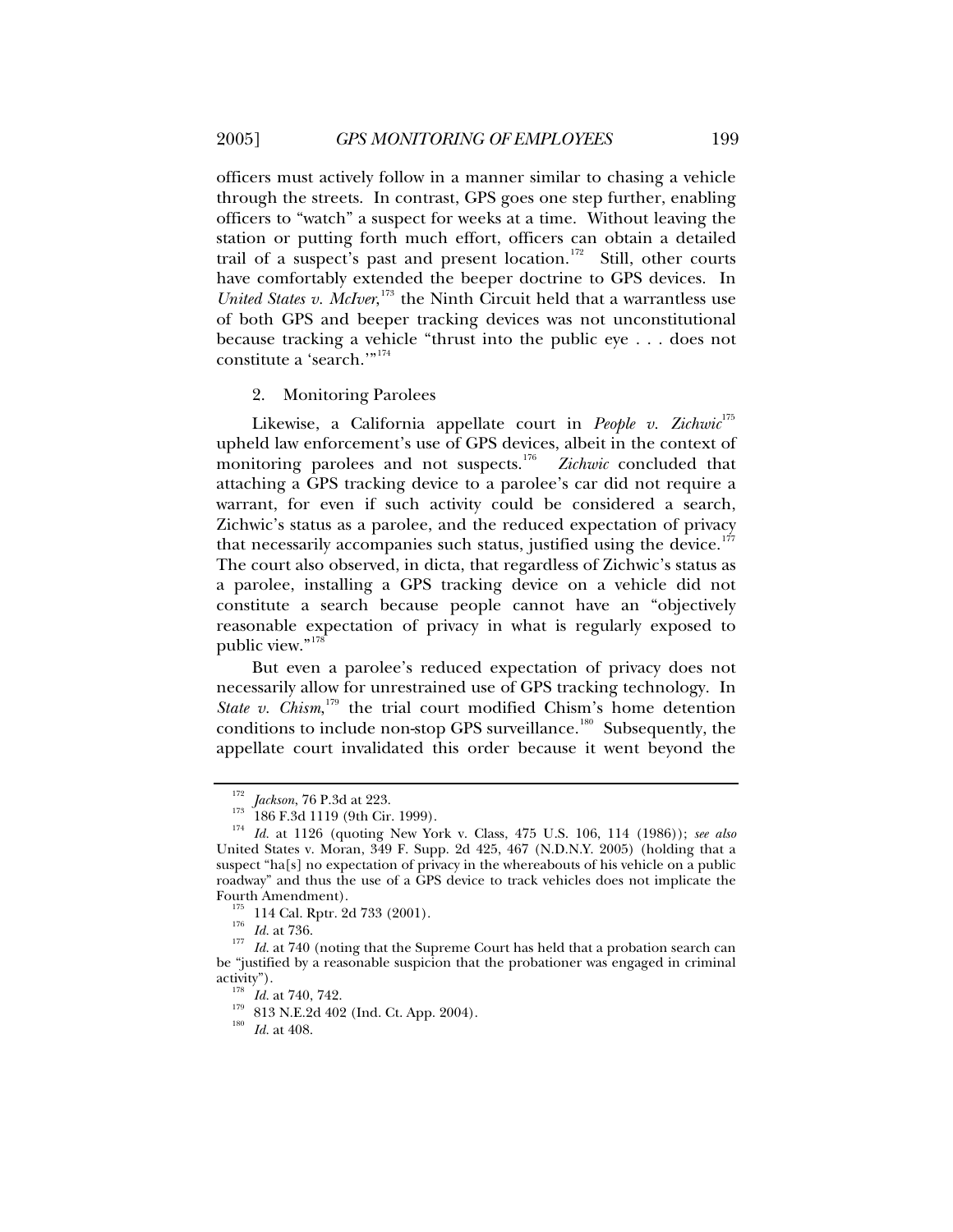officers must actively follow in a manner similar to chasing a vehicle through the streets. In contrast, GPS goes one step further, enabling officers to "watch" a suspect for weeks at a time. Without leaving the station or putting forth much effort, officers can obtain a detailed trail of a suspect's past and present location.[172] Still, other courts have comfortably extended the beeper doctrine to GPS devices. In *United States v. McIver*,[173] the Ninth Circuit held that a warrantless use of both GPS and beeper tracking devices was not unconstitutional because tracking a vehicle "thrust into the public eye . . . does not constitute a 'search.'"[174]

2. Monitoring Parolees

Likewise, a California appellate court in *People v. Zichwic*[175] upheld law enforcement's use of GPS devices, albeit in the context of monitoring parolees and not suspects.[176] *Zichwic* concluded that attaching a GPS tracking device to a parolee's car did not require a warrant, for even if such activity could be considered a search, Zichwic's status as a parolee, and the reduced expectation of privacy that necessarily accompanies such status, justified using the device.[177] The court also observed, in dicta, that regardless of Zichwic's status as a parolee, installing a GPS tracking device on a vehicle did not constitute a search because people cannot have an "objectively reasonable expectation of privacy in what is regularly exposed to public view."[178]

But even a parolee's reduced expectation of privacy does not necessarily allow for unrestrained use of GPS tracking technology. In *State v. Chism*,[179] the trial court modified Chism's home detention conditions to include non-stop GPS surveillance.[180] Subsequently, the appellate court invalidated this order because it went beyond the

---

[172] *Jackson*, 76 P.3d at 223.

[173] 186 F.3d 1119 (9th Cir. 1999).

[174] *Id.* at 1126 (quoting New York v. Class, 475 U.S. 106, 114 (1986)); *see also* United States v. Moran, 349 F. Supp. 2d 425, 467 (N.D.N.Y. 2005) (holding that a suspect "ha[s] no expectation of privacy in the whereabouts of his vehicle on a public roadway" and thus the use of a GPS device to track vehicles does not implicate the Fourth Amendment).

[175] 114 Cal. Rptr. 2d 733 (2001).

[176] *Id.* at 736.

[177] *Id.* at 740 (noting that the Supreme Court has held that a probation search can be "justified by a reasonable suspicion that the probationer was engaged in criminal activity").

[178] *Id.* at 740, 742.

[179] 813 N.E.2d 402 (Ind. Ct. App. 2004).

[180] *Id.* at 408.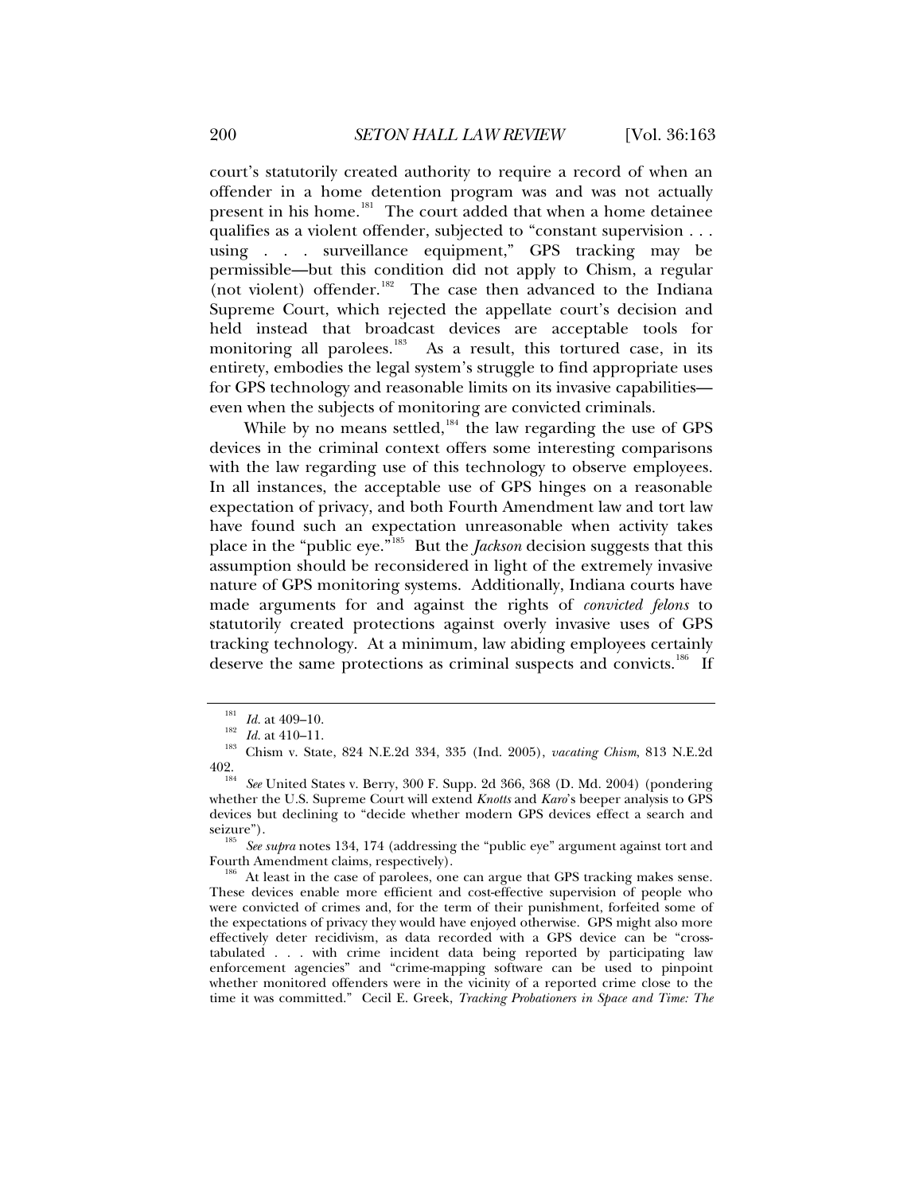court's statutorily created authority to require a record of when an offender in a home detention program was and was not actually present in his home.[181] The court added that when a home detainee qualifies as a violent offender, subjected to "constant supervision . . . using . . . surveillance equipment," GPS tracking may be permissible—but this condition did not apply to Chism, a regular (not violent) offender.[182] The case then advanced to the Indiana Supreme Court, which rejected the appellate court's decision and held instead that broadcast devices are acceptable tools for monitoring all parolees.[183] As a result, this tortured case, in its entirety, embodies the legal system's struggle to find appropriate uses for GPS technology and reasonable limits on its invasive capabilities—even when the subjects of monitoring are convicted criminals.

While by no means settled,[184] the law regarding the use of GPS devices in the criminal context offers some interesting comparisons with the law regarding use of this technology to observe employees. In all instances, the acceptable use of GPS hinges on a reasonable expectation of privacy, and both Fourth Amendment law and tort law have found such an expectation unreasonable when activity takes place in the "public eye."[185] But the *Jackson* decision suggests that this assumption should be reconsidered in light of the extremely invasive nature of GPS monitoring systems. Additionally, Indiana courts have made arguments for and against the rights of *convicted felons* to statutorily created protections against overly invasive uses of GPS tracking technology. At a minimum, law abiding employees certainly deserve the same protections as criminal suspects and convicts.[186] If

---

[181] *Id.* at 409–10.

[182] *Id.* at 410–11.

[183] Chism v. State, 824 N.E.2d 334, 335 (Ind. 2005), *vacating Chism*, 813 N.E.2d 402.

[184] *See* United States v. Berry, 300 F. Supp. 2d 366, 368 (D. Md. 2004) (pondering whether the U.S. Supreme Court will extend *Knotts* and *Karo*'s beeper analysis to GPS devices but declining to "decide whether modern GPS devices effect a search and seizure").

[185] *See supra* notes 134, 174 (addressing the "public eye" argument against tort and Fourth Amendment claims, respectively).

[186] At least in the case of parolees, one can argue that GPS tracking makes sense. These devices enable more efficient and cost-effective supervision of people who were convicted of crimes and, for the term of their punishment, forfeited some of the expectations of privacy they would have enjoyed otherwise. GPS might also more effectively deter recidivism, as data recorded with a GPS device can be "cross-tabulated . . . with crime incident data being reported by participating law enforcement agencies" and "crime-mapping software can be used to pinpoint whether monitored offenders were in the vicinity of a reported crime close to the time it was committed." Cecil E. Greek, *Tracking Probationers in Space and Time: The*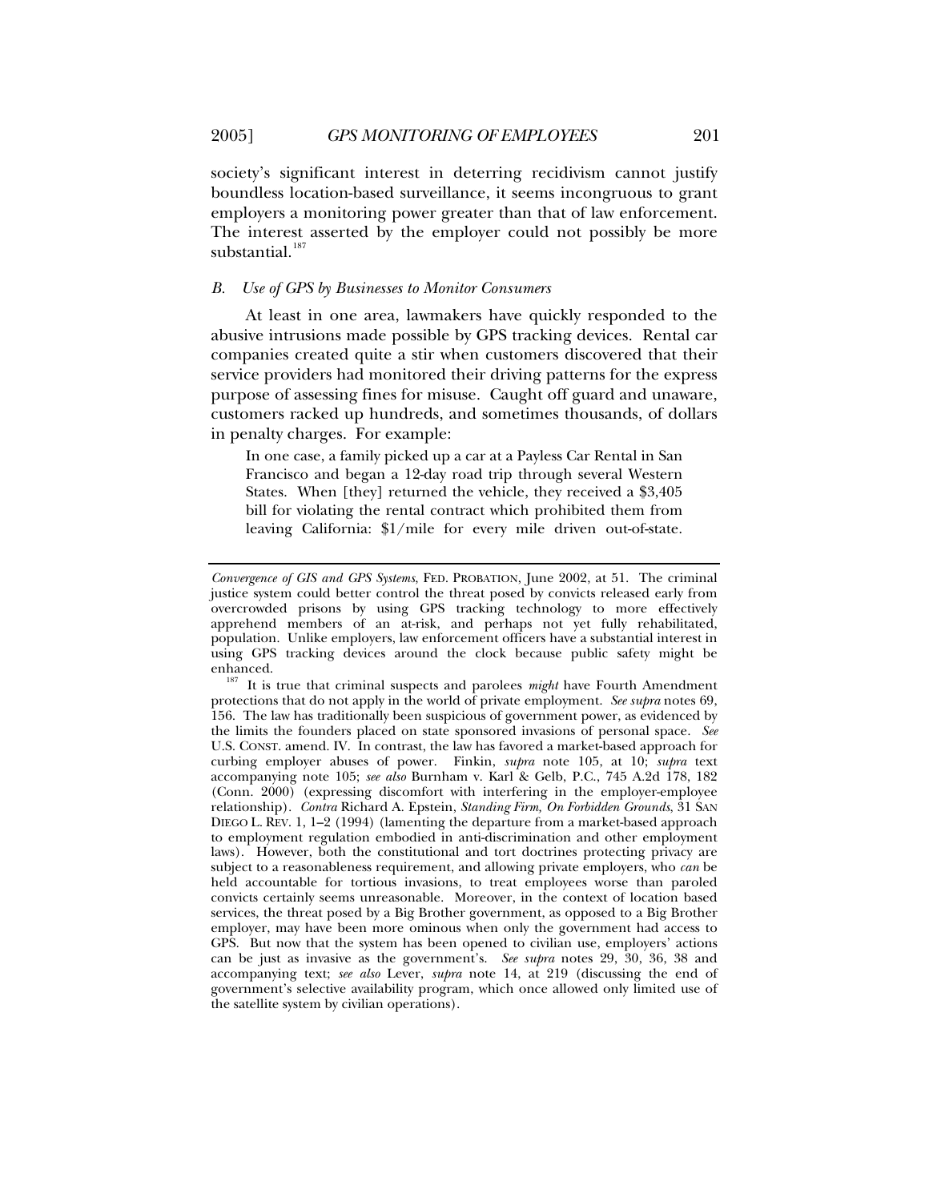society's significant interest in deterring recidivism cannot justify boundless location-based surveillance, it seems incongruous to grant employers a monitoring power greater than that of law enforcement. The interest asserted by the employer could not possibly be more substantial.[187]

### *B. Use of GPS by Businesses to Monitor Consumers*

At least in one area, lawmakers have quickly responded to the abusive intrusions made possible by GPS tracking devices. Rental car companies created quite a stir when customers discovered that their service providers had monitored their driving patterns for the express purpose of assessing fines for misuse. Caught off guard and unaware, customers racked up hundreds, and sometimes thousands, of dollars in penalty charges. For example:

> In one case, a family picked up a car at a Payless Car Rental in San Francisco and began a 12-day road trip through several Western States. When [they] returned the vehicle, they received a $3,405 bill for violating the rental contract which prohibited them from leaving California: $1/mile for every mile driven out-of-state.

---

*Convergence of GIS and GPS Systems*, FED. PROBATION, June 2002, at 51. The criminal justice system could better control the threat posed by convicts released early from overcrowded prisons by using GPS tracking technology to more effectively apprehend members of an at-risk, and perhaps not yet fully rehabilitated, population. Unlike employers, law enforcement officers have a substantial interest in using GPS tracking devices around the clock because public safety might be enhanced.

[187] It is true that criminal suspects and parolees *might* have Fourth Amendment protections that do not apply in the world of private employment. *See supra* notes 69, 156. The law has traditionally been suspicious of government power, as evidenced by the limits the founders placed on state sponsored invasions of personal space. *See* U.S. CONST. amend. IV. In contrast, the law has favored a market-based approach for curbing employer abuses of power. Finkin, *supra* note 105, at 10; *supra* text accompanying note 105; *see also* Burnham v. Karl & Gelb, P.C., 745 A.2d 178, 182 (Conn. 2000) (expressing discomfort with interfering in the employer-employee relationship). *Contra* Richard A. Epstein, *Standing Firm, On Forbidden Grounds*, 31 SAN DIEGO L. REV. 1, 1–2 (1994) (lamenting the departure from a market-based approach to employment regulation embodied in anti-discrimination and other employment laws). However, both the constitutional and tort doctrines protecting privacy are subject to a reasonableness requirement, and allowing private employers, who *can* be held accountable for tortious invasions, to treat employees worse than paroled convicts certainly seems unreasonable. Moreover, in the context of location based services, the threat posed by a Big Brother government, as opposed to a Big Brother employer, may have been more ominous when only the government had access to GPS. But now that the system has been opened to civilian use, employers' actions can be just as invasive as the government's. *See supra* notes 29, 30, 36, 38 and accompanying text; *see also* Lever, *supra* note 14, at 219 (discussing the end of government's selective availability program, which once allowed only limited use of the satellite system by civilian operations).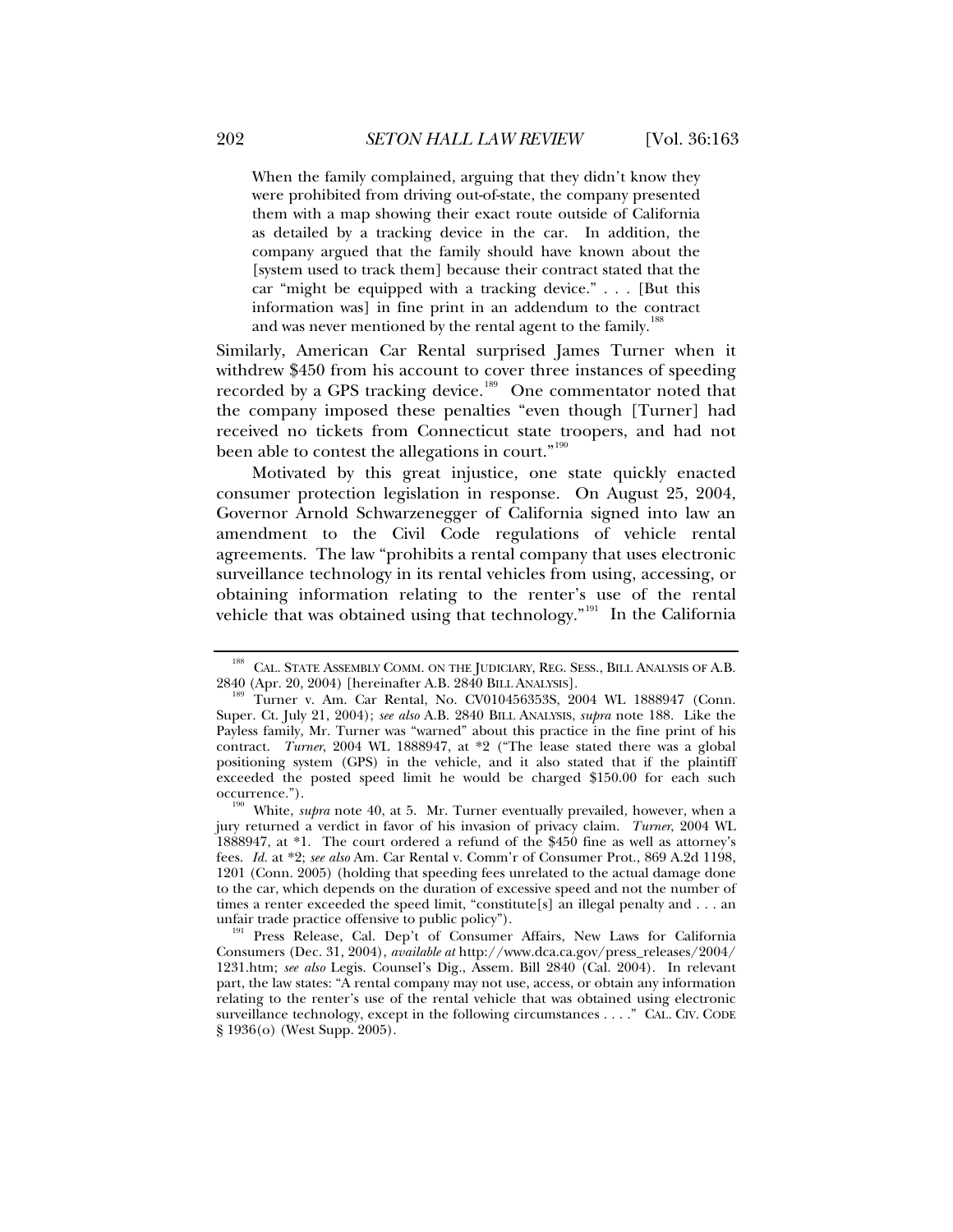> When the family complained, arguing that they didn't know they were prohibited from driving out-of-state, the company presented them with a map showing their exact route outside of California as detailed by a tracking device in the car. In addition, the company argued that the family should have known about the [system used to track them] because their contract stated that the car "might be equipped with a tracking device." . . . [But this information was] in fine print in an addendum to the contract and was never mentioned by the rental agent to the family.[188]

Similarly, American Car Rental surprised James Turner when it withdrew $450 from his account to cover three instances of speeding recorded by a GPS tracking device.[189] One commentator noted that the company imposed these penalties "even though [Turner] had received no tickets from Connecticut state troopers, and had not been able to contest the allegations in court."[190]

Motivated by this great injustice, one state quickly enacted consumer protection legislation in response. On August 25, 2004, Governor Arnold Schwarzenegger of California signed into law an amendment to the Civil Code regulations of vehicle rental agreements. The law "prohibits a rental company that uses electronic surveillance technology in its rental vehicles from using, accessing, or obtaining information relating to the renter's use of the rental vehicle that was obtained using that technology."[191] In the California

---

[188] CAL. STATE ASSEMBLY COMM. ON THE JUDICIARY, REG. SESS., BILL ANALYSIS OF A.B. 2840 (Apr. 20, 2004) [hereinafter A.B. 2840 BILL ANALYSIS].

[189] Turner v. Am. Car Rental, No. CV010456353S, 2004 WL 1888947 (Conn. Super. Ct. July 21, 2004); *see also* A.B. 2840 BILL ANALYSIS, *supra* note 188. Like the Payless family, Mr. Turner was "warned" about this practice in the fine print of his contract. *Turner*, 2004 WL 1888947, at *2 ("The lease stated there was a global positioning system (GPS) in the vehicle, and it also stated that if the plaintiff exceeded the posted speed limit he would be charged $150.00 for each such occurrence.").

[190] White, *supra* note 40, at 5. Mr. Turner eventually prevailed, however, when a jury returned a verdict in favor of his invasion of privacy claim. *Turner*, 2004 WL 1888947, at *1. The court ordered a refund of the $450 fine as well as attorney's fees. *Id.* at *2; *see also* Am. Car Rental v. Comm'r of Consumer Prot., 869 A.2d 1198, 1201 (Conn. 2005) (holding that speeding fees unrelated to the actual damage done to the car, which depends on the duration of excessive speed and not the number of times a renter exceeded the speed limit, "constitute[s] an illegal penalty and . . . an unfair trade practice offensive to public policy").

[191] Press Release, Cal. Dep't of Consumer Affairs, New Laws for California Consumers (Dec. 31, 2004), *available at* http://www.dca.ca.gov/press_releases/2004/1231.htm; *see also* Legis. Counsel's Dig., Assem. Bill 2840 (Cal. 2004). In relevant part, the law states: "A rental company may not use, access, or obtain any information relating to the renter's use of the rental vehicle that was obtained using electronic surveillance technology, except in the following circumstances . . . ." CAL. CIV. CODE § 1936(o) (West Supp. 2005).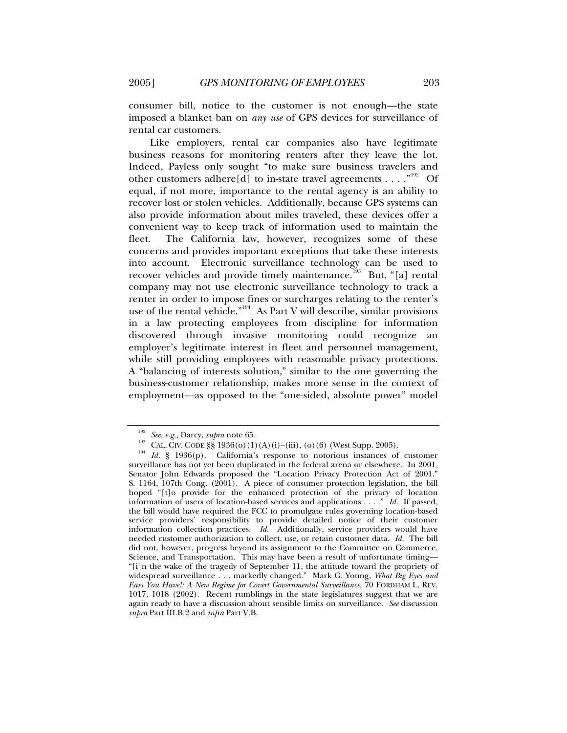consumer bill, notice to the customer is not enough—the state imposed a blanket ban on *any use* of GPS devices for surveillance of rental car customers.

Like employers, rental car companies also have legitimate business reasons for monitoring renters after they leave the lot. Indeed, Payless only sought "to make sure business travelers and other customers adhere[d] to in-state travel agreements . . . ."[192] Of equal, if not more, importance to the rental agency is an ability to recover lost or stolen vehicles. Additionally, because GPS systems can also provide information about miles traveled, these devices offer a convenient way to keep track of information used to maintain the fleet. The California law, however, recognizes some of these concerns and provides important exceptions that take these interests into account. Electronic surveillance technology can be used to recover vehicles and provide timely maintenance.[193] But, "[a] rental company may not use electronic surveillance technology to track a renter in order to impose fines or surcharges relating to the renter's use of the rental vehicle."[194] As Part V will describe, similar provisions in a law protecting employees from discipline for information discovered through invasive monitoring could recognize an employer's legitimate interest in fleet and personnel management, while still providing employees with reasonable privacy protections. A "balancing of interests solution," similar to the one governing the business-customer relationship, makes more sense in the context of employment—as opposed to the "one-sided, absolute power" model

---

[192] *See, e.g.*, Darcy, *supra* note 65.

[193] CAL. CIV. CODE §§ 1936(o)(1)(A)(i)–(iii), (o)(6) (West Supp. 2005).

[194] *Id.* § 1936(p). California's response to notorious instances of customer surveillance has not yet been duplicated in the federal arena or elsewhere. In 2001, Senator John Edwards proposed the "Location Privacy Protection Act of 2001." S. 1164, 107th Cong. (2001). A piece of consumer protection legislation, the bill hoped "[t]o provide for the enhanced protection of the privacy of location information of users of location-based services and applications . . . ." *Id.* If passed, the bill would have required the FCC to promulgate rules governing location-based service providers' responsibility to provide detailed notice of their customer information collection practices. *Id.* Additionally, service providers would have needed customer authorization to collect, use, or retain customer data. *Id.* The bill did not, however, progress beyond its assignment to the Committee on Commerce, Science, and Transportation. This may have been a result of unfortunate timing—"[i]n the wake of the tragedy of September 11, the attitude toward the propriety of widespread surveillance . . . markedly changed." Mark G. Young, *What Big Eyes and Ears You Have!: A New Regime for Covert Governmental Surveillance*, 70 FORDHAM L. REV. 1017, 1018 (2002). Recent rumblings in the state legislatures suggest that we are again ready to have a discussion about sensible limits on surveillance. *See* discussion *supra* Part III.B.2 and *infra* Part V.B.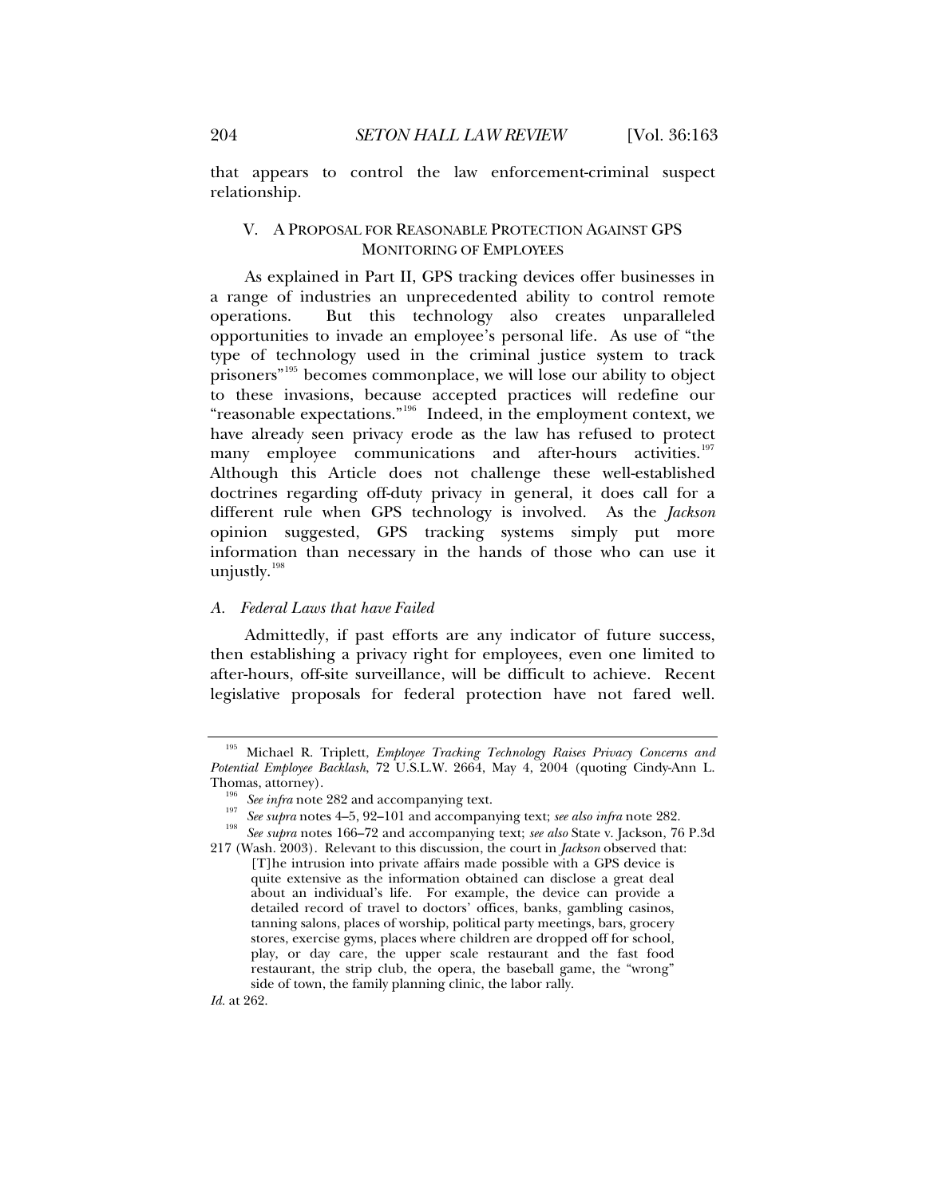that appears to control the law enforcement-criminal suspect relationship.

## V. A PROPOSAL FOR REASONABLE PROTECTION AGAINST GPS MONITORING OF EMPLOYEES

As explained in Part II, GPS tracking devices offer businesses in a range of industries an unprecedented ability to control remote operations. But this technology also creates unparalleled opportunities to invade an employee's personal life. As use of "the type of technology used in the criminal justice system to track prisoners"[195] becomes commonplace, we will lose our ability to object to these invasions, because accepted practices will redefine our "reasonable expectations."[196] Indeed, in the employment context, we have already seen privacy erode as the law has refused to protect many employee communications and after-hours activities.[197] Although this Article does not challenge these well-established doctrines regarding off-duty privacy in general, it does call for a different rule when GPS technology is involved. As the *Jackson* opinion suggested, GPS tracking systems simply put more information than necessary in the hands of those who can use it unjustly.[198]

### *A. Federal Laws that have Failed*

Admittedly, if past efforts are any indicator of future success, then establishing a privacy right for employees, even one limited to after-hours, off-site surveillance, will be difficult to achieve. Recent legislative proposals for federal protection have not fared well.

---

[195] Michael R. Triplett, *Employee Tracking Technology Raises Privacy Concerns and Potential Employee Backlash*, 72 U.S.L.W. 2664, May 4, 2004 (quoting Cindy-Ann L. Thomas, attorney).

[196] *See infra* note 282 and accompanying text.

[197] *See supra* notes 4–5, 92–101 and accompanying text; *see also infra* note 282.

[198] *See supra* notes 166–72 and accompanying text; *see also* State v. Jackson, 76 P.3d 217 (Wash. 2003). Relevant to this discussion, the court in *Jackson* observed that:

> [T]he intrusion into private affairs made possible with a GPS device is quite extensive as the information obtained can disclose a great deal about an individual's life. For example, the device can provide a detailed record of travel to doctors' offices, banks, gambling casinos, tanning salons, places of worship, political party meetings, bars, grocery stores, exercise gyms, places where children are dropped off for school, play, or day care, the upper scale restaurant and the fast food restaurant, the strip club, the opera, the baseball game, the "wrong" side of town, the family planning clinic, the labor rally.

*Id.* at 262.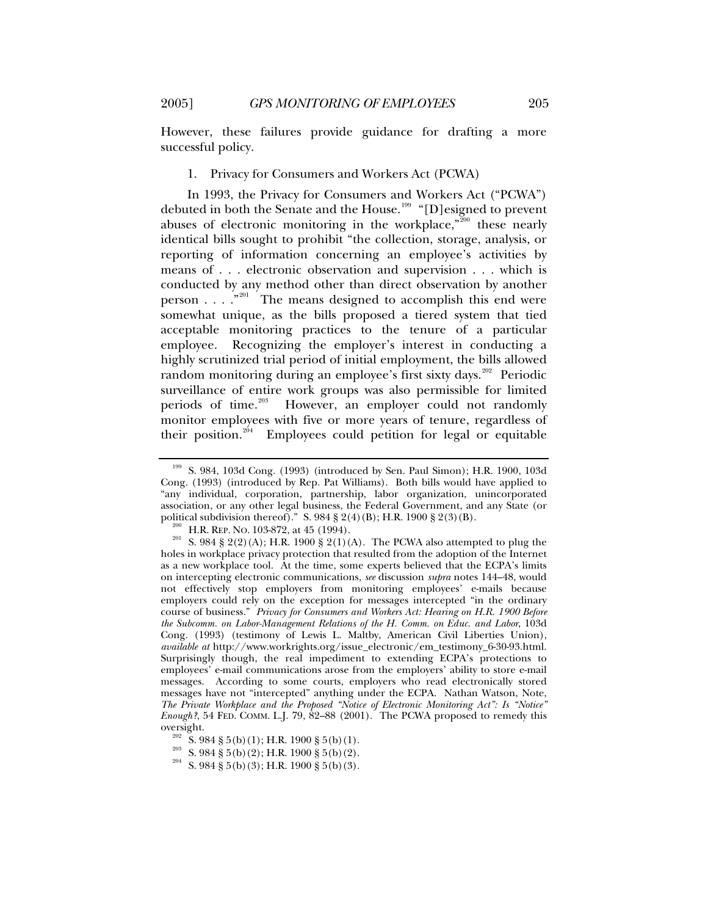However, these failures provide guidance for drafting a more successful policy.

### 1. Privacy for Consumers and Workers Act (PCWA)

In 1993, the Privacy for Consumers and Workers Act ("PCWA") debuted in both the Senate and the House.[199] "[D]esigned to prevent abuses of electronic monitoring in the workplace,"[200] these nearly identical bills sought to prohibit "the collection, storage, analysis, or reporting of information concerning an employee's activities by means of . . . electronic observation and supervision . . . which is conducted by any method other than direct observation by another person . . . ."[201] The means designed to accomplish this end were somewhat unique, as the bills proposed a tiered system that tied acceptable monitoring practices to the tenure of a particular employee. Recognizing the employer's interest in conducting a highly scrutinized trial period of initial employment, the bills allowed random monitoring during an employee's first sixty days.[202] Periodic surveillance of entire work groups was also permissible for limited periods of time.[203] However, an employer could not randomly monitor employees with five or more years of tenure, regardless of their position.[204] Employees could petition for legal or equitable

---

[199] S. 984, 103d Cong. (1993) (introduced by Sen. Paul Simon); H.R. 1900, 103d Cong. (1993) (introduced by Rep. Pat Williams). Both bills would have applied to "any individual, corporation, partnership, labor organization, unincorporated association, or any other legal business, the Federal Government, and any State (or political subdivision thereof)." S. 984 § 2(4)(B); H.R. 1900 § 2(3)(B).

[200] H.R. REP. NO. 103-872, at 45 (1994).

[201] S. 984 § 2(2)(A); H.R. 1900 § 2(1)(A). The PCWA also attempted to plug the holes in workplace privacy protection that resulted from the adoption of the Internet as a new workplace tool. At the time, some experts believed that the ECPA's limits on intercepting electronic communications, *see* discussion *supra* notes 144–48, would not effectively stop employers from monitoring employees' e-mails because employers could rely on the exception for messages intercepted "in the ordinary course of business." *Privacy for Consumers and Workers Act: Hearing on H.R. 1900 Before the Subcomm. on Labor-Management Relations of the H. Comm. on Educ. and Labor*, 103d Cong. (1993) (testimony of Lewis L. Maltby, American Civil Liberties Union), *available at* http://www.workrights.org/issue_electronic/em_testimony_6-30-93.html. Surprisingly though, the real impediment to extending ECPA's protections to employees' e-mail communications arose from the employers' ability to store e-mail messages. According to some courts, employers who read electronically stored messages have not "intercepted" anything under the ECPA. Nathan Watson, Note, *The Private Workplace and the Proposed "Notice of Electronic Monitoring Act": Is "Notice" Enough?*, 54 FED. COMM. L.J. 79, 82–88 (2001). The PCWA proposed to remedy this oversight.

[202] S. 984 § 5(b)(1); H.R. 1900 § 5(b)(1).

[203] S. 984 § 5(b)(2); H.R. 1900 § 5(b)(2).

[204] S. 984 § 5(b)(3); H.R. 1900 § 5(b)(3).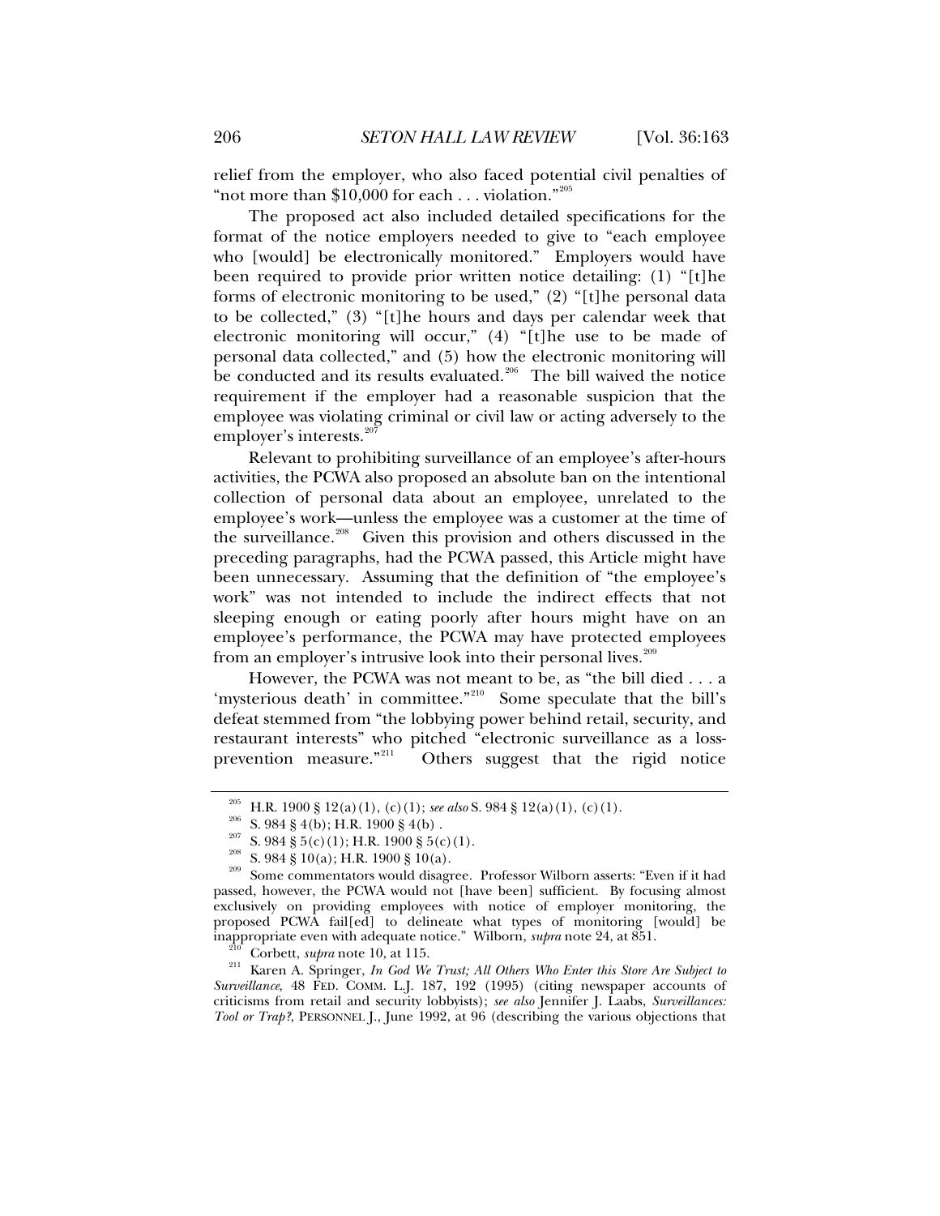relief from the employer, who also faced potential civil penalties of "not more than $10,000 for each . . . violation."[205]

The proposed act also included detailed specifications for the format of the notice employers needed to give to "each employee who [would] be electronically monitored." Employers would have been required to provide prior written notice detailing: (1) "[t]he forms of electronic monitoring to be used," (2) "[t]he personal data to be collected," (3) "[t]he hours and days per calendar week that electronic monitoring will occur," (4) "[t]he use to be made of personal data collected," and (5) how the electronic monitoring will be conducted and its results evaluated.[206] The bill waived the notice requirement if the employer had a reasonable suspicion that the employee was violating criminal or civil law or acting adversely to the employer's interests.[207]

Relevant to prohibiting surveillance of an employee's after-hours activities, the PCWA also proposed an absolute ban on the intentional collection of personal data about an employee, unrelated to the employee's work—unless the employee was a customer at the time of the surveillance.[208] Given this provision and others discussed in the preceding paragraphs, had the PCWA passed, this Article might have been unnecessary. Assuming that the definition of "the employee's work" was not intended to include the indirect effects that not sleeping enough or eating poorly after hours might have on an employee's performance, the PCWA may have protected employees from an employer's intrusive look into their personal lives.[209]

However, the PCWA was not meant to be, as "the bill died . . . a 'mysterious death' in committee."[210] Some speculate that the bill's defeat stemmed from "the lobbying power behind retail, security, and restaurant interests" who pitched "electronic surveillance as a loss-prevention measure."[211] Others suggest that the rigid notice

---

[205] H.R. 1900 § 12(a)(1), (c)(1); *see also* S. 984 § 12(a)(1), (c)(1).

[206] S. 984 § 4(b); H.R. 1900 § 4(b) .

[207] S. 984 § 5(c)(1); H.R. 1900 § 5(c)(1).

[208] S. 984 § 10(a); H.R. 1900 § 10(a).

[209] Some commentators would disagree. Professor Wilborn asserts: "Even if it had passed, however, the PCWA would not [have been] sufficient. By focusing almost exclusively on providing employees with notice of employer monitoring, the proposed PCWA fail[ed] to delineate what types of monitoring [would] be inappropriate even with adequate notice." Wilborn, *supra* note 24, at 851.

[210] Corbett, *supra* note 10, at 115.

[211] Karen A. Springer, *In God We Trust; All Others Who Enter this Store Are Subject to Surveillance*, 48 FED. COMM. L.J. 187, 192 (1995) (citing newspaper accounts of criticisms from retail and security lobbyists); *see also* Jennifer J. Laabs, *Surveillances: Tool or Trap?*, PERSONNEL J., June 1992, at 96 (describing the various objections that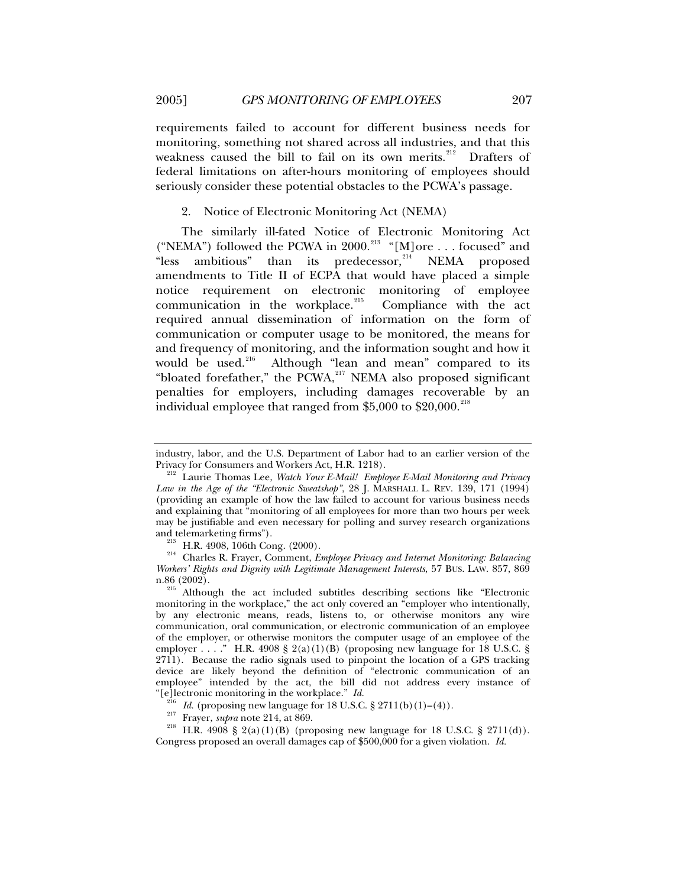requirements failed to account for different business needs for monitoring, something not shared across all industries, and that this weakness caused the bill to fail on its own merits.[212] Drafters of federal limitations on after-hours monitoring of employees should seriously consider these potential obstacles to the PCWA's passage.

### 2. Notice of Electronic Monitoring Act (NEMA)

The similarly ill-fated Notice of Electronic Monitoring Act ("NEMA") followed the PCWA in 2000.[213] "[M]ore . . . focused" and "less ambitious" than its predecessor,[214] NEMA proposed amendments to Title II of ECPA that would have placed a simple notice requirement on electronic monitoring of employee communication in the workplace.[215] Compliance with the act required annual dissemination of information on the form of communication or computer usage to be monitored, the means for and frequency of monitoring, and the information sought and how it would be used.[216] Although "lean and mean" compared to its "bloated forefather," the PCWA,[217] NEMA also proposed significant penalties for employers, including damages recoverable by an individual employee that ranged from $5,000 to $20,000.[218]

---

industry, labor, and the U.S. Department of Labor had to an earlier version of the Privacy for Consumers and Workers Act, H.R. 1218).

[212] Laurie Thomas Lee, *Watch Your E-Mail! Employee E-Mail Monitoring and Privacy Law in the Age of the "Electronic Sweatshop"*, 28 J. MARSHALL L. REV. 139, 171 (1994) (providing an example of how the law failed to account for various business needs and explaining that "monitoring of all employees for more than two hours per week may be justifiable and even necessary for polling and survey research organizations and telemarketing firms").

[213] H.R. 4908, 106th Cong. (2000).

[214] Charles R. Frayer, Comment, *Employee Privacy and Internet Monitoring: Balancing Workers' Rights and Dignity with Legitimate Management Interests*, 57 BUS. LAW. 857, 869 n.86 (2002).

[215] Although the act included subtitles describing sections like "Electronic monitoring in the workplace," the act only covered an "employer who intentionally, by any electronic means, reads, listens to, or otherwise monitors any wire communication, oral communication, or electronic communication of an employee of the employer, or otherwise monitors the computer usage of an employee of the employer . . . ." H.R. 4908 § 2(a)(1)(B) (proposing new language for 18 U.S.C. § 2711). Because the radio signals used to pinpoint the location of a GPS tracking device are likely beyond the definition of "electronic communication of an employee" intended by the act, the bill did not address every instance of "[e]lectronic monitoring in the workplace." *Id.*

[216] *Id.* (proposing new language for 18 U.S.C. § 2711(b)(1)–(4)).

[217] Frayer, *supra* note 214, at 869.

[218] H.R. 4908 § 2(a)(1)(B) (proposing new language for 18 U.S.C. § 2711(d)). Congress proposed an overall damages cap of $500,000 for a given violation. *Id.*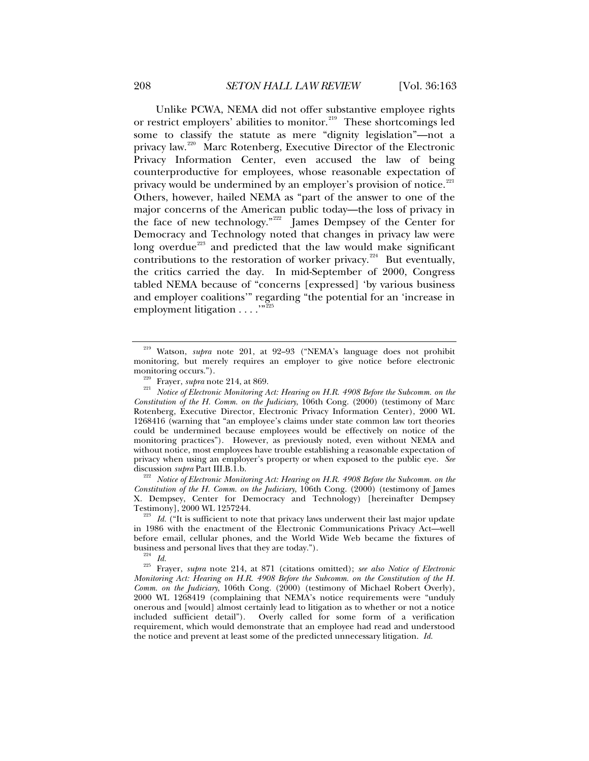Unlike PCWA, NEMA did not offer substantive employee rights or restrict employers' abilities to monitor.[219] These shortcomings led some to classify the statute as mere "dignity legislation"—not a privacy law.[220] Marc Rotenberg, Executive Director of the Electronic Privacy Information Center, even accused the law of being counterproductive for employees, whose reasonable expectation of privacy would be undermined by an employer's provision of notice.[221] Others, however, hailed NEMA as "part of the answer to one of the major concerns of the American public today—the loss of privacy in the face of new technology."[222] James Dempsey of the Center for Democracy and Technology noted that changes in privacy law were long overdue[223] and predicted that the law would make significant contributions to the restoration of worker privacy.[224] But eventually, the critics carried the day. In mid-September of 2000, Congress tabled NEMA because of "concerns [expressed] 'by various business and employer coalitions'" regarding "the potential for an 'increase in employment litigation . . . .'"[225]

---

[219] Watson, *supra* note 201, at 92–93 ("NEMA's language does not prohibit monitoring, but merely requires an employer to give notice before electronic monitoring occurs.").

[220] Frayer, *supra* note 214, at 869.

[221] *Notice of Electronic Monitoring Act: Hearing on H.R. 4908 Before the Subcomm. on the Constitution of the H. Comm. on the Judiciary*, 106th Cong. (2000) (testimony of Marc Rotenberg, Executive Director, Electronic Privacy Information Center), 2000 WL 1268416 (warning that "an employee's claims under state common law tort theories could be undermined because employees would be effectively on notice of the monitoring practices"). However, as previously noted, even without NEMA and without notice, most employees have trouble establishing a reasonable expectation of privacy when using an employer's property or when exposed to the public eye. *See* discussion *supra* Part III.B.1.b.

[222] *Notice of Electronic Monitoring Act: Hearing on H.R. 4908 Before the Subcomm. on the Constitution of the H. Comm. on the Judiciary*, 106th Cong. (2000) (testimony of James X. Dempsey, Center for Democracy and Technology) [hereinafter Dempsey Testimony], 2000 WL 1257244.

[223] *Id.* ("It is sufficient to note that privacy laws underwent their last major update in 1986 with the enactment of the Electronic Communications Privacy Act—well before email, cellular phones, and the World Wide Web became the fixtures of business and personal lives that they are today.").

[224] *Id.*

[225] Frayer, *supra* note 214, at 871 (citations omitted); *see also Notice of Electronic Monitoring Act: Hearing on H.R. 4908 Before the Subcomm. on the Constitution of the H. Comm. on the Judiciary*, 106th Cong. (2000) (testimony of Michael Robert Overly), 2000 WL 1268419 (complaining that NEMA's notice requirements were "unduly onerous and [would] almost certainly lead to litigation as to whether or not a notice included sufficient detail"). Overly called for some form of a verification requirement, which would demonstrate that an employee had read and understood the notice and prevent at least some of the predicted unnecessary litigation. *Id.*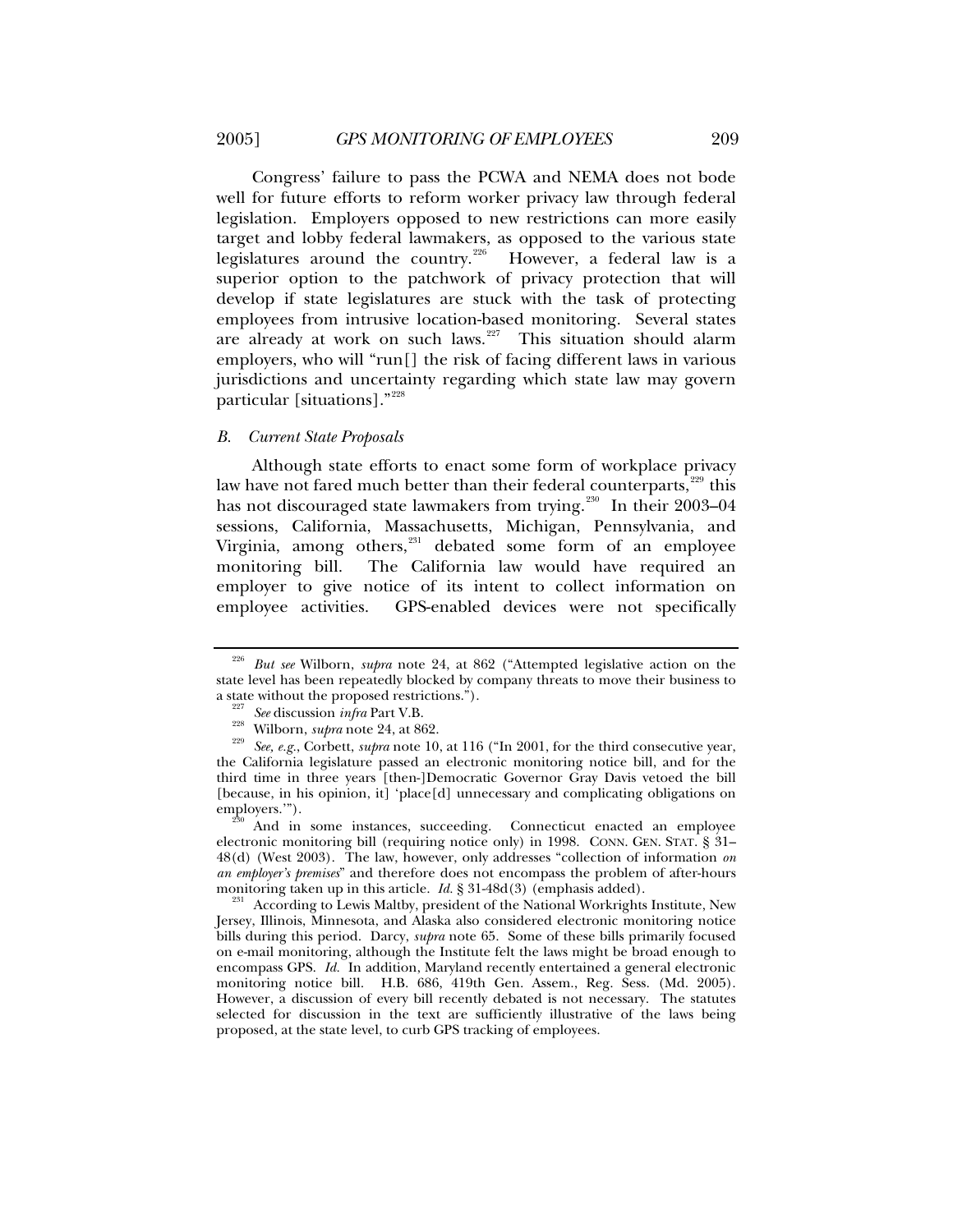Congress' failure to pass the PCWA and NEMA does not bode well for future efforts to reform worker privacy law through federal legislation. Employers opposed to new restrictions can more easily target and lobby federal lawmakers, as opposed to the various state legislatures around the country.[226] However, a federal law is a superior option to the patchwork of privacy protection that will develop if state legislatures are stuck with the task of protecting employees from intrusive location-based monitoring. Several states are already at work on such laws.[227] This situation should alarm employers, who will "run[] the risk of facing different laws in various jurisdictions and uncertainty regarding which state law may govern particular [situations]."[228]

### *B. Current State Proposals*

Although state efforts to enact some form of workplace privacy law have not fared much better than their federal counterparts,[229] this has not discouraged state lawmakers from trying.[230] In their 2003–04 sessions, California, Massachusetts, Michigan, Pennsylvania, and Virginia, among others,[231] debated some form of an employee monitoring bill. The California law would have required an employer to give notice of its intent to collect information on employee activities. GPS-enabled devices were not specifically

---

[226] *But see* Wilborn, *supra* note 24, at 862 ("Attempted legislative action on the state level has been repeatedly blocked by company threats to move their business to a state without the proposed restrictions.").

[227] *See* discussion *infra* Part V.B.

[228] Wilborn, *supra* note 24, at 862.

[229] *See, e.g.*, Corbett, *supra* note 10, at 116 ("In 2001, for the third consecutive year, the California legislature passed an electronic monitoring notice bill, and for the third time in three years [then-]Democratic Governor Gray Davis vetoed the bill [because, in his opinion, it] 'place[d] unnecessary and complicating obligations on employers.'").

[230] And in some instances, succeeding. Connecticut enacted an employee electronic monitoring bill (requiring notice only) in 1998. CONN. GEN. STAT. § 31–48(d) (West 2003). The law, however, only addresses "collection of information *on an employer's premises*" and therefore does not encompass the problem of after-hours monitoring taken up in this article. *Id.* § 31-48d(3) (emphasis added).

[231] According to Lewis Maltby, president of the National Workrights Institute, New Jersey, Illinois, Minnesota, and Alaska also considered electronic monitoring notice bills during this period. Darcy, *supra* note 65. Some of these bills primarily focused on e-mail monitoring, although the Institute felt the laws might be broad enough to encompass GPS. *Id.* In addition, Maryland recently entertained a general electronic monitoring notice bill. H.B. 686, 419th Gen. Assem., Reg. Sess. (Md. 2005). However, a discussion of every bill recently debated is not necessary. The statutes selected for discussion in the text are sufficiently illustrative of the laws being proposed, at the state level, to curb GPS tracking of employees.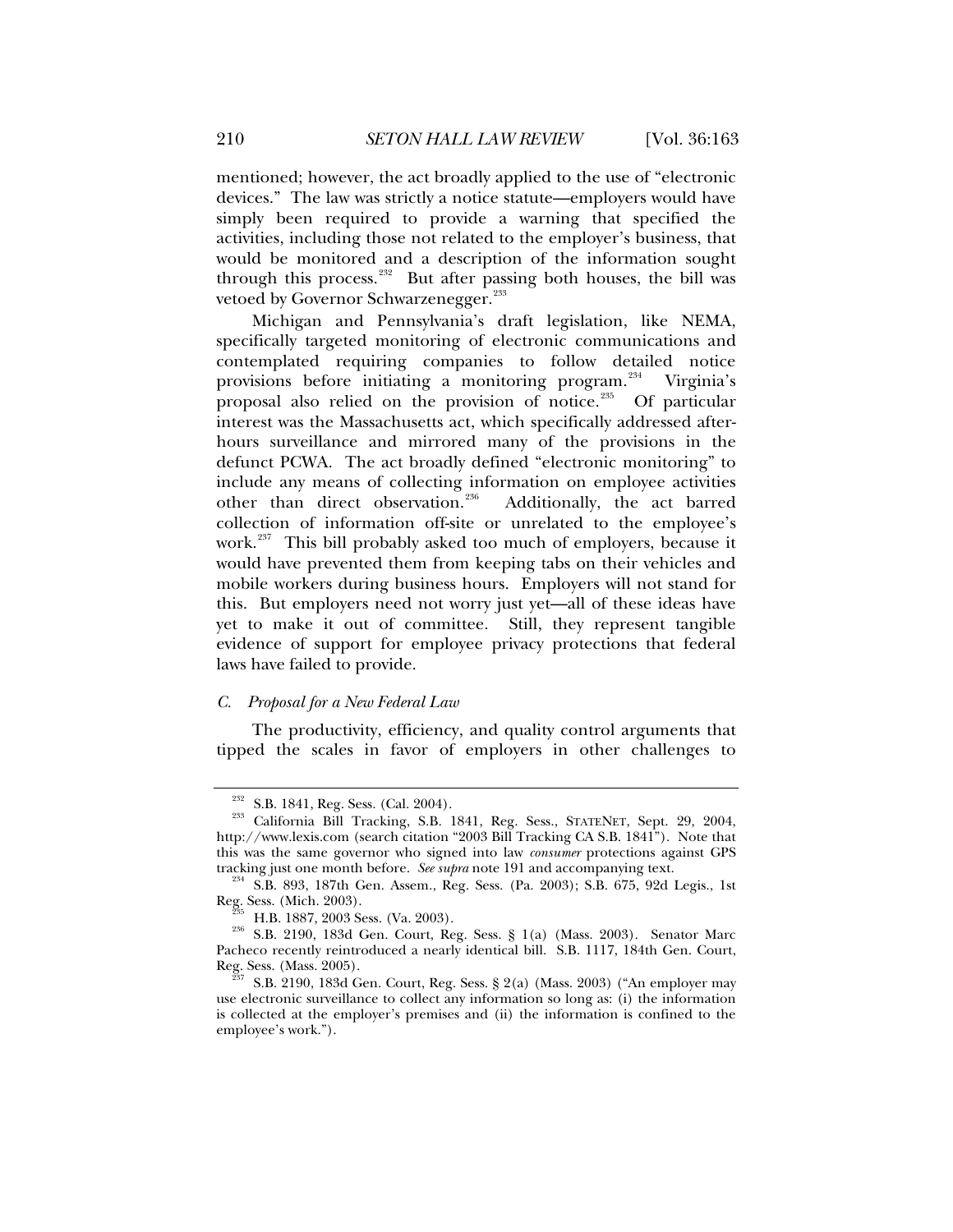mentioned; however, the act broadly applied to the use of "electronic devices." The law was strictly a notice statute—employers would have simply been required to provide a warning that specified the activities, including those not related to the employer's business, that would be monitored and a description of the information sought through this process.[232] But after passing both houses, the bill was vetoed by Governor Schwarzenegger.[233]

Michigan and Pennsylvania's draft legislation, like NEMA, specifically targeted monitoring of electronic communications and contemplated requiring companies to follow detailed notice provisions before initiating a monitoring program.[234] Virginia's proposal also relied on the provision of notice.[235] Of particular interest was the Massachusetts act, which specifically addressed after-hours surveillance and mirrored many of the provisions in the defunct PCWA. The act broadly defined "electronic monitoring" to include any means of collecting information on employee activities other than direct observation.[236] Additionally, the act barred collection of information off-site or unrelated to the employee's work.[237] This bill probably asked too much of employers, because it would have prevented them from keeping tabs on their vehicles and mobile workers during business hours. Employers will not stand for this. But employers need not worry just yet—all of these ideas have yet to make it out of committee. Still, they represent tangible evidence of support for employee privacy protections that federal laws have failed to provide.

### *C. Proposal for a New Federal Law*

The productivity, efficiency, and quality control arguments that tipped the scales in favor of employers in other challenges to

---

[232] S.B. 1841, Reg. Sess. (Cal. 2004).

[233] California Bill Tracking, S.B. 1841, Reg. Sess., STATENET, Sept. 29, 2004, http://www.lexis.com (search citation "2003 Bill Tracking CA S.B. 1841"). Note that this was the same governor who signed into law *consumer* protections against GPS tracking just one month before. *See supra* note 191 and accompanying text.

[234] S.B. 893, 187th Gen. Assem., Reg. Sess. (Pa. 2003); S.B. 675, 92d Legis., 1st Reg. Sess. (Mich. 2003).

[235] H.B. 1887, 2003 Sess. (Va. 2003).

[236] S.B. 2190, 183d Gen. Court, Reg. Sess. § 1(a) (Mass. 2003). Senator Marc Pacheco recently reintroduced a nearly identical bill. S.B. 1117, 184th Gen. Court, Reg. Sess. (Mass. 2005).

[237] S.B. 2190, 183d Gen. Court, Reg. Sess. § 2(a) (Mass. 2003) ("An employer may use electronic surveillance to collect any information so long as: (i) the information is collected at the employer's premises and (ii) the information is confined to the employee's work.").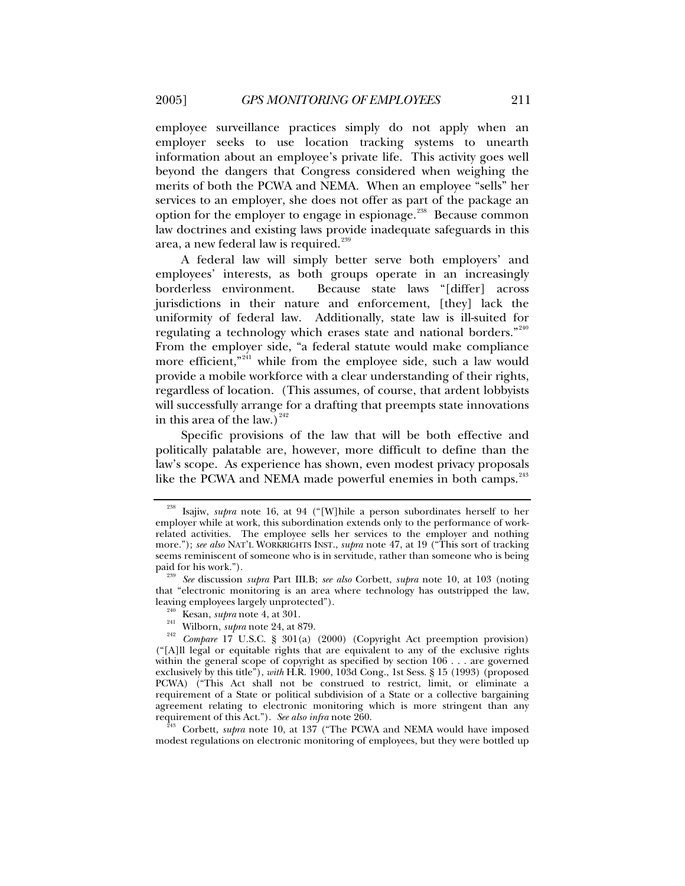employee surveillance practices simply do not apply when an employer seeks to use location tracking systems to unearth information about an employee's private life. This activity goes well beyond the dangers that Congress considered when weighing the merits of both the PCWA and NEMA. When an employee "sells" her services to an employer, she does not offer as part of the package an option for the employer to engage in espionage.[238] Because common law doctrines and existing laws provide inadequate safeguards in this area, a new federal law is required.[239]

A federal law will simply better serve both employers' and employees' interests, as both groups operate in an increasingly borderless environment. Because state laws "[differ] across jurisdictions in their nature and enforcement, [they] lack the uniformity of federal law. Additionally, state law is ill-suited for regulating a technology which erases state and national borders."[240] From the employer side, "a federal statute would make compliance more efficient,"[241] while from the employee side, such a law would provide a mobile workforce with a clear understanding of their rights, regardless of location. (This assumes, of course, that ardent lobbyists will successfully arrange for a drafting that preempts state innovations in this area of the law.)[242]

Specific provisions of the law that will be both effective and politically palatable are, however, more difficult to define than the law's scope. As experience has shown, even modest privacy proposals like the PCWA and NEMA made powerful enemies in both camps.[243]

---

[238] Isajiw, *supra* note 16, at 94 ("[W]hile a person subordinates herself to her employer while at work, this subordination extends only to the performance of work-related activities. The employee sells her services to the employer and nothing more."); *see also* NAT'L WORKRIGHTS INST., *supra* note 47, at 19 ("This sort of tracking seems reminiscent of someone who is in servitude, rather than someone who is being paid for his work.").

[239] *See* discussion *supra* Part III.B; *see also* Corbett, *supra* note 10, at 103 (noting that "electronic monitoring is an area where technology has outstripped the law, leaving employees largely unprotected").

[240] Kesan, *supra* note 4, at 301.

[241] Wilborn, *supra* note 24, at 879.

[242] *Compare* 17 U.S.C. § 301(a) (2000) (Copyright Act preemption provision) ("[A]ll legal or equitable rights that are equivalent to any of the exclusive rights within the general scope of copyright as specified by section 106 . . . are governed exclusively by this title"), *with* H.R. 1900, 103d Cong., 1st Sess. § 15 (1993) (proposed PCWA) ("This Act shall not be construed to restrict, limit, or eliminate a requirement of a State or political subdivision of a State or a collective bargaining agreement relating to electronic monitoring which is more stringent than any requirement of this Act."). *See also infra* note 260.

[243] Corbett, *supra* note 10, at 137 ("The PCWA and NEMA would have imposed modest regulations on electronic monitoring of employees, but they were bottled up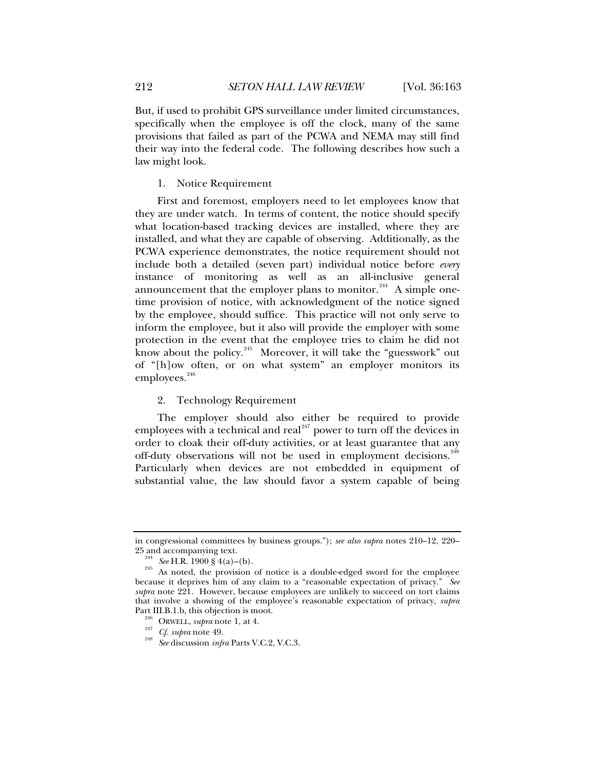But, if used to prohibit GPS surveillance under limited circumstances, specifically when the employee is off the clock, many of the same provisions that failed as part of the PCWA and NEMA may still find their way into the federal code. The following describes how such a law might look.

1. Notice Requirement

First and foremost, employers need to let employees know that they are under watch. In terms of content, the notice should specify what location-based tracking devices are installed, where they are installed, and what they are capable of observing. Additionally, as the PCWA experience demonstrates, the notice requirement should not include both a detailed (seven part) individual notice before *every* instance of monitoring as well as an all-inclusive general announcement that the employer plans to monitor.[244] A simple one-time provision of notice, with acknowledgment of the notice signed by the employee, should suffice. This practice will not only serve to inform the employee, but it also will provide the employer with some protection in the event that the employee tries to claim he did not know about the policy.[245] Moreover, it will take the "guesswork" out of "[h]ow often, or on what system" an employer monitors its employees.[246]

2. Technology Requirement

The employer should also either be required to provide employees with a technical and real[247] power to turn off the devices in order to cloak their off-duty activities, or at least guarantee that any off-duty observations will not be used in employment decisions.[248] Particularly when devices are not embedded in equipment of substantial value, the law should favor a system capable of being

---

in congressional committees by business groups."); *see also supra* notes 210–12, 220–25 and accompanying text.

[244] *See* H.R. 1900 § 4(a)–(b).

[245] As noted, the provision of notice is a double-edged sword for the employee because it deprives him of any claim to a "reasonable expectation of privacy." *See supra* note 221. However, because employees are unlikely to succeed on tort claims that involve a showing of the employee's reasonable expectation of privacy, *supra* Part III.B.1.b, this objection is moot.

[246] ORWELL, *supra* note 1, at 4.

[247] *Cf. supra* note 49.

[248] *See* discussion *infra* Parts V.C.2, V.C.3.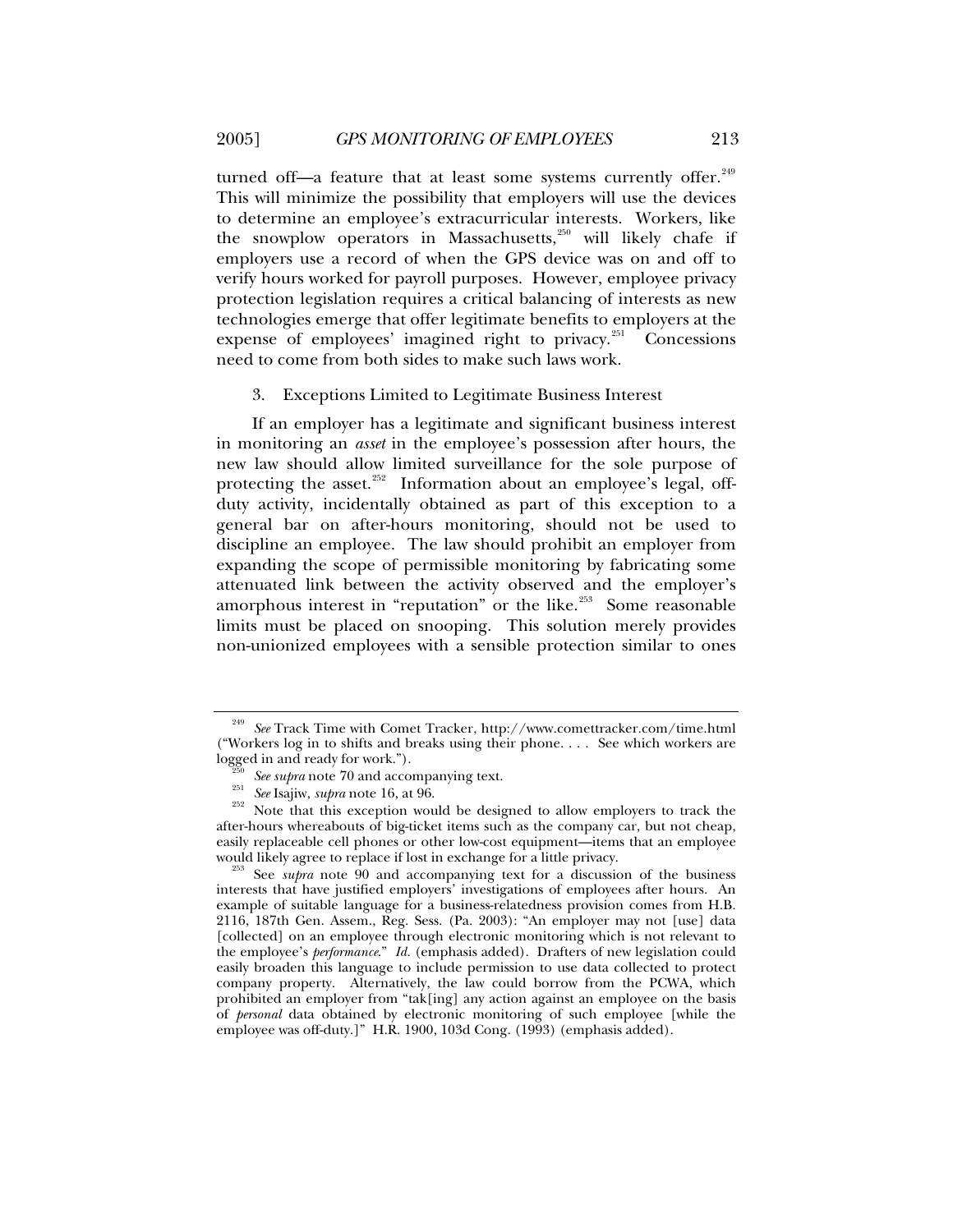turned off—a feature that at least some systems currently offer.[249] This will minimize the possibility that employers will use the devices to determine an employee's extracurricular interests. Workers, like the snowplow operators in Massachusetts,[250] will likely chafe if employers use a record of when the GPS device was on and off to verify hours worked for payroll purposes. However, employee privacy protection legislation requires a critical balancing of interests as new technologies emerge that offer legitimate benefits to employers at the expense of employees' imagined right to privacy.[251] Concessions need to come from both sides to make such laws work.

3. Exceptions Limited to Legitimate Business Interest

If an employer has a legitimate and significant business interest in monitoring an *asset* in the employee's possession after hours, the new law should allow limited surveillance for the sole purpose of protecting the asset.[252] Information about an employee's legal, off-duty activity, incidentally obtained as part of this exception to a general bar on after-hours monitoring, should not be used to discipline an employee. The law should prohibit an employer from expanding the scope of permissible monitoring by fabricating some attenuated link between the activity observed and the employer's amorphous interest in "reputation" or the like.[253] Some reasonable limits must be placed on snooping. This solution merely provides non-unionized employees with a sensible protection similar to ones

---

[249] *See* Track Time with Comet Tracker, http://www.comettracker.com/time.html ("Workers log in to shifts and breaks using their phone. . . . See which workers are logged in and ready for work.").

[250] *See supra* note 70 and accompanying text.

[251] *See* Isajiw, *supra* note 16, at 96.

[252] Note that this exception would be designed to allow employers to track the after-hours whereabouts of big-ticket items such as the company car, but not cheap, easily replaceable cell phones or other low-cost equipment—items that an employee would likely agree to replace if lost in exchange for a little privacy.

[253] See *supra* note 90 and accompanying text for a discussion of the business interests that have justified employers' investigations of employees after hours. An example of suitable language for a business-relatedness provision comes from H.B. 2116, 187th Gen. Assem., Reg. Sess. (Pa. 2003): "An employer may not [use] data [collected] on an employee through electronic monitoring which is not relevant to the employee's *performance*." *Id.* (emphasis added). Drafters of new legislation could easily broaden this language to include permission to use data collected to protect company property. Alternatively, the law could borrow from the PCWA, which prohibited an employer from "tak[ing] any action against an employee on the basis of *personal* data obtained by electronic monitoring of such employee [while the employee was off-duty.]" H.R. 1900, 103d Cong. (1993) (emphasis added).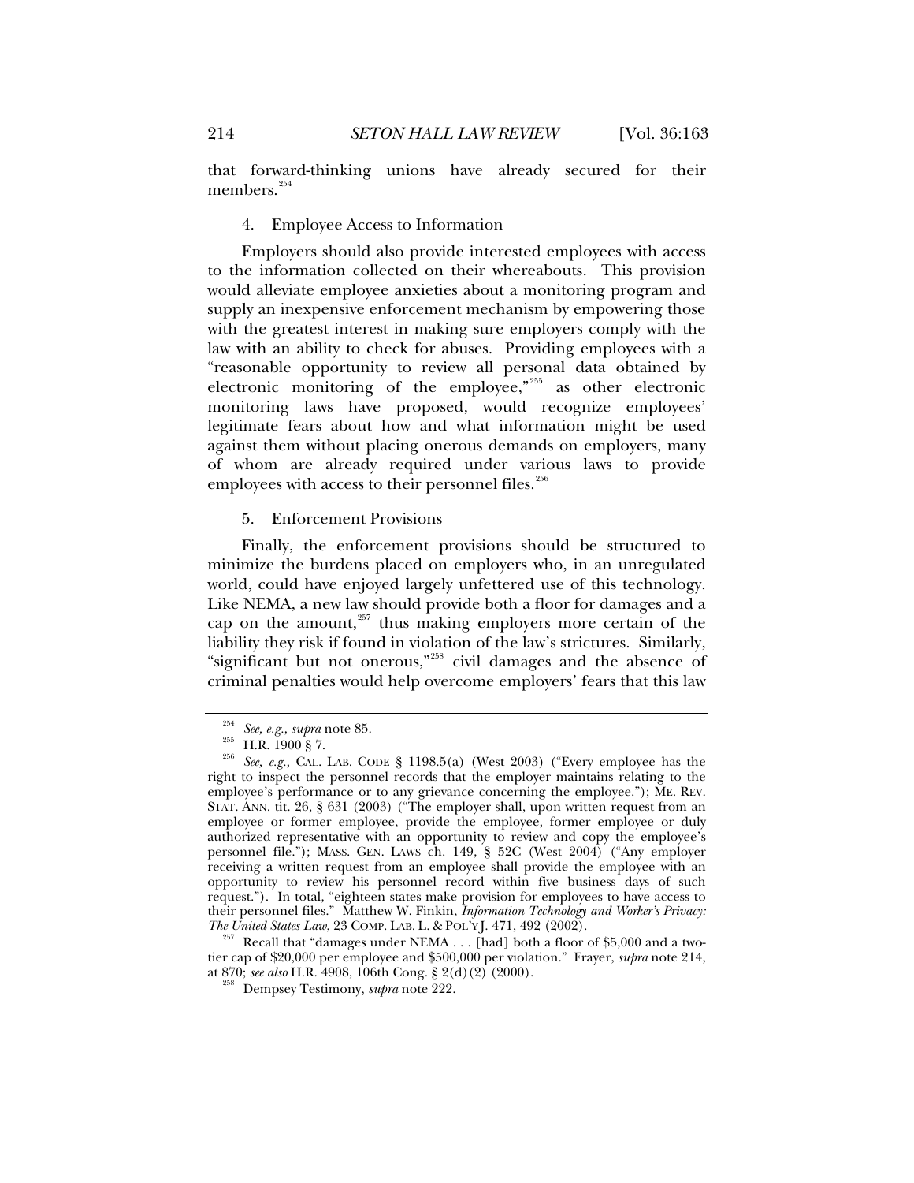that forward-thinking unions have already secured for their members.[254]

### 4. Employee Access to Information

Employers should also provide interested employees with access to the information collected on their whereabouts. This provision would alleviate employee anxieties about a monitoring program and supply an inexpensive enforcement mechanism by empowering those with the greatest interest in making sure employers comply with the law with an ability to check for abuses. Providing employees with a "reasonable opportunity to review all personal data obtained by electronic monitoring of the employee,"[255] as other electronic monitoring laws have proposed, would recognize employees' legitimate fears about how and what information might be used against them without placing onerous demands on employers, many of whom are already required under various laws to provide employees with access to their personnel files.[256]

### 5. Enforcement Provisions

Finally, the enforcement provisions should be structured to minimize the burdens placed on employers who, in an unregulated world, could have enjoyed largely unfettered use of this technology. Like NEMA, a new law should provide both a floor for damages and a cap on the amount,[257] thus making employers more certain of the liability they risk if found in violation of the law's strictures. Similarly, "significant but not onerous,"[258] civil damages and the absence of criminal penalties would help overcome employers' fears that this law

---

[254] *See, e.g.*, *supra* note 85.

[255] H.R. 1900 § 7.

[256] *See, e.g.*, CAL. LAB. CODE § 1198.5(a) (West 2003) ("Every employee has the right to inspect the personnel records that the employer maintains relating to the employee's performance or to any grievance concerning the employee."); ME. REV. STAT. ANN. tit. 26, § 631 (2003) ("The employer shall, upon written request from an employee or former employee, provide the employee, former employee or duly authorized representative with an opportunity to review and copy the employee's personnel file."); MASS. GEN. LAWS ch. 149, § 52C (West 2004) ("Any employer receiving a written request from an employee shall provide the employee with an opportunity to review his personnel record within five business days of such request."). In total, "eighteen states make provision for employees to have access to their personnel files." Matthew W. Finkin, *Information Technology and Worker's Privacy: The United States Law*, 23 COMP. LAB. L. & POL'Y J. 471, 492 (2002).

[257] Recall that "damages under NEMA . . . [had] both a floor of $5,000 and a two-tier cap of $20,000 per employee and $500,000 per violation." Frayer, *supra* note 214, at 870; *see also* H.R. 4908, 106th Cong. § 2(d)(2) (2000).

[258] Dempsey Testimony, *supra* note 222.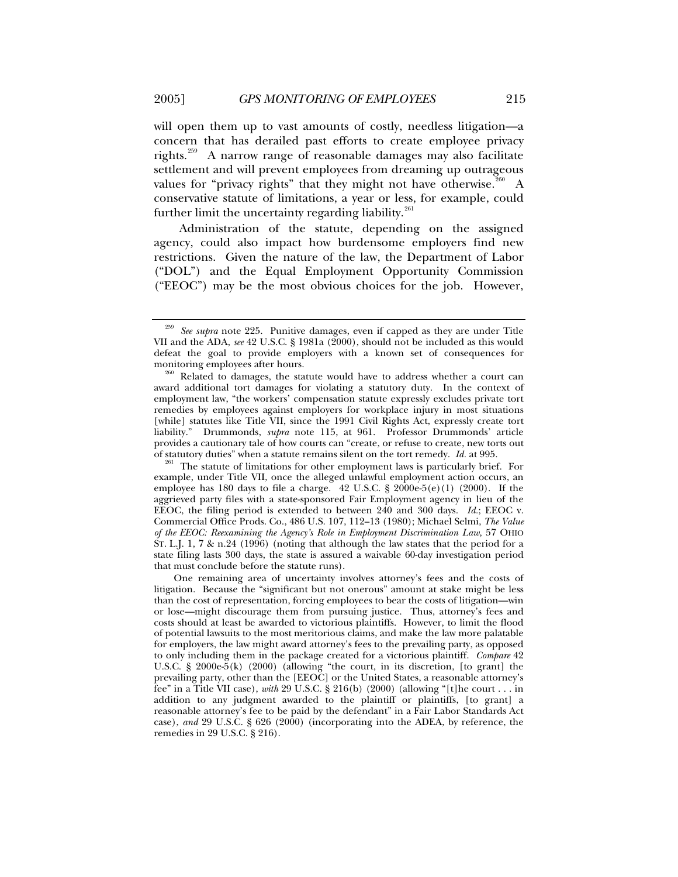will open them up to vast amounts of costly, needless litigation—a concern that has derailed past efforts to create employee privacy rights.[259] A narrow range of reasonable damages may also facilitate settlement and will prevent employees from dreaming up outrageous values for "privacy rights" that they might not have otherwise.[260] A conservative statute of limitations, a year or less, for example, could further limit the uncertainty regarding liability.[261]

Administration of the statute, depending on the assigned agency, could also impact how burdensome employers find new restrictions. Given the nature of the law, the Department of Labor ("DOL") and the Equal Employment Opportunity Commission ("EEOC") may be the most obvious choices for the job. However,

---

[259] *See supra* note 225. Punitive damages, even if capped as they are under Title VII and the ADA, *see* 42 U.S.C. § 1981a (2000), should not be included as this would defeat the goal to provide employers with a known set of consequences for monitoring employees after hours.

[260] Related to damages, the statute would have to address whether a court can award additional tort damages for violating a statutory duty. In the context of employment law, "the workers' compensation statute expressly excludes private tort remedies by employees against employers for workplace injury in most situations [while] statutes like Title VII, since the 1991 Civil Rights Act, expressly create tort liability." Drummonds, *supra* note 115, at 961. Professor Drummonds' article provides a cautionary tale of how courts can "create, or refuse to create, new torts out of statutory duties" when a statute remains silent on the tort remedy. *Id.* at 995.

[261] The statute of limitations for other employment laws is particularly brief. For example, under Title VII, once the alleged unlawful employment action occurs, an employee has 180 days to file a charge. 42 U.S.C. § 2000e-5(e)(1) (2000). If the aggrieved party files with a state-sponsored Fair Employment agency in lieu of the EEOC, the filing period is extended to between 240 and 300 days. *Id.*; EEOC v. Commercial Office Prods. Co., 486 U.S. 107, 112–13 (1980); Michael Selmi, *The Value of the EEOC: Reexamining the Agency's Role in Employment Discrimination Law*, 57 OHIO ST. L.J. 1, 7 & n.24 (1996) (noting that although the law states that the period for a state filing lasts 300 days, the state is assured a waivable 60-day investigation period that must conclude before the statute runs).

One remaining area of uncertainty involves attorney's fees and the costs of litigation. Because the "significant but not onerous" amount at stake might be less than the cost of representation, forcing employees to bear the costs of litigation—win or lose—might discourage them from pursuing justice. Thus, attorney's fees and costs should at least be awarded to victorious plaintiffs. However, to limit the flood of potential lawsuits to the most meritorious claims, and make the law more palatable for employers, the law might award attorney's fees to the prevailing party, as opposed to only including them in the package created for a victorious plaintiff. *Compare* 42 U.S.C. § 2000e-5(k) (2000) (allowing "the court, in its discretion, [to grant] the prevailing party, other than the [EEOC] or the United States, a reasonable attorney's fee" in a Title VII case), *with* 29 U.S.C. § 216(b) (2000) (allowing "[t]he court . . . in addition to any judgment awarded to the plaintiff or plaintiffs, [to grant] a reasonable attorney's fee to be paid by the defendant" in a Fair Labor Standards Act case), *and* 29 U.S.C. § 626 (2000) (incorporating into the ADEA, by reference, the remedies in 29 U.S.C. § 216).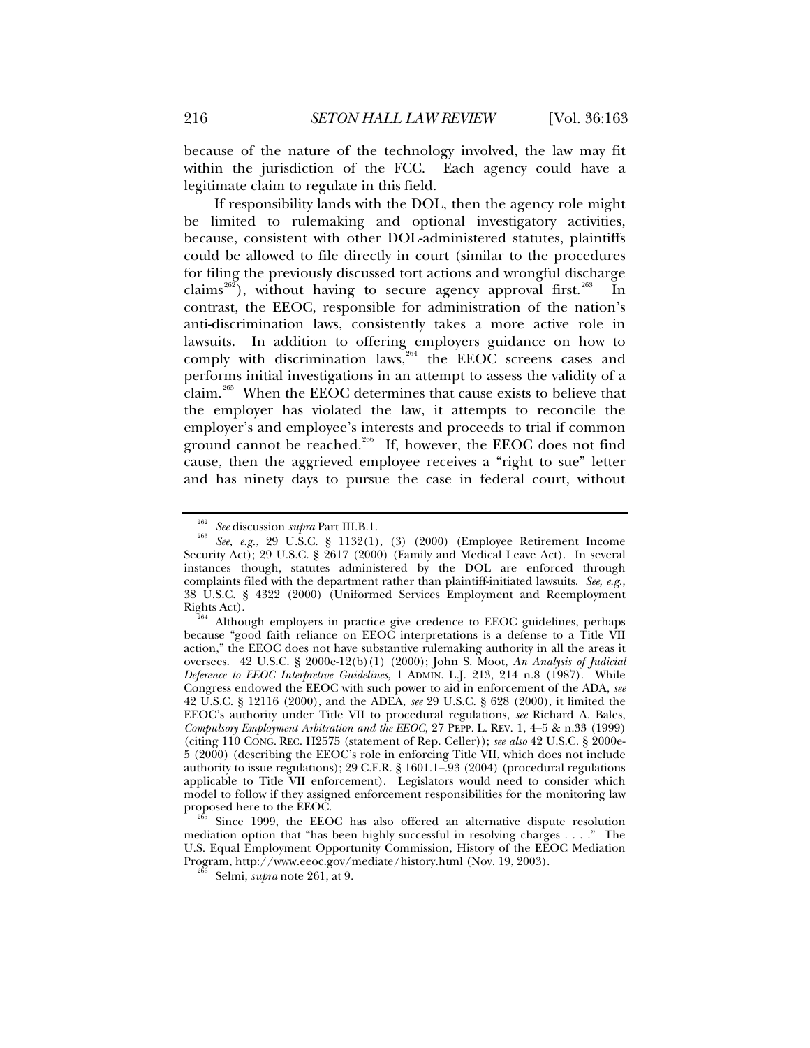because of the nature of the technology involved, the law may fit within the jurisdiction of the FCC. Each agency could have a legitimate claim to regulate in this field.

If responsibility lands with the DOL, then the agency role might be limited to rulemaking and optional investigatory activities, because, consistent with other DOL-administered statutes, plaintiffs could be allowed to file directly in court (similar to the procedures for filing the previously discussed tort actions and wrongful discharge claims[262]), without having to secure agency approval first.[263] In contrast, the EEOC, responsible for administration of the nation's anti-discrimination laws, consistently takes a more active role in lawsuits. In addition to offering employers guidance on how to comply with discrimination laws,[264] the EEOC screens cases and performs initial investigations in an attempt to assess the validity of a claim.[265] When the EEOC determines that cause exists to believe that the employer has violated the law, it attempts to reconcile the employer's and employee's interests and proceeds to trial if common ground cannot be reached.[266] If, however, the EEOC does not find cause, then the aggrieved employee receives a "right to sue" letter and has ninety days to pursue the case in federal court, without

---

[262] *See* discussion *supra* Part III.B.1.

[263] *See, e.g.*, 29 U.S.C. § 1132(1), (3) (2000) (Employee Retirement Income Security Act); 29 U.S.C. § 2617 (2000) (Family and Medical Leave Act). In several instances though, statutes administered by the DOL are enforced through complaints filed with the department rather than plaintiff-initiated lawsuits. *See, e.g.*, 38 U.S.C. § 4322 (2000) (Uniformed Services Employment and Reemployment Rights Act).

[264] Although employers in practice give credence to EEOC guidelines, perhaps because "good faith reliance on EEOC interpretations is a defense to a Title VII action," the EEOC does not have substantive rulemaking authority in all the areas it oversees. 42 U.S.C. § 2000e-12(b)(1) (2000); John S. Moot, *An Analysis of Judicial Deference to EEOC Interpretive Guidelines*, 1 ADMIN. L.J. 213, 214 n.8 (1987). While Congress endowed the EEOC with such power to aid in enforcement of the ADA, *see* 42 U.S.C. § 12116 (2000), and the ADEA, *see* 29 U.S.C. § 628 (2000), it limited the EEOC's authority under Title VII to procedural regulations, *see* Richard A. Bales, *Compulsory Employment Arbitration and the EEOC*, 27 PEPP. L. REV. 1, 4–5 & n.33 (1999) (citing 110 CONG. REC. H2575 (statement of Rep. Celler)); *see also* 42 U.S.C. § 2000e-5 (2000) (describing the EEOC's role in enforcing Title VII, which does not include authority to issue regulations); 29 C.F.R. § 1601.1–.93 (2004) (procedural regulations applicable to Title VII enforcement). Legislators would need to consider which model to follow if they assigned enforcement responsibilities for the monitoring law proposed here to the EEOC.

[265] Since 1999, the EEOC has also offered an alternative dispute resolution mediation option that "has been highly successful in resolving charges . . . ." The U.S. Equal Employment Opportunity Commission, History of the EEOC Mediation Program, http://www.eeoc.gov/mediate/history.html (Nov. 19, 2003).

[266] Selmi, *supra* note 261, at 9.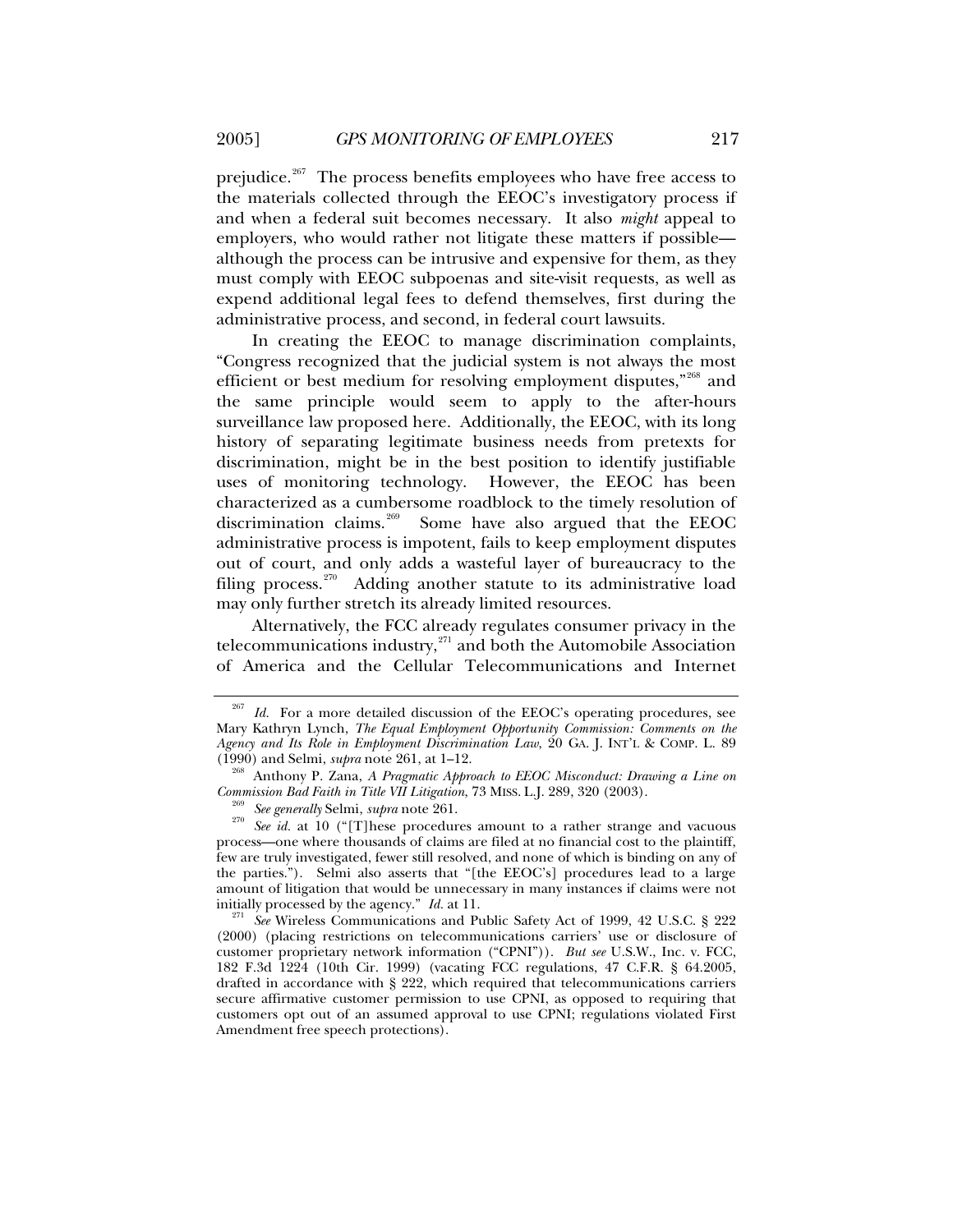prejudice.[267] The process benefits employees who have free access to the materials collected through the EEOC's investigatory process if and when a federal suit becomes necessary. It also *might* appeal to employers, who would rather not litigate these matters if possible—although the process can be intrusive and expensive for them, as they must comply with EEOC subpoenas and site-visit requests, as well as expend additional legal fees to defend themselves, first during the administrative process, and second, in federal court lawsuits.

In creating the EEOC to manage discrimination complaints, "Congress recognized that the judicial system is not always the most efficient or best medium for resolving employment disputes,"[268] and the same principle would seem to apply to the after-hours surveillance law proposed here. Additionally, the EEOC, with its long history of separating legitimate business needs from pretexts for discrimination, might be in the best position to identify justifiable uses of monitoring technology. However, the EEOC has been characterized as a cumbersome roadblock to the timely resolution of discrimination claims.[269] Some have also argued that the EEOC administrative process is impotent, fails to keep employment disputes out of court, and only adds a wasteful layer of bureaucracy to the filing process.[270] Adding another statute to its administrative load may only further stretch its already limited resources.

Alternatively, the FCC already regulates consumer privacy in the telecommunications industry,[271] and both the Automobile Association of America and the Cellular Telecommunications and Internet

---

[267] *Id.* For a more detailed discussion of the EEOC's operating procedures, see Mary Kathryn Lynch, *The Equal Employment Opportunity Commission: Comments on the Agency and Its Role in Employment Discrimination Law*, 20 GA. J. INT'L & COMP. L. 89 (1990) and Selmi, *supra* note 261, at 1–12.

[268] Anthony P. Zana, *A Pragmatic Approach to EEOC Misconduct: Drawing a Line on Commission Bad Faith in Title VII Litigation*, 73 MISS. L.J. 289, 320 (2003).

[269] *See generally* Selmi, *supra* note 261.

[270] *See id.* at 10 ("[T]hese procedures amount to a rather strange and vacuous process—one where thousands of claims are filed at no financial cost to the plaintiff, few are truly investigated, fewer still resolved, and none of which is binding on any of the parties."). Selmi also asserts that "[the EEOC's] procedures lead to a large amount of litigation that would be unnecessary in many instances if claims were not initially processed by the agency." *Id.* at 11.

[271] *See* Wireless Communications and Public Safety Act of 1999, 42 U.S.C. § 222 (2000) (placing restrictions on telecommunications carriers' use or disclosure of customer proprietary network information ("CPNI")). *But see* U.S.W., Inc. v. FCC, 182 F.3d 1224 (10th Cir. 1999) (vacating FCC regulations, 47 C.F.R. § 64.2005, drafted in accordance with § 222, which required that telecommunications carriers secure affirmative customer permission to use CPNI, as opposed to requiring that customers opt out of an assumed approval to use CPNI; regulations violated First Amendment free speech protections).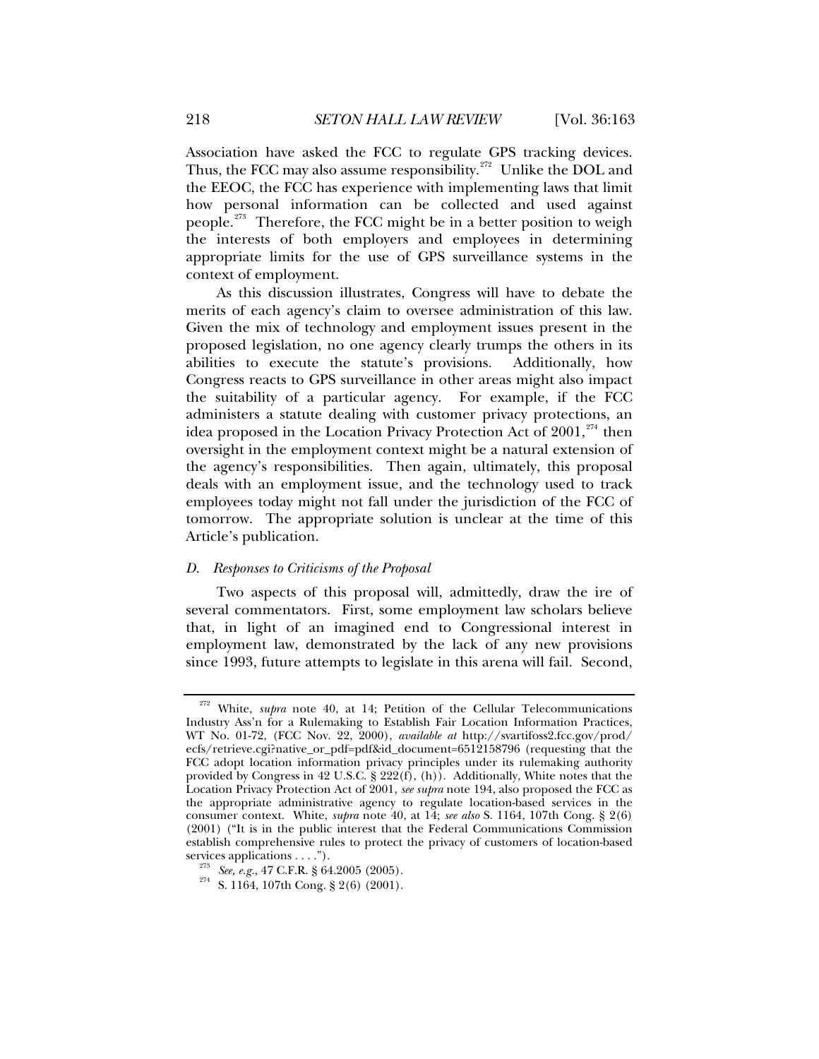Association have asked the FCC to regulate GPS tracking devices. Thus, the FCC may also assume responsibility.[272] Unlike the DOL and the EEOC, the FCC has experience with implementing laws that limit how personal information can be collected and used against people.[273] Therefore, the FCC might be in a better position to weigh the interests of both employers and employees in determining appropriate limits for the use of GPS surveillance systems in the context of employment.

As this discussion illustrates, Congress will have to debate the merits of each agency's claim to oversee administration of this law. Given the mix of technology and employment issues present in the proposed legislation, no one agency clearly trumps the others in its abilities to execute the statute's provisions. Additionally, how Congress reacts to GPS surveillance in other areas might also impact the suitability of a particular agency. For example, if the FCC administers a statute dealing with customer privacy protections, an idea proposed in the Location Privacy Protection Act of 2001,[274] then oversight in the employment context might be a natural extension of the agency's responsibilities. Then again, ultimately, this proposal deals with an employment issue, and the technology used to track employees today might not fall under the jurisdiction of the FCC of tomorrow. The appropriate solution is unclear at the time of this Article's publication.

### *D. Responses to Criticisms of the Proposal*

Two aspects of this proposal will, admittedly, draw the ire of several commentators. First, some employment law scholars believe that, in light of an imagined end to Congressional interest in employment law, demonstrated by the lack of any new provisions since 1993, future attempts to legislate in this arena will fail. Second,

---

[272] White, *supra* note 40, at 14; Petition of the Cellular Telecommunications Industry Ass'n for a Rulemaking to Establish Fair Location Information Practices, WT No. 01-72, (FCC Nov. 22, 2000), *available at* http://svartifoss2.fcc.gov/prod/ecfs/retrieve.cgi?native_or_pdf=pdf&id_document=6512158796 (requesting that the FCC adopt location information privacy principles under its rulemaking authority provided by Congress in 42 U.S.C. § 222(f), (h)). Additionally, White notes that the Location Privacy Protection Act of 2001, *see supra* note 194, also proposed the FCC as the appropriate administrative agency to regulate location-based services in the consumer context. White, *supra* note 40, at 14; *see also* S. 1164, 107th Cong. § 2(6) (2001) ("It is in the public interest that the Federal Communications Commission establish comprehensive rules to protect the privacy of customers of location-based services applications . . . .").

[273] *See, e.g.*, 47 C.F.R. § 64.2005 (2005).

[274] S. 1164, 107th Cong. § 2(6) (2001).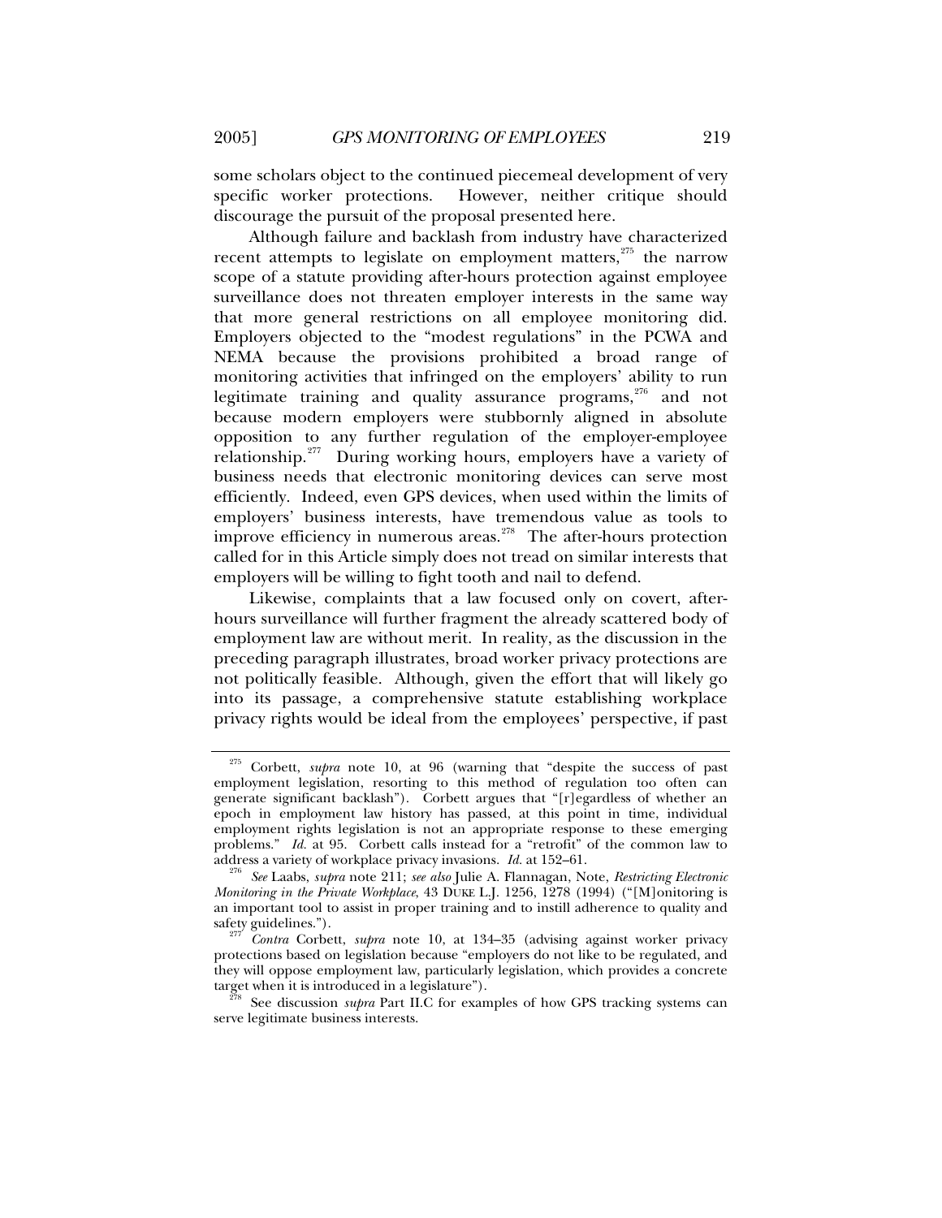some scholars object to the continued piecemeal development of very specific worker protections. However, neither critique should discourage the pursuit of the proposal presented here.

Although failure and backlash from industry have characterized recent attempts to legislate on employment matters,[275] the narrow scope of a statute providing after-hours protection against employee surveillance does not threaten employer interests in the same way that more general restrictions on all employee monitoring did. Employers objected to the "modest regulations" in the PCWA and NEMA because the provisions prohibited a broad range of monitoring activities that infringed on the employers' ability to run legitimate training and quality assurance programs,[276] and not because modern employers were stubbornly aligned in absolute opposition to any further regulation of the employer-employee relationship.[277] During working hours, employers have a variety of business needs that electronic monitoring devices can serve most efficiently. Indeed, even GPS devices, when used within the limits of employers' business interests, have tremendous value as tools to improve efficiency in numerous areas.[278] The after-hours protection called for in this Article simply does not tread on similar interests that employers will be willing to fight tooth and nail to defend.

Likewise, complaints that a law focused only on covert, after-hours surveillance will further fragment the already scattered body of employment law are without merit. In reality, as the discussion in the preceding paragraph illustrates, broad worker privacy protections are not politically feasible. Although, given the effort that will likely go into its passage, a comprehensive statute establishing workplace privacy rights would be ideal from the employees' perspective, if past

---

[275] Corbett, *supra* note 10, at 96 (warning that "despite the success of past employment legislation, resorting to this method of regulation too often can generate significant backlash"). Corbett argues that "[r]egardless of whether an epoch in employment law history has passed, at this point in time, individual employment rights legislation is not an appropriate response to these emerging problems." *Id.* at 95. Corbett calls instead for a "retrofit" of the common law to address a variety of workplace privacy invasions. *Id.* at 152–61.

[276] *See* Laabs, *supra* note 211; *see also* Julie A. Flannagan, Note, *Restricting Electronic Monitoring in the Private Workplace*, 43 DUKE L.J. 1256, 1278 (1994) ("[M]onitoring is an important tool to assist in proper training and to instill adherence to quality and safety guidelines.").

[277] *Contra* Corbett, *supra* note 10, at 134–35 (advising against worker privacy protections based on legislation because "employers do not like to be regulated, and they will oppose employment law, particularly legislation, which provides a concrete target when it is introduced in a legislature").

[278] See discussion *supra* Part II.C for examples of how GPS tracking systems can serve legitimate business interests.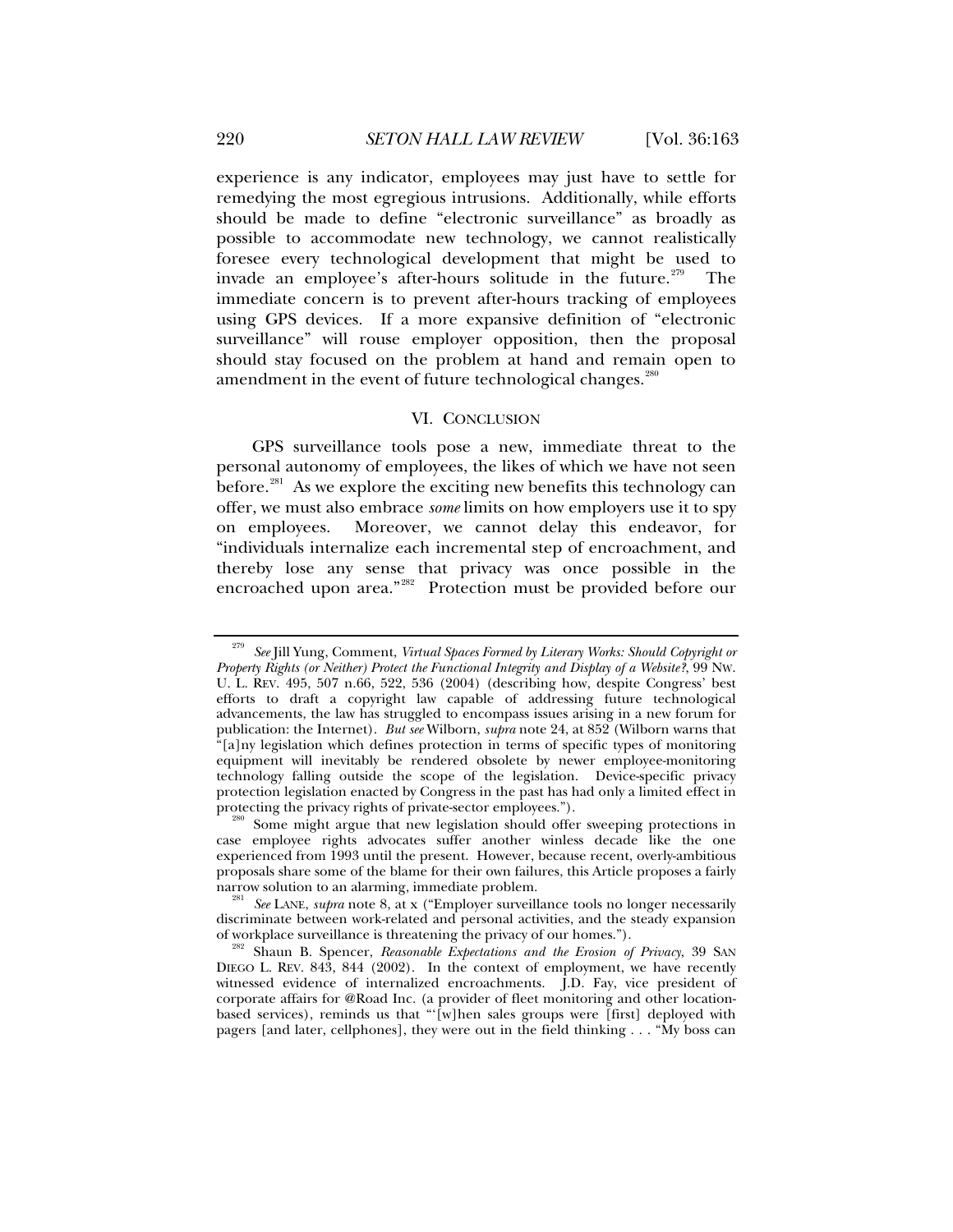experience is any indicator, employees may just have to settle for remedying the most egregious intrusions. Additionally, while efforts should be made to define "electronic surveillance" as broadly as possible to accommodate new technology, we cannot realistically foresee every technological development that might be used to invade an employee's after-hours solitude in the future.[279] The immediate concern is to prevent after-hours tracking of employees using GPS devices. If a more expansive definition of "electronic surveillance" will rouse employer opposition, then the proposal should stay focused on the problem at hand and remain open to amendment in the event of future technological changes.[280]

## VI. CONCLUSION

GPS surveillance tools pose a new, immediate threat to the personal autonomy of employees, the likes of which we have not seen before.[281] As we explore the exciting new benefits this technology can offer, we must also embrace *some* limits on how employers use it to spy on employees. Moreover, we cannot delay this endeavor, for "individuals internalize each incremental step of encroachment, and thereby lose any sense that privacy was once possible in the encroached upon area."[282] Protection must be provided before our

---

[279] *See* Jill Yung, Comment, *Virtual Spaces Formed by Literary Works: Should Copyright or Property Rights (or Neither) Protect the Functional Integrity and Display of a Website?*, 99 NW. U. L. REV. 495, 507 n.66, 522, 536 (2004) (describing how, despite Congress' best efforts to draft a copyright law capable of addressing future technological advancements, the law has struggled to encompass issues arising in a new forum for publication: the Internet). *But see* Wilborn, *supra* note 24, at 852 (Wilborn warns that "[a]ny legislation which defines protection in terms of specific types of monitoring equipment will inevitably be rendered obsolete by newer employee-monitoring technology falling outside the scope of the legislation. Device-specific privacy protection legislation enacted by Congress in the past has had only a limited effect in protecting the privacy rights of private-sector employees.").

[280] Some might argue that new legislation should offer sweeping protections in case employee rights advocates suffer another winless decade like the one experienced from 1993 until the present. However, because recent, overly-ambitious proposals share some of the blame for their own failures, this Article proposes a fairly narrow solution to an alarming, immediate problem.

[281] *See* LANE, *supra* note 8, at x ("Employer surveillance tools no longer necessarily discriminate between work-related and personal activities, and the steady expansion of workplace surveillance is threatening the privacy of our homes.").

[282] Shaun B. Spencer, *Reasonable Expectations and the Erosion of Privacy*, 39 SAN DIEGO L. REV. 843, 844 (2002). In the context of employment, we have recently witnessed evidence of internalized encroachments. J.D. Fay, vice president of corporate affairs for @Road Inc. (a provider of fleet monitoring and other location-based services), reminds us that "'[w]hen sales groups were [first] deployed with pagers [and later, cellphones], they were out in the field thinking . . . "My boss can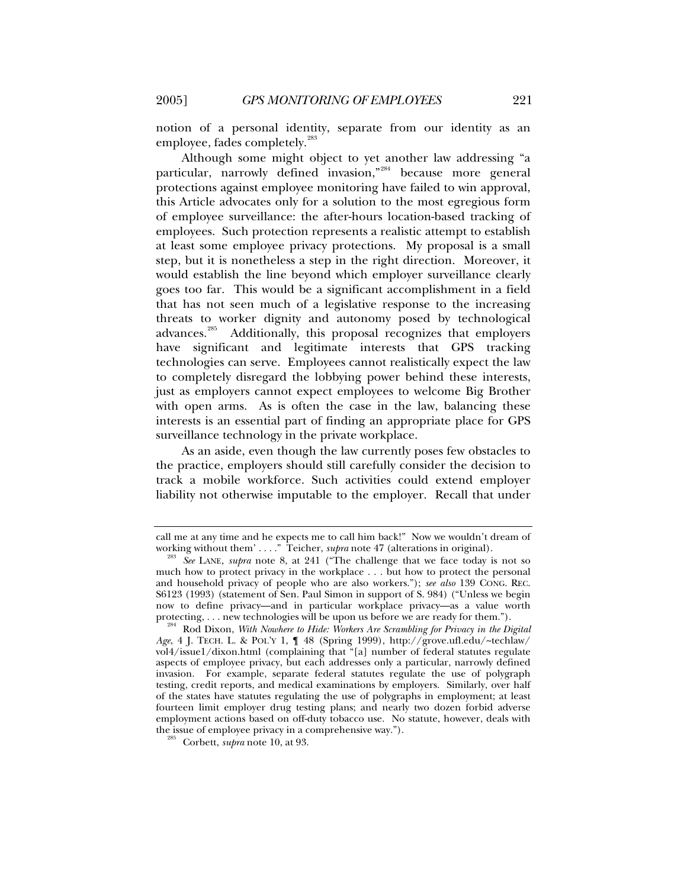notion of a personal identity, separate from our identity as an employee, fades completely.[283]

Although some might object to yet another law addressing "a particular, narrowly defined invasion,"[284] because more general protections against employee monitoring have failed to win approval, this Article advocates only for a solution to the most egregious form of employee surveillance: the after-hours location-based tracking of employees. Such protection represents a realistic attempt to establish at least some employee privacy protections. My proposal is a small step, but it is nonetheless a step in the right direction. Moreover, it would establish the line beyond which employer surveillance clearly goes too far. This would be a significant accomplishment in a field that has not seen much of a legislative response to the increasing threats to worker dignity and autonomy posed by technological advances.[285] Additionally, this proposal recognizes that employers have significant and legitimate interests that GPS tracking technologies can serve. Employees cannot realistically expect the law to completely disregard the lobbying power behind these interests, just as employers cannot expect employees to welcome Big Brother with open arms. As is often the case in the law, balancing these interests is an essential part of finding an appropriate place for GPS surveillance technology in the private workplace.

As an aside, even though the law currently poses few obstacles to the practice, employers should still carefully consider the decision to track a mobile workforce. Such activities could extend employer liability not otherwise imputable to the employer. Recall that under

---

call me at any time and he expects me to call him back!" Now we wouldn't dream of working without them' . . . ." Teicher, *supra* note 47 (alterations in original).

[283] *See* LANE, *supra* note 8, at 241 ("The challenge that we face today is not so much how to protect privacy in the workplace . . . but how to protect the personal and household privacy of people who are also workers."); *see also* 139 CONG. REC. S6123 (1993) (statement of Sen. Paul Simon in support of S. 984) ("Unless we begin now to define privacy—and in particular workplace privacy—as a value worth protecting, . . . new technologies will be upon us before we are ready for them.").

[284] Rod Dixon, *With Nowhere to Hide: Workers Are Scrambling for Privacy in the Digital Age*, 4 J. TECH. L. & POL'Y 1, ¶ 48 (Spring 1999), http://grove.ufl.edu/~techlaw/vol4/issue1/dixon.html (complaining that "[a] number of federal statutes regulate aspects of employee privacy, but each addresses only a particular, narrowly defined invasion. For example, separate federal statutes regulate the use of polygraph testing, credit reports, and medical examinations by employers. Similarly, over half of the states have statutes regulating the use of polygraphs in employment; at least fourteen limit employer drug testing plans; and nearly two dozen forbid adverse employment actions based on off-duty tobacco use. No statute, however, deals with the issue of employee privacy in a comprehensive way.").

[285] Corbett, *supra* note 10, at 93.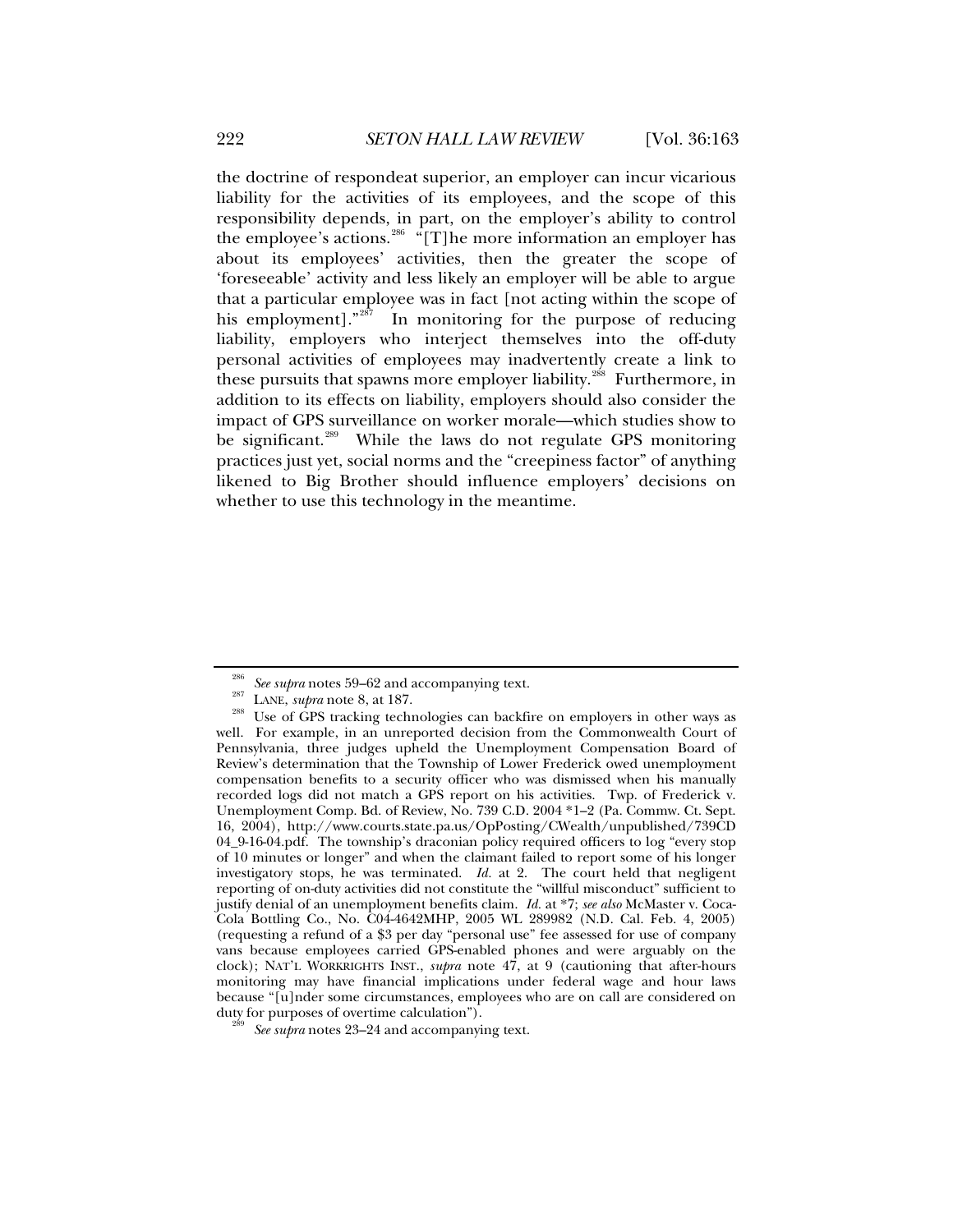the doctrine of respondeat superior, an employer can incur vicarious liability for the activities of its employees, and the scope of this responsibility depends, in part, on the employer's ability to control the employee's actions.[286] "[T]he more information an employer has about its employees' activities, then the greater the scope of 'foreseeable' activity and less likely an employer will be able to argue that a particular employee was in fact [not acting within the scope of his employment]."[287] In monitoring for the purpose of reducing liability, employers who interject themselves into the off-duty personal activities of employees may inadvertently create a link to these pursuits that spawns more employer liability.[288] Furthermore, in addition to its effects on liability, employers should also consider the impact of GPS surveillance on worker morale—which studies show to be significant.[289] While the laws do not regulate GPS monitoring practices just yet, social norms and the "creepiness factor" of anything likened to Big Brother should influence employers' decisions on whether to use this technology in the meantime.

---

[286] *See supra* notes 59–62 and accompanying text.

[287] LANE, *supra* note 8, at 187.

[288] Use of GPS tracking technologies can backfire on employers in other ways as well. For example, in an unreported decision from the Commonwealth Court of Pennsylvania, three judges upheld the Unemployment Compensation Board of Review's determination that the Township of Lower Frederick owed unemployment compensation benefits to a security officer who was dismissed when his manually recorded logs did not match a GPS report on his activities. Twp. of Frederick v. Unemployment Comp. Bd. of Review, No. 739 C.D. 2004 *1–2 (Pa. Commw. Ct. Sept. 16, 2004), http://www.courts.state.pa.us/OpPosting/CWealth/unpublished/739CD04_9-16-04.pdf. The township's draconian policy required officers to log "every stop of 10 minutes or longer" and when the claimant failed to report some of his longer investigatory stops, he was terminated. *Id.* at 2. The court held that negligent reporting of on-duty activities did not constitute the "willful misconduct" sufficient to justify denial of an unemployment benefits claim. *Id.* at *7; *see also* McMaster v. Coca-Cola Bottling Co., No. C04-4642MHP, 2005 WL 289982 (N.D. Cal. Feb. 4, 2005) (requesting a refund of a $3 per day "personal use" fee assessed for use of company vans because employees carried GPS-enabled phones and were arguably on the clock); NAT'L WORKRIGHTS INST., *supra* note 47, at 9 (cautioning that after-hours monitoring may have financial implications under federal wage and hour laws because "[u]nder some circumstances, employees who are on call are considered on duty for purposes of overtime calculation").

[289] *See supra* notes 23–24 and accompanying text.